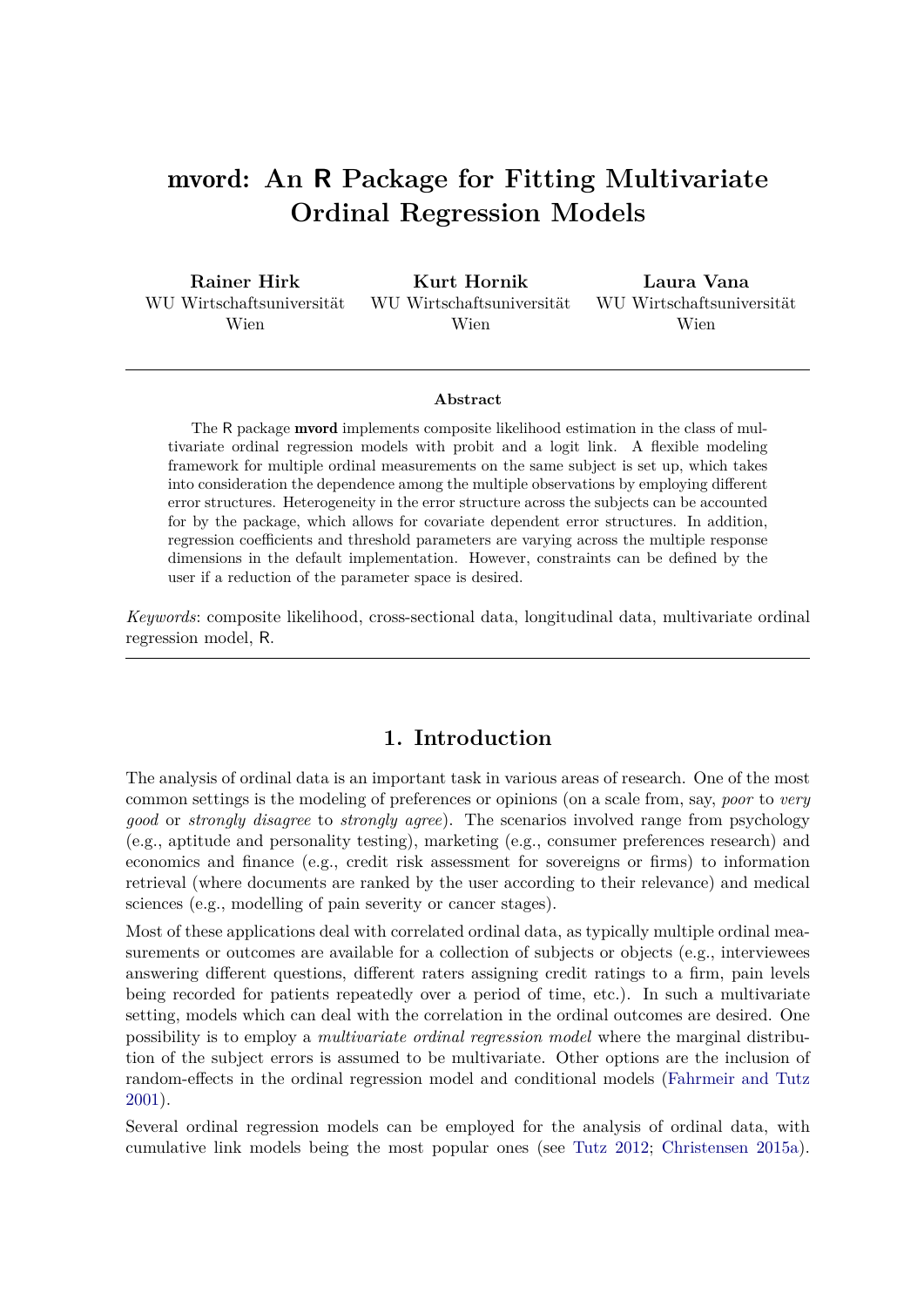# mvord: An R Package for Fitting Multivariate Ordinal Regression Models

**Rainer Hirk**
WU Wirtschaftsuniversität Wien

**Kurt Hornik**
WU Wirtschaftsuniversität Wien

**Laura Vana**
WU Wirtschaftsuniversität Wien

---

**Abstract**

The R package **mvord** implements composite likelihood estimation in the class of multivariate ordinal regression models with probit and a logit link. A flexible modeling framework for multiple ordinal measurements on the same subject is set up, which takes into consideration the dependence among the multiple observations by employing different error structures. Heterogeneity in the error structure across the subjects can be accounted for by the package, which allows for covariate dependent error structures. In addition, regression coefficients and threshold parameters are varying across the multiple response dimensions in the default implementation. However, constraints can be defined by the user if a reduction of the parameter space is desired.

*Keywords*: composite likelihood, cross-sectional data, longitudinal data, multivariate ordinal regression model, R.

---

## 1. Introduction

The analysis of ordinal data is an important task in various areas of research. One of the most common settings is the modeling of preferences or opinions (on a scale from, say, *poor* to *very good* or *strongly disagree* to *strongly agree*). The scenarios involved range from psychology (e.g., aptitude and personality testing), marketing (e.g., consumer preferences research) and economics and finance (e.g., credit risk assessment for sovereigns or firms) to information retrieval (where documents are ranked by the user according to their relevance) and medical sciences (e.g., modelling of pain severity or cancer stages).

Most of these applications deal with correlated ordinal data, as typically multiple ordinal measurements or outcomes are available for a collection of subjects or objects (e.g., interviewees answering different questions, different raters assigning credit ratings to a firm, pain levels being recorded for patients repeatedly over a period of time, etc.). In such a multivariate setting, models which can deal with the correlation in the ordinal outcomes are desired. One possibility is to employ a *multivariate ordinal regression model* where the marginal distribution of the subject errors is assumed to be multivariate. Other options are the inclusion of random-effects in the ordinal regression model and conditional models (Fahrmeir and Tutz 2001).

Several ordinal regression models can be employed for the analysis of ordinal data, with cumulative link models being the most popular ones (see Tutz 2012; Christensen 2015a).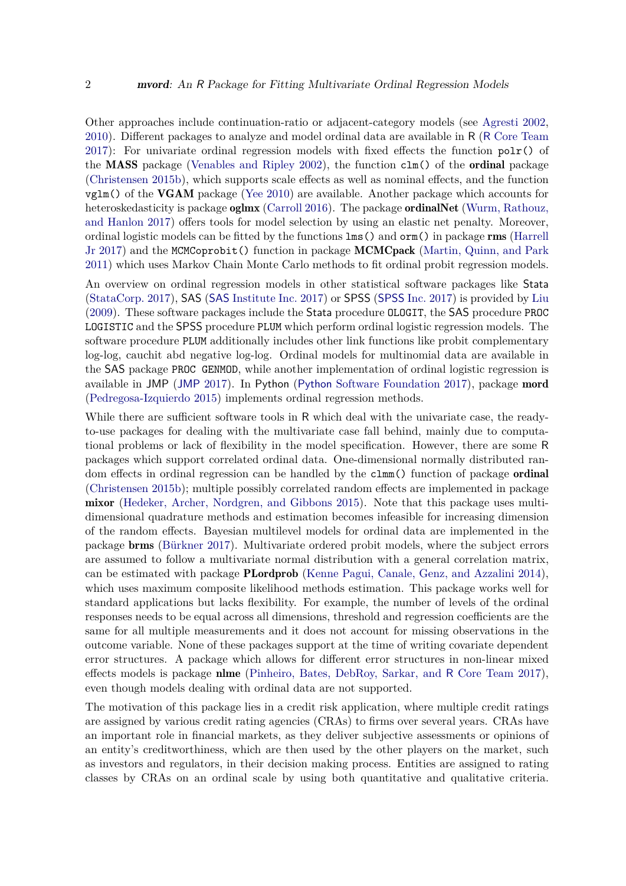Other approaches include continuation-ratio or adjacent-category models (see Agresti 2002, 2010). Different packages to analyze and model ordinal data are available in R (R Core Team 2017): For univariate ordinal regression models with fixed effects the function `polr()` of the **MASS** package (Venables and Ripley 2002), the function `clm()` of the **ordinal** package (Christensen 2015b), which supports scale effects as well as nominal effects, and the function `vglm()` of the **VGAM** package (Yee 2010) are available. Another package which accounts for heteroskedasticity is package **oglmx** (Carroll 2016). The package **ordinalNet** (Wurm, Rathouz, and Hanlon 2017) offers tools for model selection by using an elastic net penalty. Moreover, ordinal logistic models can be fitted by the functions `lms()` and `orm()` in package **rms** (Harrell Jr 2017) and the `MCMCoprobit()` function in package **MCMCpack** (Martin, Quinn, and Park 2011) which uses Markov Chain Monte Carlo methods to fit ordinal probit regression models.

An overview on ordinal regression models in other statistical software packages like Stata (StataCorp. 2017), SAS (SAS Institute Inc. 2017) or SPSS (SPSS Inc. 2017) is provided by Liu (2009). These software packages include the Stata procedure `OLOGIT`, the SAS procedure `PROC LOGISTIC` and the SPSS procedure `PLUM` which perform ordinal logistic regression models. The software procedure `PLUM` additionally includes other link functions like probit complementary log-log, cauchit abd negative log-log. Ordinal models for multinomial data are available in the SAS package `PROC GENMOD`, while another implementation of ordinal logistic regression is available in JMP (JMP 2017). In Python (Python Software Foundation 2017), package **mord** (Pedregosa-Izquierdo 2015) implements ordinal regression methods.

While there are sufficient software tools in R which deal with the univariate case, the ready-to-use packages for dealing with the multivariate case fall behind, mainly due to computational problems or lack of flexibility in the model specification. However, there are some R packages which support correlated ordinal data. One-dimensional normally distributed random effects in ordinal regression can be handled by the `clmm()` function of package **ordinal** (Christensen 2015b); multiple possibly correlated random effects are implemented in package **mixor** (Hedeker, Archer, Nordgren, and Gibbons 2015). Note that this package uses multi-dimensional quadrature methods and estimation becomes infeasible for increasing dimension of the random effects. Bayesian multilevel models for ordinal data are implemented in the package **brms** (Bürkner 2017). Multivariate ordered probit models, where the subject errors are assumed to follow a multivariate normal distribution with a general correlation matrix, can be estimated with package **PLordprob** (Kenne Pagui, Canale, Genz, and Azzalini 2014), which uses maximum composite likelihood methods estimation. This package works well for standard applications but lacks flexibility. For example, the number of levels of the ordinal responses needs to be equal across all dimensions, threshold and regression coefficients are the same for all multiple measurements and it does not account for missing observations in the outcome variable. None of these packages support at the time of writing covariate dependent error structures. A package which allows for different error structures in non-linear mixed effects models is package **nlme** (Pinheiro, Bates, DebRoy, Sarkar, and R Core Team 2017), even though models dealing with ordinal data are not supported.

The motivation of this package lies in a credit risk application, where multiple credit ratings are assigned by various credit rating agencies (CRAs) to firms over several years. CRAs have an important role in financial markets, as they deliver subjective assessments or opinions of an entity's creditworthiness, which are then used by the other players on the market, such as investors and regulators, in their decision making process. Entities are assigned to rating classes by CRAs on an ordinal scale by using both quantitative and qualitative criteria.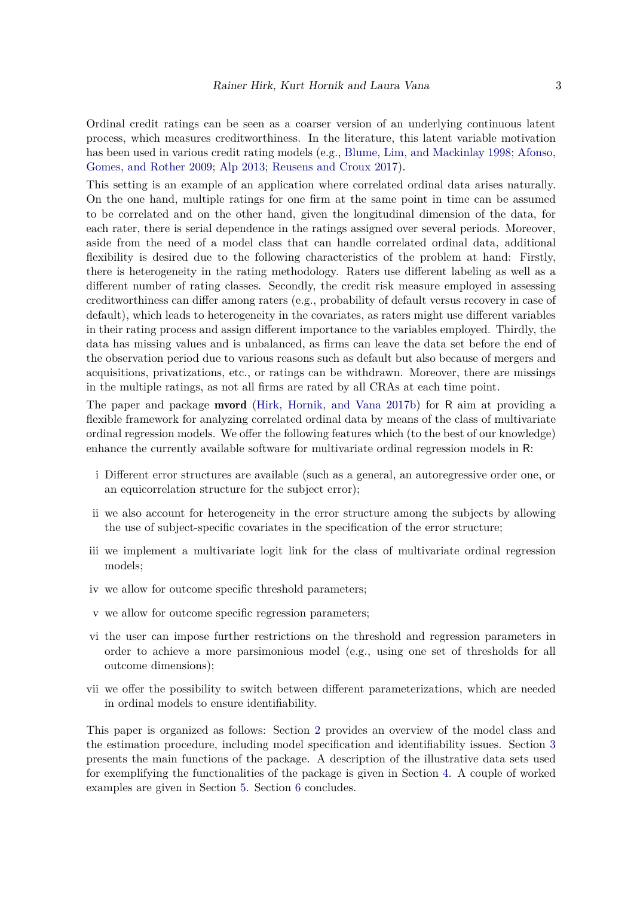Ordinal credit ratings can be seen as a coarser version of an underlying continuous latent process, which measures creditworthiness. In the literature, this latent variable motivation has been used in various credit rating models (e.g., Blume, Lim, and Mackinlay 1998; Afonso, Gomes, and Rother 2009; Alp 2013; Reusens and Croux 2017).

This setting is an example of an application where correlated ordinal data arises naturally. On the one hand, multiple ratings for one firm at the same point in time can be assumed to be correlated and on the other hand, given the longitudinal dimension of the data, for each rater, there is serial dependence in the ratings assigned over several periods. Moreover, aside from the need of a model class that can handle correlated ordinal data, additional flexibility is desired due to the following characteristics of the problem at hand: Firstly, there is heterogeneity in the rating methodology. Raters use different labeling as well as a different number of rating classes. Secondly, the credit risk measure employed in assessing creditworthiness can differ among raters (e.g., probability of default versus recovery in case of default), which leads to heterogeneity in the covariates, as raters might use different variables in their rating process and assign different importance to the variables employed. Thirdly, the data has missing values and is unbalanced, as firms can leave the data set before the end of the observation period due to various reasons such as default but also because of mergers and acquisitions, privatizations, etc., or ratings can be withdrawn. Moreover, there are missings in the multiple ratings, as not all firms are rated by all CRAs at each time point.

The paper and package **mvord** (Hirk, Hornik, and Vana 2017b) for R aim at providing a flexible framework for analyzing correlated ordinal data by means of the class of multivariate ordinal regression models. We offer the following features which (to the best of our knowledge) enhance the currently available software for multivariate ordinal regression models in R:

i Different error structures are available (such as a general, an autoregressive order one, or an equicorrelation structure for the subject error);

ii we also account for heterogeneity in the error structure among the subjects by allowing the use of subject-specific covariates in the specification of the error structure;

iii we implement a multivariate logit link for the class of multivariate ordinal regression models;

iv we allow for outcome specific threshold parameters;

v we allow for outcome specific regression parameters;

vi the user can impose further restrictions on the threshold and regression parameters in order to achieve a more parsimonious model (e.g., using one set of thresholds for all outcome dimensions);

vii we offer the possibility to switch between different parameterizations, which are needed in ordinal models to ensure identifiability.

This paper is organized as follows: Section 2 provides an overview of the model class and the estimation procedure, including model specification and identifiability issues. Section 3 presents the main functions of the package. A description of the illustrative data sets used for exemplifying the functionalities of the package is given in Section 4. A couple of worked examples are given in Section 5. Section 6 concludes.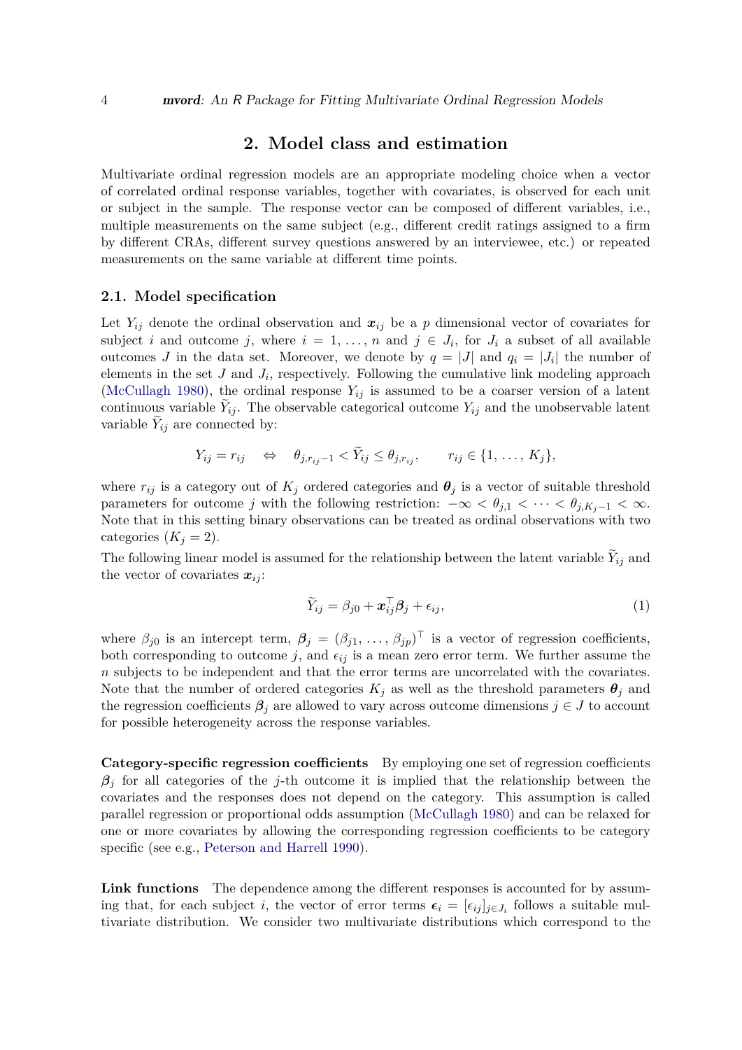## 2. Model class and estimation

Multivariate ordinal regression models are an appropriate modeling choice when a vector of correlated ordinal response variables, together with covariates, is observed for each unit or subject in the sample. The response vector can be composed of different variables, i.e., multiple measurements on the same subject (e.g., different credit ratings assigned to a firm by different CRAs, different survey questions answered by an interviewee, etc.) or repeated measurements on the same variable at different time points.

### 2.1. Model specification

Let $Y_{ij}$ denote the ordinal observation and $\boldsymbol{x}_{ij}$ be a $p$ dimensional vector of covariates for subject $i$ and outcome $j$, where $i = 1, \ldots, n$ and $j \in J_i$, for $J_i$ a subset of all available outcomes $J$ in the data set. Moreover, we denote by $q = |J|$ and $q_i = |J_i|$ the number of elements in the set $J$ and $J_i$, respectively. Following the cumulative link modeling approach (McCullagh 1980), the ordinal response $Y_{ij}$ is assumed to be a coarser version of a latent continuous variable $\widetilde{Y}_{ij}$. The observable categorical outcome $Y_{ij}$ and the unobservable latent variable $\widetilde{Y}_{ij}$ are connected by:

$$Y_{ij} = r_{ij} \quad \Leftrightarrow \quad \theta_{j,r_{ij}-1} < \widetilde{Y}_{ij} \leq \theta_{j,r_{ij}}, \qquad r_{ij} \in \{1, \ldots, K_j\},$$

where $r_{ij}$ is a category out of $K_j$ ordered categories and $\boldsymbol{\theta}_j$ is a vector of suitable threshold parameters for outcome $j$ with the following restriction: $-\infty < \theta_{j,1} < \cdots < \theta_{j,K_j-1} < \infty$. Note that in this setting binary observations can be treated as ordinal observations with two categories ($K_j = 2$).

The following linear model is assumed for the relationship between the latent variable $\widetilde{Y}_{ij}$ and the vector of covariates $\boldsymbol{x}_{ij}$:

$$\widetilde{Y}_{ij} = \beta_{j0} + \boldsymbol{x}_{ij}^\top \boldsymbol{\beta}_j + \epsilon_{ij}, \tag{1}$$

where $\beta_{j0}$ is an intercept term, $\boldsymbol{\beta}_j = (\beta_{j1}, \ldots, \beta_{jp})^\top$ is a vector of regression coefficients, both corresponding to outcome $j$, and $\epsilon_{ij}$ is a mean zero error term. We further assume the $n$ subjects to be independent and that the error terms are uncorrelated with the covariates. Note that the number of ordered categories $K_j$ as well as the threshold parameters $\boldsymbol{\theta}_j$ and the regression coefficients $\boldsymbol{\beta}_j$ are allowed to vary across outcome dimensions $j \in J$ to account for possible heterogeneity across the response variables.

**Category-specific regression coefficients** By employing one set of regression coefficients $\boldsymbol{\beta}_j$ for all categories of the $j$-th outcome it is implied that the relationship between the covariates and the responses does not depend on the category. This assumption is called parallel regression or proportional odds assumption (McCullagh 1980) and can be relaxed for one or more covariates by allowing the corresponding regression coefficients to be category specific (see e.g., Peterson and Harrell 1990).

**Link functions** The dependence among the different responses is accounted for by assuming that, for each subject $i$, the vector of error terms $\boldsymbol{\epsilon}_i = [\epsilon_{ij}]_{j \in J_i}$ follows a suitable multivariate distribution. We consider two multivariate distributions which correspond to the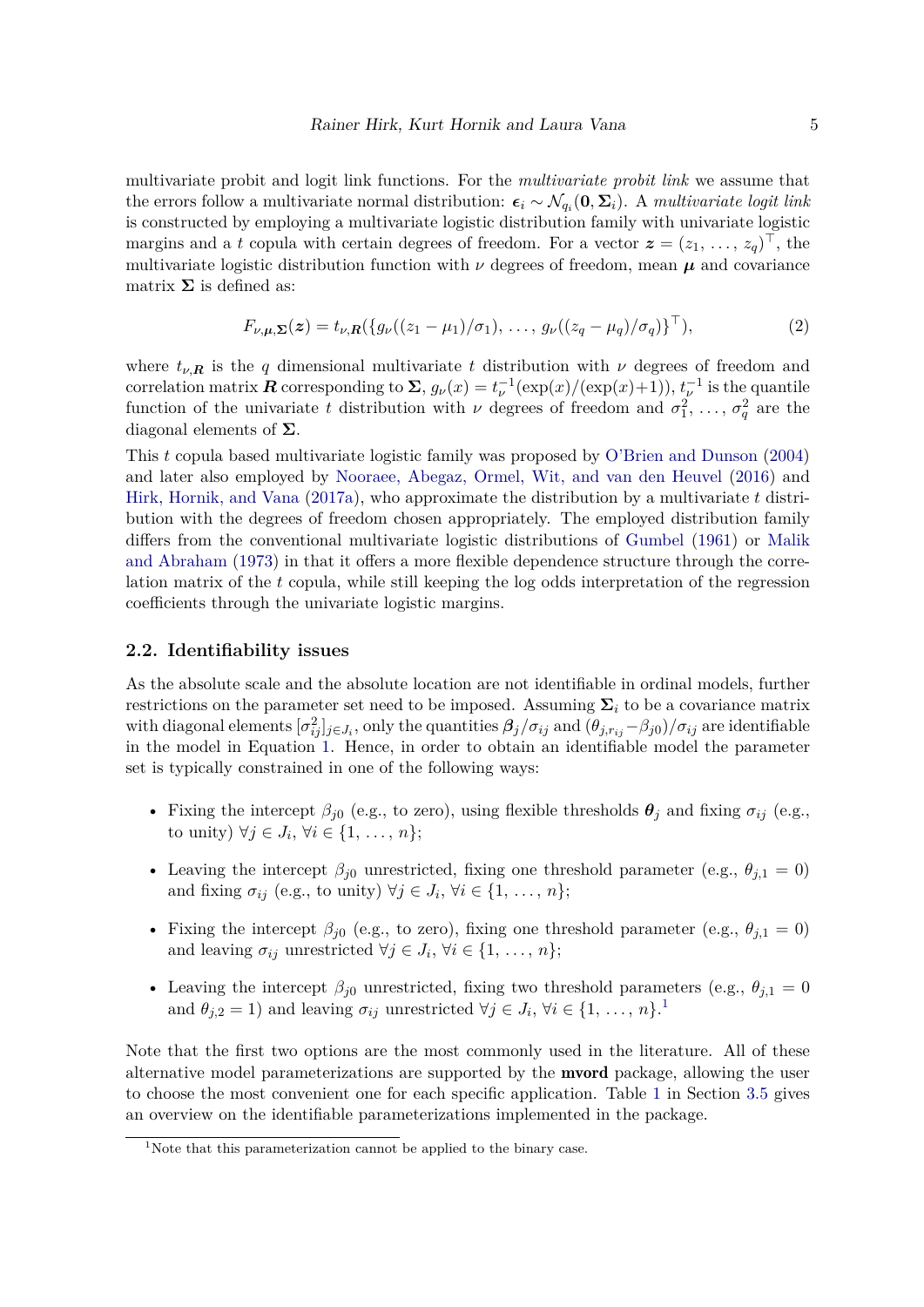multivariate probit and logit link functions. For the *multivariate probit link* we assume that the errors follow a multivariate normal distribution: $\boldsymbol{\epsilon}_i \sim \mathcal{N}_{q_i}(\mathbf{0}, \boldsymbol{\Sigma}_i)$. A *multivariate logit link* is constructed by employing a multivariate logistic distribution family with univariate logistic margins and a $t$ copula with certain degrees of freedom. For a vector $\boldsymbol{z} = (z_1, \ldots, z_q)^\top$, the multivariate logistic distribution function with $\nu$ degrees of freedom, mean $\boldsymbol{\mu}$ and covariance matrix $\boldsymbol{\Sigma}$ is defined as:

$$F_{\nu,\boldsymbol{\mu},\boldsymbol{\Sigma}}(\boldsymbol{z}) = t_{\nu,\boldsymbol{R}}(\{g_\nu((z_1 - \mu_1)/\sigma_1), \ldots, g_\nu((z_q - \mu_q)/\sigma_q)\}^\top), \tag{2}$$

where $t_{\nu,\boldsymbol{R}}$ is the $q$ dimensional multivariate $t$ distribution with $\nu$ degrees of freedom and correlation matrix $\boldsymbol{R}$ corresponding to $\boldsymbol{\Sigma}$, $g_\nu(x) = t_\nu^{-1}(\exp(x)/(\exp(x)+1))$, $t_\nu^{-1}$ is the quantile function of the univariate $t$ distribution with $\nu$ degrees of freedom and $\sigma_1^2, \ldots, \sigma_q^2$ are the diagonal elements of $\boldsymbol{\Sigma}$.

This $t$ copula based multivariate logistic family was proposed by O'Brien and Dunson (2004) and later also employed by Nooraee, Abegaz, Ormel, Wit, and van den Heuvel (2016) and Hirk, Hornik, and Vana (2017a), who approximate the distribution by a multivariate $t$ distribution with the degrees of freedom chosen appropriately. The employed distribution family differs from the conventional multivariate logistic distributions of Gumbel (1961) or Malik and Abraham (1973) in that it offers a more flexible dependence structure through the correlation matrix of the $t$ copula, while still keeping the log odds interpretation of the regression coefficients through the univariate logistic margins.

### 2.2. Identifiability issues

As the absolute scale and the absolute location are not identifiable in ordinal models, further restrictions on the parameter set need to be imposed. Assuming $\boldsymbol{\Sigma}_i$ to be a covariance matrix with diagonal elements $[\sigma_{ij}^2]_{j\in J_i}$, only the quantities $\boldsymbol{\beta}_j/\sigma_{ij}$ and $(\theta_{j,r_{ij}} - \beta_{j0})/\sigma_{ij}$ are identifiable in the model in Equation 1. Hence, in order to obtain an identifiable model the parameter set is typically constrained in one of the following ways:

- Fixing the intercept $\beta_{j0}$ (e.g., to zero), using flexible thresholds $\boldsymbol{\theta}_j$ and fixing $\sigma_{ij}$ (e.g., to unity) $\forall j \in J_i$, $\forall i \in \{1, \ldots, n\}$;
- Leaving the intercept $\beta_{j0}$ unrestricted, fixing one threshold parameter (e.g., $\theta_{j,1} = 0$) and fixing $\sigma_{ij}$ (e.g., to unity) $\forall j \in J_i$, $\forall i \in \{1, \ldots, n\}$;
- Fixing the intercept $\beta_{j0}$ (e.g., to zero), fixing one threshold parameter (e.g., $\theta_{j,1} = 0$) and leaving $\sigma_{ij}$ unrestricted $\forall j \in J_i$, $\forall i \in \{1, \ldots, n\}$;
- Leaving the intercept $\beta_{j0}$ unrestricted, fixing two threshold parameters (e.g., $\theta_{j,1} = 0$ and $\theta_{j,2} = 1$) and leaving $\sigma_{ij}$ unrestricted $\forall j \in J_i$, $\forall i \in \{1, \ldots, n\}$.[1]

Note that the first two options are the most commonly used in the literature. All of these alternative model parameterizations are supported by the **mvord** package, allowing the user to choose the most convenient one for each specific application. Table 1 in Section 3.5 gives an overview on the identifiable parameterizations implemented in the package.

[1] Note that this parameterization cannot be applied to the binary case.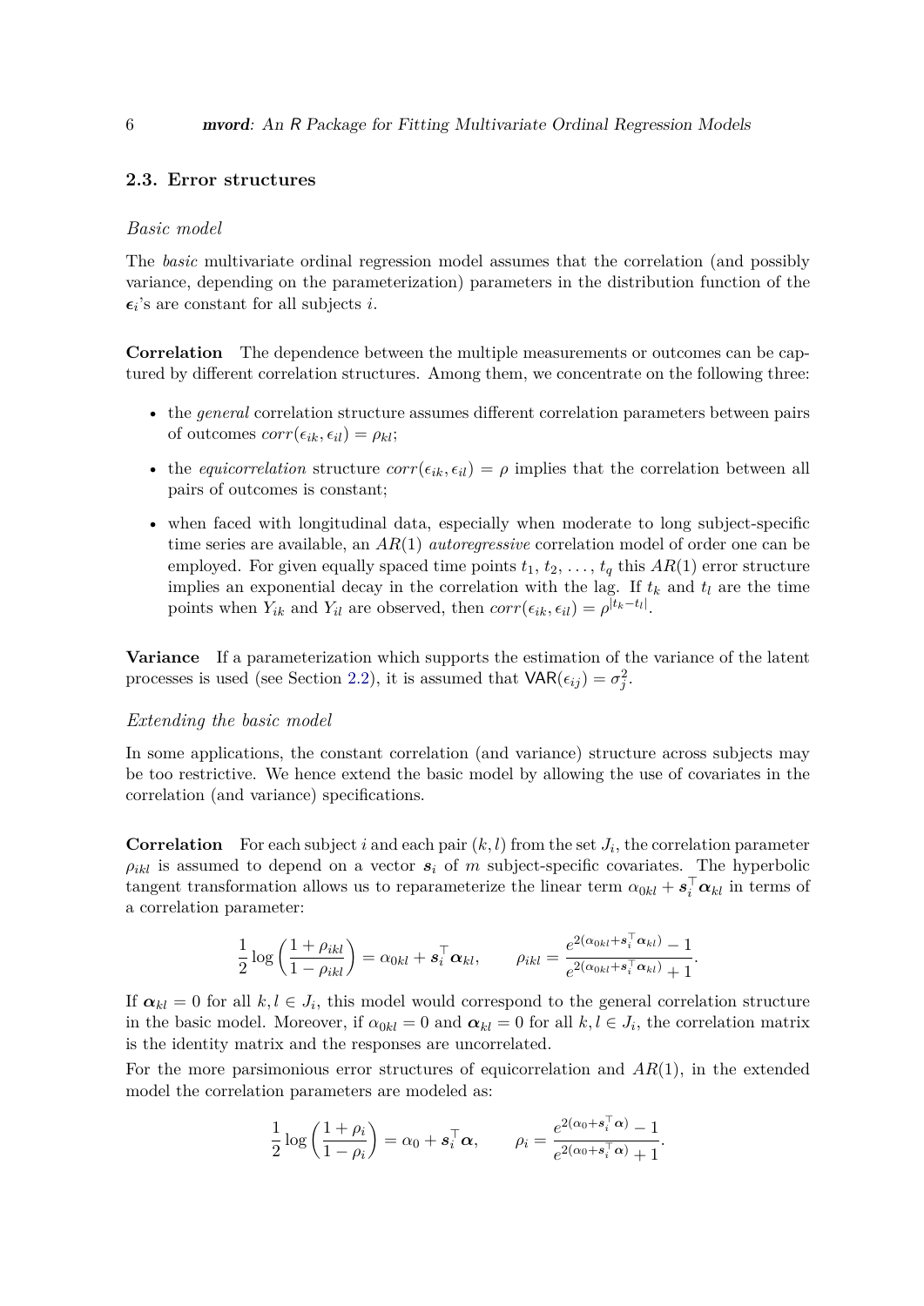### 2.3. Error structures

*Basic model*

The *basic* multivariate ordinal regression model assumes that the correlation (and possibly variance, depending on the parameterization) parameters in the distribution function of the $\boldsymbol{\epsilon}_i$'s are constant for all subjects $i$.

**Correlation** The dependence between the multiple measurements or outcomes can be captured by different correlation structures. Among them, we concentrate on the following three:

- the *general* correlation structure assumes different correlation parameters between pairs of outcomes $corr(\epsilon_{ik}, \epsilon_{il}) = \rho_{kl}$;
- the *equicorrelation* structure $corr(\epsilon_{ik}, \epsilon_{il}) = \rho$ implies that the correlation between all pairs of outcomes is constant;
- when faced with longitudinal data, especially when moderate to long subject-specific time series are available, an $AR(1)$ *autoregressive* correlation model of order one can be employed. For given equally spaced time points $t_1, t_2, \ldots, t_q$ this $AR(1)$ error structure implies an exponential decay in the correlation with the lag. If $t_k$ and $t_l$ are the time points when $Y_{ik}$ and $Y_{il}$ are observed, then $corr(\epsilon_{ik}, \epsilon_{il}) = \rho^{|t_k - t_l|}$.

**Variance** If a parameterization which supports the estimation of the variance of the latent processes is used (see Section 2.2), it is assumed that $\mathsf{VAR}(\epsilon_{ij}) = \sigma_j^2$.

*Extending the basic model*

In some applications, the constant correlation (and variance) structure across subjects may be too restrictive. We hence extend the basic model by allowing the use of covariates in the correlation (and variance) specifications.

**Correlation** For each subject $i$ and each pair $(k, l)$ from the set $J_i$, the correlation parameter $\rho_{ikl}$ is assumed to depend on a vector $\boldsymbol{s}_i$ of $m$ subject-specific covariates. The hyperbolic tangent transformation allows us to reparameterize the linear term $\alpha_{0kl} + \boldsymbol{s}_i^\top \boldsymbol{\alpha}_{kl}$ in terms of a correlation parameter:

$$\frac{1}{2}\log\left(\frac{1+\rho_{ikl}}{1-\rho_{ikl}}\right) = \alpha_{0kl} + \boldsymbol{s}_i^\top \boldsymbol{\alpha}_{kl}, \qquad \rho_{ikl} = \frac{e^{2(\alpha_{0kl} + \boldsymbol{s}_i^\top \boldsymbol{\alpha}_{kl})} - 1}{e^{2(\alpha_{0kl} + \boldsymbol{s}_i^\top \boldsymbol{\alpha}_{kl})} + 1}.$$

If $\boldsymbol{\alpha}_{kl} = 0$ for all $k, l \in J_i$, this model would correspond to the general correlation structure in the basic model. Moreover, if $\alpha_{0kl} = 0$ and $\boldsymbol{\alpha}_{kl} = 0$ for all $k, l \in J_i$, the correlation matrix is the identity matrix and the responses are uncorrelated.

For the more parsimonious error structures of equicorrelation and $AR(1)$, in the extended model the correlation parameters are modeled as:

$$\frac{1}{2}\log\left(\frac{1+\rho_i}{1-\rho_i}\right) = \alpha_0 + \boldsymbol{s}_i^\top \boldsymbol{\alpha}, \qquad \rho_i = \frac{e^{2(\alpha_0 + \boldsymbol{s}_i^\top \boldsymbol{\alpha})} - 1}{e^{2(\alpha_0 + \boldsymbol{s}_i^\top \boldsymbol{\alpha})} + 1}.$$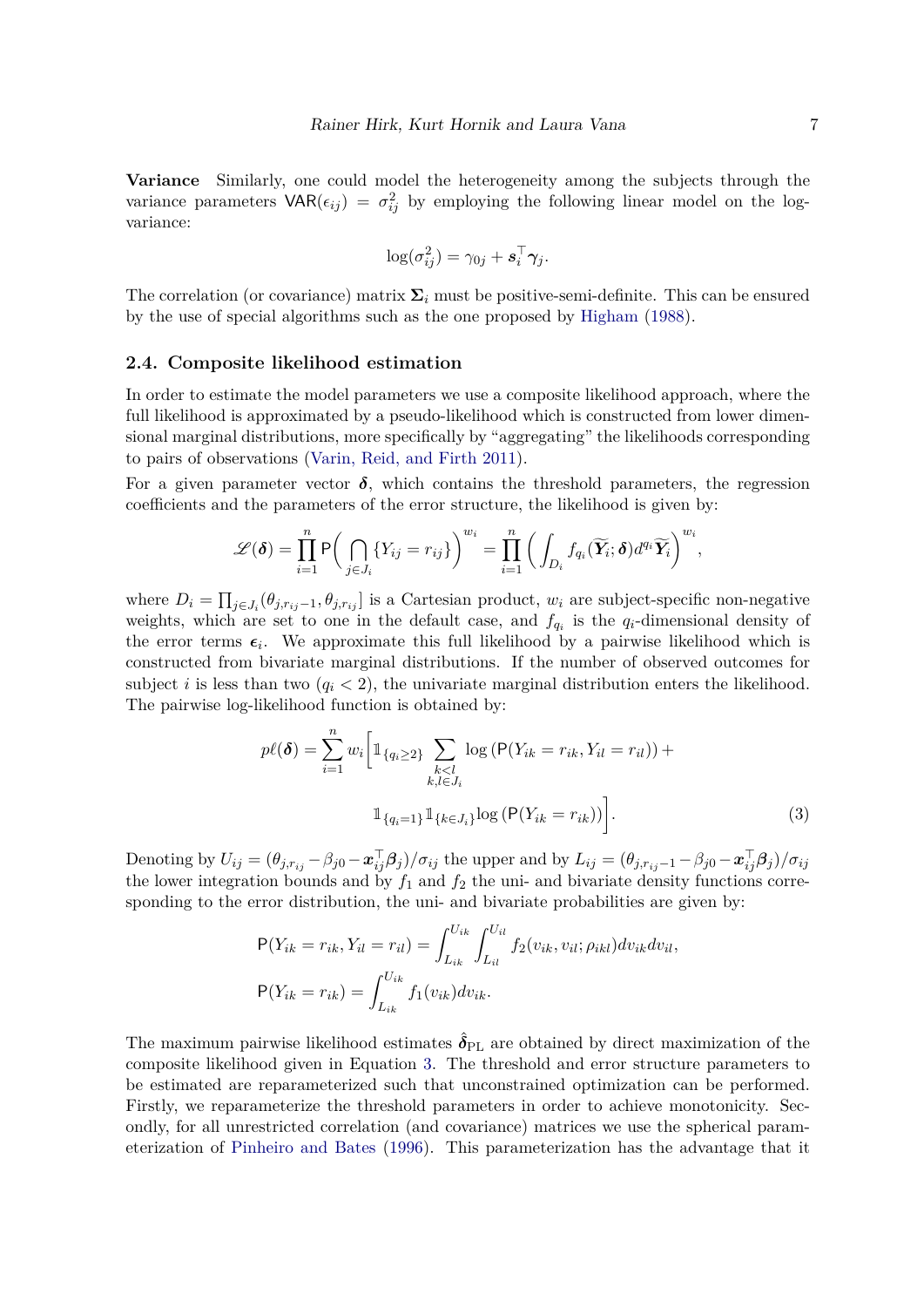**Variance** Similarly, one could model the heterogeneity among the subjects through the variance parameters $\mathsf{VAR}(\epsilon_{ij}) = \sigma_{ij}^2$ by employing the following linear model on the log-variance:

$$\log(\sigma_{ij}^2) = \gamma_{0j} + \boldsymbol{s}_i^\top \boldsymbol{\gamma}_j.$$

The correlation (or covariance) matrix $\boldsymbol{\Sigma}_i$ must be positive-semi-definite. This can be ensured by the use of special algorithms such as the one proposed by Higham (1988).

### 2.4. Composite likelihood estimation

In order to estimate the model parameters we use a composite likelihood approach, where the full likelihood is approximated by a pseudo-likelihood which is constructed from lower dimensional marginal distributions, more specifically by "aggregating" the likelihoods corresponding to pairs of observations (Varin, Reid, and Firth 2011).

For a given parameter vector $\boldsymbol{\delta}$, which contains the threshold parameters, the regression coefficients and the parameters of the error structure, the likelihood is given by:

$$\mathscr{L}(\boldsymbol{\delta}) = \prod_{i=1}^{n} \mathsf{P}\Big( \bigcap_{j \in J_i} \{Y_{ij} = r_{ij}\} \Big)^{w_i} = \prod_{i=1}^{n} \Big( \int_{D_i} f_{q_i}(\widetilde{\boldsymbol{Y}}_i; \boldsymbol{\delta}) d^{q_i} \widetilde{\boldsymbol{Y}}_i \Big)^{w_i},$$

where $D_i = \prod_{j \in J_i} (\theta_{j, r_{ij}-1}, \theta_{j, r_{ij}}]$ is a Cartesian product, $w_i$ are subject-specific non-negative weights, which are set to one in the default case, and $f_{q_i}$ is the $q_i$-dimensional density of the error terms $\boldsymbol{\epsilon}_i$. We approximate this full likelihood by a pairwise likelihood which is constructed from bivariate marginal distributions. If the number of observed outcomes for subject $i$ is less than two ($q_i < 2$), the univariate marginal distribution enters the likelihood. The pairwise log-likelihood function is obtained by:

$$p\ell(\boldsymbol{\delta}) = \sum_{i=1}^{n} w_i \Big[ \mathbb{1}_{\{q_i \geq 2\}} \sum_{\substack{k<l \\ k,l \in J_i}} \log\left(\mathsf{P}(Y_{ik} = r_{ik}, Y_{il} = r_{il})\right) + \mathbb{1}_{\{q_i = 1\}} \mathbb{1}_{\{k \in J_i\}} \log\left(\mathsf{P}(Y_{ik} = r_{ik})\right) \Big]. \tag{3}$$

Denoting by $U_{ij} = (\theta_{j, r_{ij}} - \beta_{j0} - \boldsymbol{x}_{ij}^\top \boldsymbol{\beta}_j)/\sigma_{ij}$ the upper and by $L_{ij} = (\theta_{j, r_{ij}-1} - \beta_{j0} - \boldsymbol{x}_{ij}^\top \boldsymbol{\beta}_j)/\sigma_{ij}$ the lower integration bounds and by $f_1$ and $f_2$ the uni- and bivariate density functions corresponding to the error distribution, the uni- and bivariate probabilities are given by:

$$\mathsf{P}(Y_{ik} = r_{ik}, Y_{il} = r_{il}) = \int_{L_{ik}}^{U_{ik}} \int_{L_{il}}^{U_{il}} f_2(v_{ik}, v_{il}; \rho_{ikl}) dv_{ik} dv_{il},$$

$$\mathsf{P}(Y_{ik} = r_{ik}) = \int_{L_{ik}}^{U_{ik}} f_1(v_{ik}) dv_{ik}.$$

The maximum pairwise likelihood estimates $\hat{\boldsymbol{\delta}}_{\text{PL}}$ are obtained by direct maximization of the composite likelihood given in Equation 3. The threshold and error structure parameters to be estimated are reparameterized such that unconstrained optimization can be performed. Firstly, we reparameterize the threshold parameters in order to achieve monotonicity. Secondly, for all unrestricted correlation (and covariance) matrices we use the spherical parameterization of Pinheiro and Bates (1996). This parameterization has the advantage that it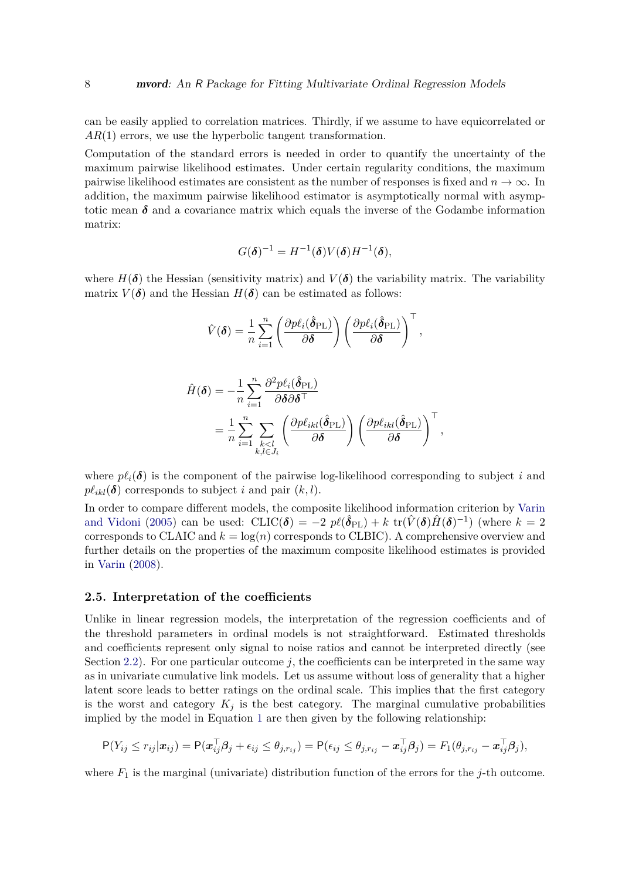can be easily applied to correlation matrices. Thirdly, if we assume to have equicorrelated or $AR(1)$ errors, we use the hyperbolic tangent transformation.

Computation of the standard errors is needed in order to quantify the uncertainty of the maximum pairwise likelihood estimates. Under certain regularity conditions, the maximum pairwise likelihood estimates are consistent as the number of responses is fixed and $n \to \infty$. In addition, the maximum pairwise likelihood estimator is asymptotically normal with asymptotic mean $\boldsymbol{\delta}$ and a covariance matrix which equals the inverse of the Godambe information matrix:

$$G(\boldsymbol{\delta})^{-1} = H^{-1}(\boldsymbol{\delta}) V(\boldsymbol{\delta}) H^{-1}(\boldsymbol{\delta}),$$

where $H(\boldsymbol{\delta})$ the Hessian (sensitivity matrix) and $V(\boldsymbol{\delta})$ the variability matrix. The variability matrix $V(\boldsymbol{\delta})$ and the Hessian $H(\boldsymbol{\delta})$ can be estimated as follows:

$$\hat{V}(\boldsymbol{\delta}) = \frac{1}{n} \sum_{i=1}^{n} \left( \frac{\partial p\ell_i(\hat{\boldsymbol{\delta}}_{\text{PL}})}{\partial \boldsymbol{\delta}} \right) \left( \frac{\partial p\ell_i(\hat{\boldsymbol{\delta}}_{\text{PL}})}{\partial \boldsymbol{\delta}} \right)^{\top},$$

$$\begin{aligned}
\hat{H}(\boldsymbol{\delta}) &= -\frac{1}{n} \sum_{i=1}^{n} \frac{\partial^2 p\ell_i(\hat{\boldsymbol{\delta}}_{\text{PL}})}{\partial \boldsymbol{\delta} \partial \boldsymbol{\delta}^{\top}} \\
&= \frac{1}{n} \sum_{i=1}^{n} \sum_{\substack{k<l \\ k,l \in J_i}} \left( \frac{\partial p\ell_{ikl}(\hat{\boldsymbol{\delta}}_{\text{PL}})}{\partial \boldsymbol{\delta}} \right) \left( \frac{\partial p\ell_{ikl}(\hat{\boldsymbol{\delta}}_{\text{PL}})}{\partial \boldsymbol{\delta}} \right)^{\top},
\end{aligned}$$

where $p\ell_i(\boldsymbol{\delta})$ is the component of the pairwise log-likelihood corresponding to subject $i$ and $p\ell_{ikl}(\boldsymbol{\delta})$ corresponds to subject $i$ and pair $(k, l)$.

In order to compare different models, the composite likelihood information criterion by Varin and Vidoni (2005) can be used: $\text{CLIC}(\boldsymbol{\delta}) = -2 \; p\ell(\hat{\boldsymbol{\delta}}_{\text{PL}}) + k \; \text{tr}(\hat{V}(\boldsymbol{\delta}) \hat{H}(\boldsymbol{\delta})^{-1})$ (where $k = 2$ corresponds to CLAIC and $k = \log(n)$ corresponds to CLBIC). A comprehensive overview and further details on the properties of the maximum composite likelihood estimates is provided in Varin (2008).

### 2.5. Interpretation of the coefficients

Unlike in linear regression models, the interpretation of the regression coefficients and of the threshold parameters in ordinal models is not straightforward. Estimated thresholds and coefficients represent only signal to noise ratios and cannot be interpreted directly (see Section 2.2). For one particular outcome $j$, the coefficients can be interpreted in the same way as in univariate cumulative link models. Let us assume without loss of generality that a higher latent score leads to better ratings on the ordinal scale. This implies that the first category is the worst and category $K_j$ is the best category. The marginal cumulative probabilities implied by the model in Equation 1 are then given by the following relationship:

$$\mathsf{P}(Y_{ij} \leq r_{ij} | \boldsymbol{x}_{ij}) = \mathsf{P}(\boldsymbol{x}_{ij}^{\top} \boldsymbol{\beta}_j + \epsilon_{ij} \leq \theta_{j,r_{ij}}) = \mathsf{P}(\epsilon_{ij} \leq \theta_{j,r_{ij}} - \boldsymbol{x}_{ij}^{\top} \boldsymbol{\beta}_j) = F_1(\theta_{j,r_{ij}} - \boldsymbol{x}_{ij}^{\top} \boldsymbol{\beta}_j),$$

where $F_1$ is the marginal (univariate) distribution function of the errors for the $j$-th outcome.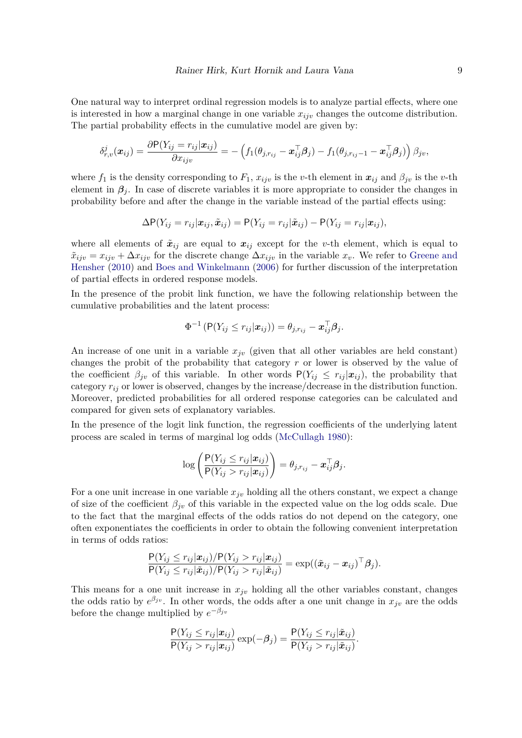One natural way to interpret ordinal regression models is to analyze partial effects, where one is interested in how a marginal change in one variable $x_{ijv}$ changes the outcome distribution. The partial probability effects in the cumulative model are given by:

$$\delta^j_{r,v}(\boldsymbol{x}_{ij}) = \frac{\partial \mathsf{P}(Y_{ij} = r_{ij}|\boldsymbol{x}_{ij})}{\partial x_{ijv}} = -\left(f_1(\theta_{j,r_{ij}} - \boldsymbol{x}_{ij}^\top \boldsymbol{\beta}_j) - f_1(\theta_{j,r_{ij}-1} - \boldsymbol{x}_{ij}^\top \boldsymbol{\beta}_j)\right)\beta_{jv},$$

where $f_1$ is the density corresponding to $F_1$, $x_{ijv}$ is the $v$-th element in $\boldsymbol{x}_{ij}$ and $\beta_{jv}$ is the $v$-th element in $\boldsymbol{\beta}_j$. In case of discrete variables it is more appropriate to consider the changes in probability before and after the change in the variable instead of the partial effects using:

$$\Delta\mathsf{P}(Y_{ij} = r_{ij}|\boldsymbol{x}_{ij}, \tilde{\boldsymbol{x}}_{ij}) = \mathsf{P}(Y_{ij} = r_{ij}|\tilde{\boldsymbol{x}}_{ij}) - \mathsf{P}(Y_{ij} = r_{ij}|\boldsymbol{x}_{ij}),$$

where all elements of $\tilde{\boldsymbol{x}}_{ij}$ are equal to $\boldsymbol{x}_{ij}$ except for the $v$-th element, which is equal to $\tilde{x}_{ijv} = x_{ijv} + \Delta x_{ijv}$ for the discrete change $\Delta x_{ijv}$ in the variable $x_v$. We refer to Greene and Hensher (2010) and Boes and Winkelmann (2006) for further discussion of the interpretation of partial effects in ordered response models.

In the presence of the probit link function, we have the following relationship between the cumulative probabilities and the latent process:

$$\Phi^{-1}\left(\mathsf{P}(Y_{ij} \leq r_{ij}|\boldsymbol{x}_{ij})\right) = \theta_{j,r_{ij}} - \boldsymbol{x}_{ij}^\top \boldsymbol{\beta}_j.$$

An increase of one unit in a variable $x_{jv}$ (given that all other variables are held constant) changes the probit of the probability that category $r$ or lower is observed by the value of the coefficient $\beta_{jv}$ of this variable. In other words $\mathsf{P}(Y_{ij} \leq r_{ij}|\boldsymbol{x}_{ij})$, the probability that category $r_{ij}$ or lower is observed, changes by the increase/decrease in the distribution function. Moreover, predicted probabilities for all ordered response categories can be calculated and compared for given sets of explanatory variables.

In the presence of the logit link function, the regression coefficients of the underlying latent process are scaled in terms of marginal log odds (McCullagh 1980):

$$\log\left(\frac{\mathsf{P}(Y_{ij} \leq r_{ij}|\boldsymbol{x}_{ij})}{\mathsf{P}(Y_{ij} > r_{ij}|\boldsymbol{x}_{ij})}\right) = \theta_{j,r_{ij}} - \boldsymbol{x}_{ij}^\top \boldsymbol{\beta}_j.$$

For a one unit increase in one variable $x_{jv}$ holding all the others constant, we expect a change of size of the coefficient $\beta_{jv}$ of this variable in the expected value on the log odds scale. Due to the fact that the marginal effects of the odds ratios do not depend on the category, one often exponentiates the coefficients in order to obtain the following convenient interpretation in terms of odds ratios:

$$\frac{\mathsf{P}(Y_{ij} \leq r_{ij}|\boldsymbol{x}_{ij})/\mathsf{P}(Y_{ij} > r_{ij}|\boldsymbol{x}_{ij})}{\mathsf{P}(Y_{ij} \leq r_{ij}|\tilde{\boldsymbol{x}}_{ij})/\mathsf{P}(Y_{ij} > r_{ij}|\tilde{\boldsymbol{x}}_{ij})} = \exp((\tilde{\boldsymbol{x}}_{ij} - \boldsymbol{x}_{ij})^\top \boldsymbol{\beta}_j).$$

This means for a one unit increase in $x_{jv}$ holding all the other variables constant, changes the odds ratio by $e^{\beta_{jv}}$. In other words, the odds after a one unit change in $x_{jv}$ are the odds before the change multiplied by $e^{-\beta_{jv}}$

$$\frac{\mathsf{P}(Y_{ij} \leq r_{ij}|\boldsymbol{x}_{ij})}{\mathsf{P}(Y_{ij} > r_{ij}|\boldsymbol{x}_{ij})}\exp(-\boldsymbol{\beta}_j) = \frac{\mathsf{P}(Y_{ij} \leq r_{ij}|\tilde{\boldsymbol{x}}_{ij})}{\mathsf{P}(Y_{ij} > r_{ij}|\tilde{\boldsymbol{x}}_{ij})}.$$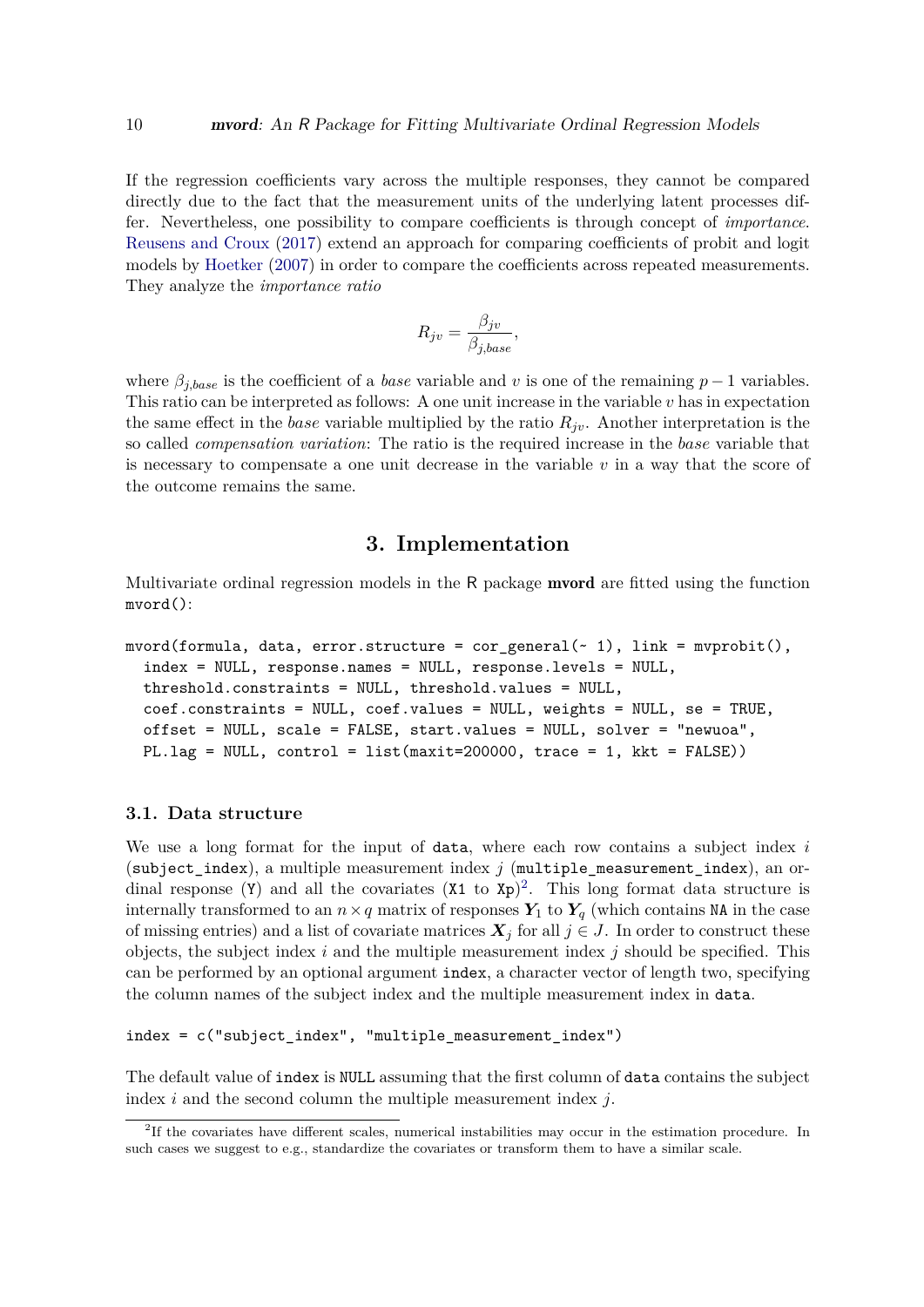If the regression coefficients vary across the multiple responses, they cannot be compared directly due to the fact that the measurement units of the underlying latent processes differ. Nevertheless, one possibility to compare coefficients is through concept of *importance*. Reusens and Croux (2017) extend an approach for comparing coefficients of probit and logit models by Hoetker (2007) in order to compare the coefficients across repeated measurements. They analyze the *importance ratio*

$$R_{jv} = \frac{\beta_{jv}}{\beta_{j,base}},$$

where $\beta_{j,base}$ is the coefficient of a *base* variable and $v$ is one of the remaining $p-1$ variables. This ratio can be interpreted as follows: A one unit increase in the variable $v$ has in expectation the same effect in the *base* variable multiplied by the ratio $R_{jv}$. Another interpretation is the so called *compensation variation*: The ratio is the required increase in the *base* variable that is necessary to compensate a one unit decrease in the variable $v$ in a way that the score of the outcome remains the same.

# 3. Implementation

Multivariate ordinal regression models in the R package **mvord** are fitted using the function `mvord()`:

```
mvord(formula, data, error.structure = cor_general(~ 1), link = mvprobit(),
  index = NULL, response.names = NULL, response.levels = NULL,
  threshold.constraints = NULL, threshold.values = NULL,
  coef.constraints = NULL, coef.values = NULL, weights = NULL, se = TRUE,
  offset = NULL, scale = FALSE, start.values = NULL, solver = "newuoa",
  PL.lag = NULL, control = list(maxit=200000, trace = 1, kkt = FALSE))
```

## 3.1. Data structure

We use a long format for the input of `data`, where each row contains a subject index $i$ (`subject_index`), a multiple measurement index $j$ (`multiple_measurement_index`), an ordinal response (`Y`) and all the covariates (`X1` to `Xp`)[2]. This long format data structure is internally transformed to an $n \times q$ matrix of responses $\boldsymbol{Y}_1$ to $\boldsymbol{Y}_q$ (which contains `NA` in the case of missing entries) and a list of covariate matrices $\boldsymbol{X}_j$ for all $j \in J$. In order to construct these objects, the subject index $i$ and the multiple measurement index $j$ should be specified. This can be performed by an optional argument `index`, a character vector of length two, specifying the column names of the subject index and the multiple measurement index in `data`.

```
index = c("subject_index", "multiple_measurement_index")
```

The default value of `index` is `NULL` assuming that the first column of `data` contains the subject index $i$ and the second column the multiple measurement index $j$.

[2] If the covariates have different scales, numerical instabilities may occur in the estimation procedure. In such cases we suggest to e.g., standardize the covariates or transform them to have a similar scale.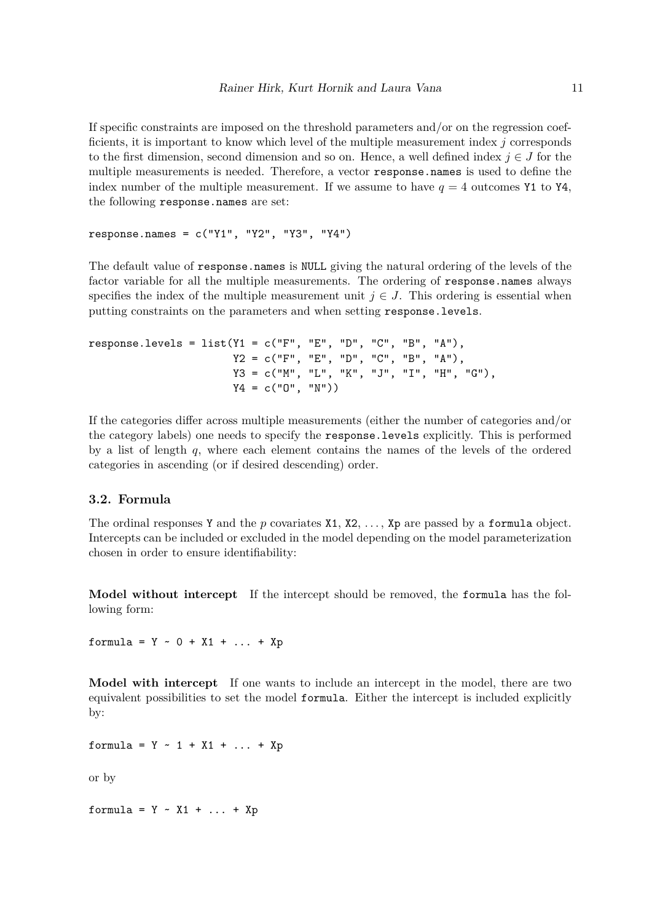If specific constraints are imposed on the threshold parameters and/or on the regression coefficients, it is important to know which level of the multiple measurement index $j$ corresponds to the first dimension, second dimension and so on. Hence, a well defined index $j \in J$ for the multiple measurements is needed. Therefore, a vector `response.names` is used to define the index number of the multiple measurement. If we assume to have $q = 4$ outcomes `Y1` to `Y4`, the following `response.names` are set:

```
response.names = c("Y1", "Y2", "Y3", "Y4")
```

The default value of `response.names` is `NULL` giving the natural ordering of the levels of the factor variable for all the multiple measurements. The ordering of `response.names` always specifies the index of the multiple measurement unit $j \in J$. This ordering is essential when putting constraints on the parameters and when setting `response.levels`.

```
response.levels = list(Y1 = c("F", "E", "D", "C", "B", "A"),
                       Y2 = c("F", "E", "D", "C", "B", "A"),
                       Y3 = c("M", "L", "K", "J", "I", "H", "G"),
                       Y4 = c("O", "N"))
```

If the categories differ across multiple measurements (either the number of categories and/or the category labels) one needs to specify the `response.levels` explicitly. This is performed by a list of length $q$, where each element contains the names of the levels of the ordered categories in ascending (or if desired descending) order.

### 3.2. Formula

The ordinal responses `Y` and the $p$ covariates `X1`, `X2`, ..., `Xp` are passed by a `formula` object. Intercepts can be included or excluded in the model depending on the model parameterization chosen in order to ensure identifiability:

**Model without intercept** If the intercept should be removed, the `formula` has the following form:

```
formula = Y ~ 0 + X1 + ... + Xp
```

**Model with intercept** If one wants to include an intercept in the model, there are two equivalent possibilities to set the model `formula`. Either the intercept is included explicitly by:

```
formula = Y ~ 1 + X1 + ... + Xp
```

or by

```
formula = Y ~ X1 + ... + Xp
```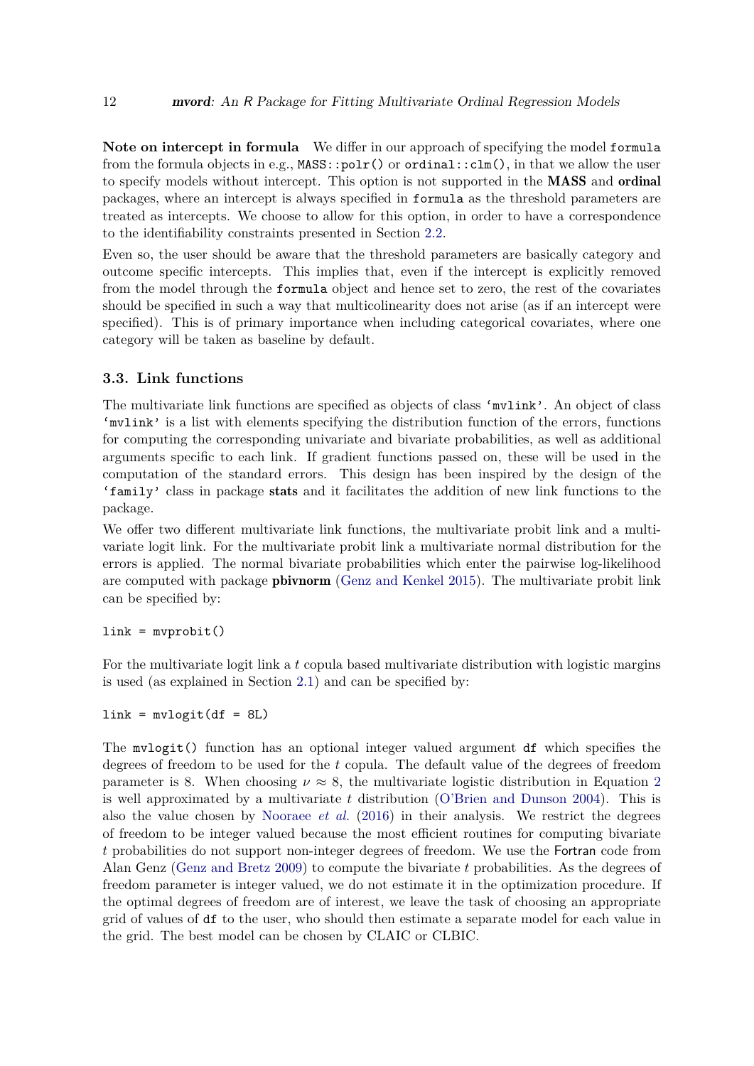**Note on intercept in formula** We differ in our approach of specifying the model `formula` from the formula objects in e.g., `MASS::polr()` or `ordinal::clm()`, in that we allow the user to specify models without intercept. This option is not supported in the **MASS** and **ordinal** packages, where an intercept is always specified in `formula` as the threshold parameters are treated as intercepts. We choose to allow for this option, in order to have a correspondence to the identifiability constraints presented in Section 2.2.

Even so, the user should be aware that the threshold parameters are basically category and outcome specific intercepts. This implies that, even if the intercept is explicitly removed from the model through the `formula` object and hence set to zero, the rest of the covariates should be specified in such a way that multicolinearity does not arise (as if an intercept were specified). This is of primary importance when including categorical covariates, where one category will be taken as baseline by default.

### 3.3. Link functions

The multivariate link functions are specified as objects of class `'mvlink'`. An object of class `'mvlink'` is a list with elements specifying the distribution function of the errors, functions for computing the corresponding univariate and bivariate probabilities, as well as additional arguments specific to each link. If gradient functions passed on, these will be used in the computation of the standard errors. This design has been inspired by the design of the `'family'` class in package **stats** and it facilitates the addition of new link functions to the package.

We offer two different multivariate link functions, the multivariate probit link and a multivariate logit link. For the multivariate probit link a multivariate normal distribution for the errors is applied. The normal bivariate probabilities which enter the pairwise log-likelihood are computed with package **pbivnorm** (Genz and Kenkel 2015). The multivariate probit link can be specified by:

```
link = mvprobit()
```

For the multivariate logit link a $t$ copula based multivariate distribution with logistic margins is used (as explained in Section 2.1) and can be specified by:

```
link = mvlogit(df = 8L)
```

The `mvlogit()` function has an optional integer valued argument `df` which specifies the degrees of freedom to be used for the $t$ copula. The default value of the degrees of freedom parameter is 8. When choosing $\nu \approx 8$, the multivariate logistic distribution in Equation 2 is well approximated by a multivariate $t$ distribution (O'Brien and Dunson 2004). This is also the value chosen by Nooraee *et al.* (2016) in their analysis. We restrict the degrees of freedom to be integer valued because the most efficient routines for computing bivariate $t$ probabilities do not support non-integer degrees of freedom. We use the Fortran code from Alan Genz (Genz and Bretz 2009) to compute the bivariate $t$ probabilities. As the degrees of freedom parameter is integer valued, we do not estimate it in the optimization procedure. If the optimal degrees of freedom are of interest, we leave the task of choosing an appropriate grid of values of `df` to the user, who should then estimate a separate model for each value in the grid. The best model can be chosen by CLAIC or CLBIC.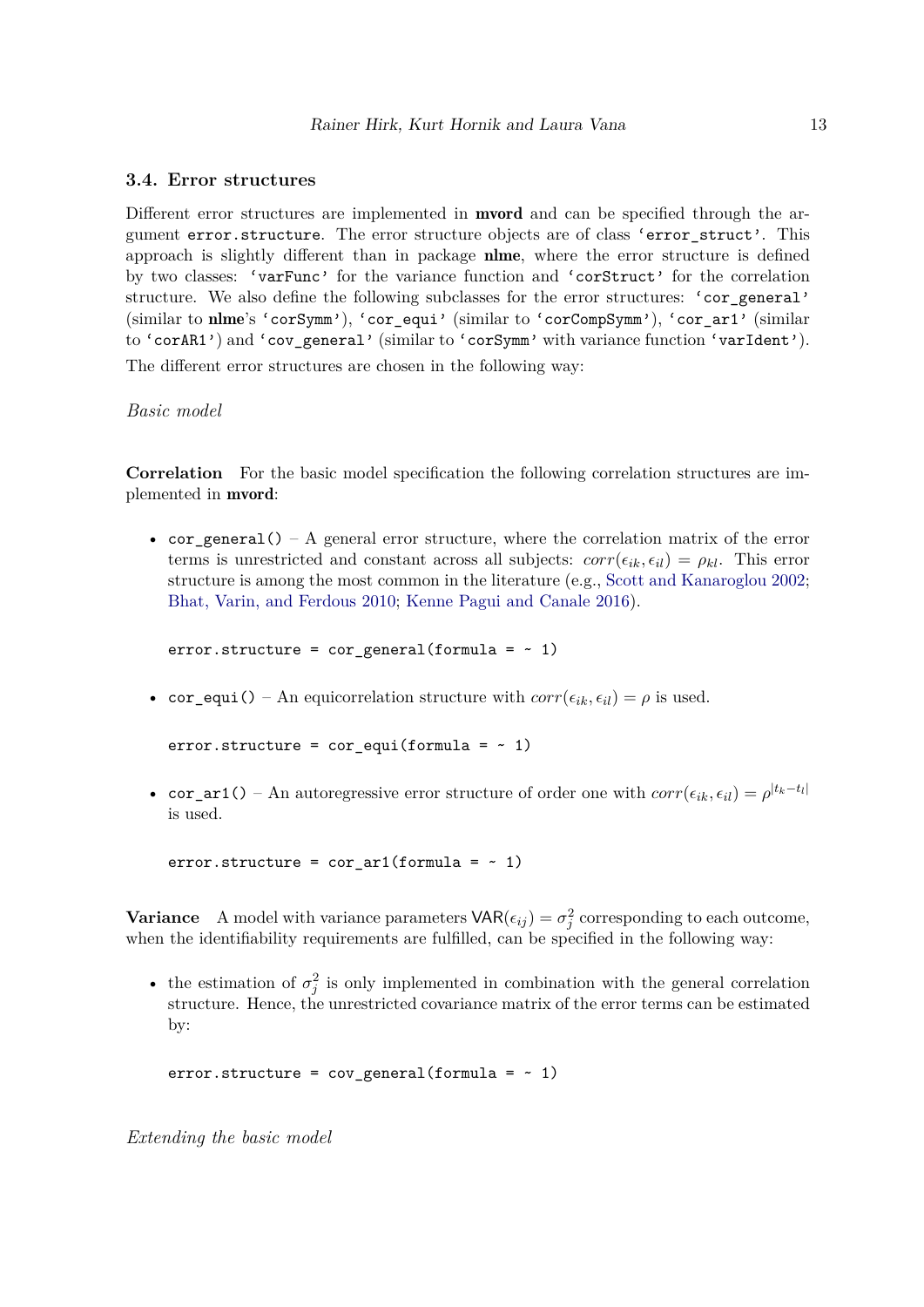### 3.4. Error structures

Different error structures are implemented in **mvord** and can be specified through the argument `error.structure`. The error structure objects are of class `'error_struct'`. This approach is slightly different than in package **nlme**, where the error structure is defined by two classes: `'varFunc'` for the variance function and `'corStruct'` for the correlation structure. We also define the following subclasses for the error structures: `'cor_general'` (similar to **nlme**'s `'corSymm'`), `'cor_equi'` (similar to `'corCompSymm'`), `'cor_ar1'` (similar to `'corAR1'`) and `'cov_general'` (similar to `'corSymm'` with variance function `'varIdent'`). The different error structures are chosen in the following way:

*Basic model*

**Correlation** For the basic model specification the following correlation structures are implemented in **mvord**:

- `cor_general()` – A general error structure, where the correlation matrix of the error terms is unrestricted and constant across all subjects: $corr(\epsilon_{ik}, \epsilon_{il}) = \rho_{kl}$. This error structure is among the most common in the literature (e.g., Scott and Kanaroglou 2002; Bhat, Varin, and Ferdous 2010; Kenne Pagui and Canale 2016).

```
error.structure = cor_general(formula = ~ 1)
```

- `cor_equi()` – An equicorrelation structure with $corr(\epsilon_{ik}, \epsilon_{il}) = \rho$ is used.

```
error.structure = cor_equi(formula = ~ 1)
```

- `cor_ar1()` – An autoregressive error structure of order one with $corr(\epsilon_{ik}, \epsilon_{il}) = \rho^{|t_k - t_l|}$ is used.

```
error.structure = cor_ar1(formula = ~ 1)
```

**Variance** A model with variance parameters $\mathsf{VAR}(\epsilon_{ij}) = \sigma_j^2$ corresponding to each outcome, when the identifiability requirements are fulfilled, can be specified in the following way:

- the estimation of $\sigma_j^2$ is only implemented in combination with the general correlation structure. Hence, the unrestricted covariance matrix of the error terms can be estimated by:

```
error.structure = cov_general(formula = ~ 1)
```

*Extending the basic model*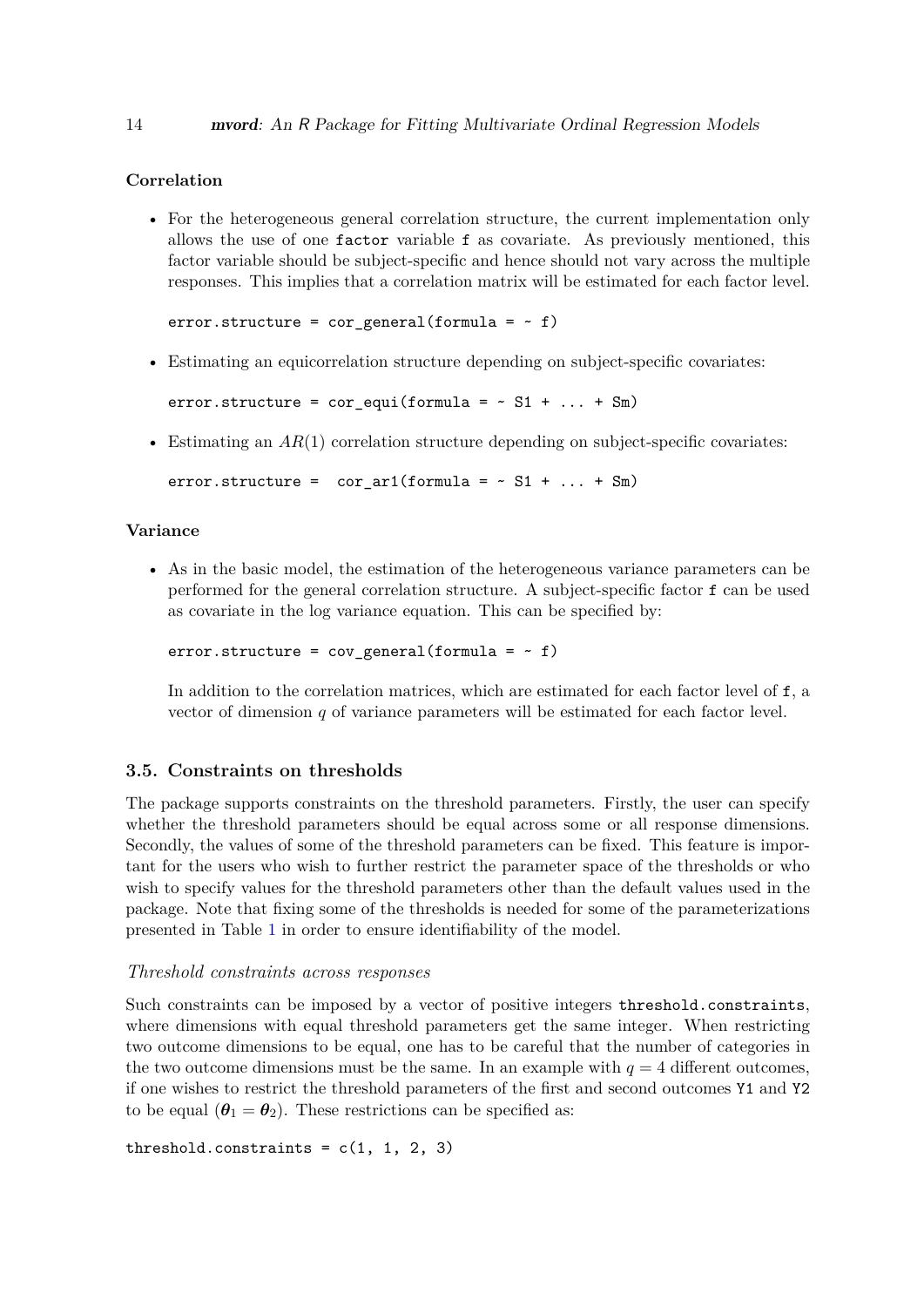**Correlation**

- For the heterogeneous general correlation structure, the current implementation only allows the use of one `factor` variable `f` as covariate. As previously mentioned, this factor variable should be subject-specific and hence should not vary across the multiple responses. This implies that a correlation matrix will be estimated for each factor level.

  ```
  error.structure = cor_general(formula = ~ f)
  ```

- Estimating an equicorrelation structure depending on subject-specific covariates:

  ```
  error.structure = cor_equi(formula = ~ S1 + ... + Sm)
  ```

- Estimating an $AR(1)$ correlation structure depending on subject-specific covariates:

  ```
  error.structure =  cor_ar1(formula = ~ S1 + ... + Sm)
  ```

**Variance**

- As in the basic model, the estimation of the heterogeneous variance parameters can be performed for the general correlation structure. A subject-specific factor `f` can be used as covariate in the log variance equation. This can be specified by:

  ```
  error.structure = cov_general(formula = ~ f)
  ```

  In addition to the correlation matrices, which are estimated for each factor level of `f`, a vector of dimension $q$ of variance parameters will be estimated for each factor level.

### 3.5. Constraints on thresholds

The package supports constraints on the threshold parameters. Firstly, the user can specify whether the threshold parameters should be equal across some or all response dimensions. Secondly, the values of some of the threshold parameters can be fixed. This feature is important for the users who wish to further restrict the parameter space of the thresholds or who wish to specify values for the threshold parameters other than the default values used in the package. Note that fixing some of the thresholds is needed for some of the parameterizations presented in Table 1 in order to ensure identifiability of the model.

*Threshold constraints across responses*

Such constraints can be imposed by a vector of positive integers `threshold.constraints`, where dimensions with equal threshold parameters get the same integer. When restricting two outcome dimensions to be equal, one has to be careful that the number of categories in the two outcome dimensions must be the same. In an example with $q = 4$ different outcomes, if one wishes to restrict the threshold parameters of the first and second outcomes `Y1` and `Y2` to be equal ($\boldsymbol{\theta}_1 = \boldsymbol{\theta}_2$). These restrictions can be specified as:

```
threshold.constraints = c(1, 1, 2, 3)
```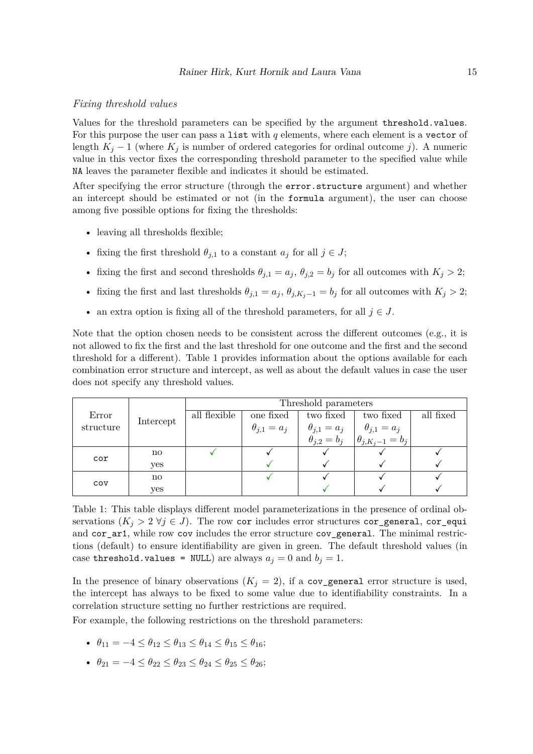*Fixing threshold values*

Values for the threshold parameters can be specified by the argument `threshold.values`. For this purpose the user can pass a `list` with $q$ elements, where each element is a `vector` of length $K_j - 1$ (where $K_j$ is number of ordered categories for ordinal outcome $j$). A numeric value in this vector fixes the corresponding threshold parameter to the specified value while `NA` leaves the parameter flexible and indicates it should be estimated.

After specifying the error structure (through the `error.structure` argument) and whether an intercept should be estimated or not (in the `formula` argument), the user can choose among five possible options for fixing the thresholds:

- leaving all thresholds flexible;
- fixing the first threshold $\theta_{j,1}$ to a constant $a_j$ for all $j \in J$;
- fixing the first and second thresholds $\theta_{j,1} = a_j$, $\theta_{j,2} = b_j$ for all outcomes with $K_j > 2$;
- fixing the first and last thresholds $\theta_{j,1} = a_j$, $\theta_{j,K_j-1} = b_j$ for all outcomes with $K_j > 2$;
- an extra option is fixing all of the threshold parameters, for all $j \in J$.

Note that the option chosen needs to be consistent across the different outcomes (e.g., it is not allowed to fix the first and the last threshold for one outcome and the first and the second threshold for a different). Table 1 provides information about the options available for each combination error structure and intercept, as well as about the default values in case the user does not specify any threshold values.

| Error structure | Intercept | Threshold parameters | | | | |
|---|---|---|---|---|---|---|
| | | all flexible | one fixed $\theta_{j,1} = a_j$ | two fixed $\theta_{j,1} = a_j$ $\theta_{j,2} = b_j$ | two fixed $\theta_{j,1} = a_j$ $\theta_{j,K_j-1} = b_j$ | all fixed |
| `cor` | no | ✓ | ✓ | ✓ | ✓ | ✓ |
| | yes | | ✓ | ✓ | ✓ | ✓ |
| `cov` | no | | ✓ | ✓ | ✓ | ✓ |
| | yes | | | ✓ | ✓ | ✓ |

Table 1: This table displays different model parameterizations in the presence of ordinal observations ($K_j > 2 \; \forall j \in J$). The row `cor` includes error structures `cor_general`, `cor_equi` and `cor_ar1`, while row `cov` includes the error structure `cov_general`. The minimal restrictions (default) to ensure identifiability are given in green. The default threshold values (in case `threshold.values = NULL`) are always $a_j = 0$ and $b_j = 1$.

In the presence of binary observations ($K_j = 2$), if a `cov_general` error structure is used, the intercept has always to be fixed to some value due to identifiability constraints. In a correlation structure setting no further restrictions are required.

For example, the following restrictions on the threshold parameters:

- $\theta_{11} = -4 \leq \theta_{12} \leq \theta_{13} \leq \theta_{14} \leq \theta_{15} \leq \theta_{16}$;
- $\theta_{21} = -4 \leq \theta_{22} \leq \theta_{23} \leq \theta_{24} \leq \theta_{25} \leq \theta_{26}$;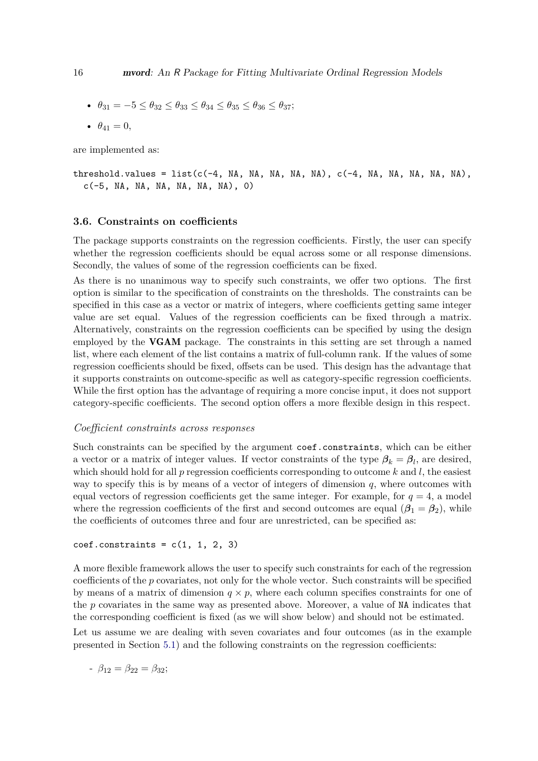- $\theta_{31} = -5 \leq \theta_{32} \leq \theta_{33} \leq \theta_{34} \leq \theta_{35} \leq \theta_{36} \leq \theta_{37}$;
- $\theta_{41} = 0$,

are implemented as:

```
threshold.values = list(c(-4, NA, NA, NA, NA, NA), c(-4, NA, NA, NA, NA, NA),
  c(-5, NA, NA, NA, NA, NA, NA), 0)
```

### 3.6. Constraints on coefficients

The package supports constraints on the regression coefficients. Firstly, the user can specify whether the regression coefficients should be equal across some or all response dimensions. Secondly, the values of some of the regression coefficients can be fixed.

As there is no unanimous way to specify such constraints, we offer two options. The first option is similar to the specification of constraints on the thresholds. The constraints can be specified in this case as a vector or matrix of integers, where coefficients getting same integer value are set equal. Values of the regression coefficients can be fixed through a matrix. Alternatively, constraints on the regression coefficients can be specified by using the design employed by the **VGAM** package. The constraints in this setting are set through a named list, where each element of the list contains a matrix of full-column rank. If the values of some regression coefficients should be fixed, offsets can be used. This design has the advantage that it supports constraints on outcome-specific as well as category-specific regression coefficients. While the first option has the advantage of requiring a more concise input, it does not support category-specific coefficients. The second option offers a more flexible design in this respect.

*Coefficient constraints across responses*

Such constraints can be specified by the argument `coef.constraints`, which can be either a vector or a matrix of integer values. If vector constraints of the type $\boldsymbol{\beta}_k = \boldsymbol{\beta}_l$, are desired, which should hold for all $p$ regression coefficients corresponding to outcome $k$ and $l$, the easiest way to specify this is by means of a vector of integers of dimension $q$, where outcomes with equal vectors of regression coefficients get the same integer. For example, for $q = 4$, a model where the regression coefficients of the first and second outcomes are equal ($\boldsymbol{\beta}_1 = \boldsymbol{\beta}_2$), while the coefficients of outcomes three and four are unrestricted, can be specified as:

```
coef.constraints = c(1, 1, 2, 3)
```

A more flexible framework allows the user to specify such constraints for each of the regression coefficients of the $p$ covariates, not only for the whole vector. Such constraints will be specified by means of a matrix of dimension $q \times p$, where each column specifies constraints for one of the $p$ covariates in the same way as presented above. Moreover, a value of `NA` indicates that the corresponding coefficient is fixed (as we will show below) and should not be estimated.

Let us assume we are dealing with seven covariates and four outcomes (as in the example presented in Section 5.1) and the following constraints on the regression coefficients:

- $\beta_{12} = \beta_{22} = \beta_{32}$;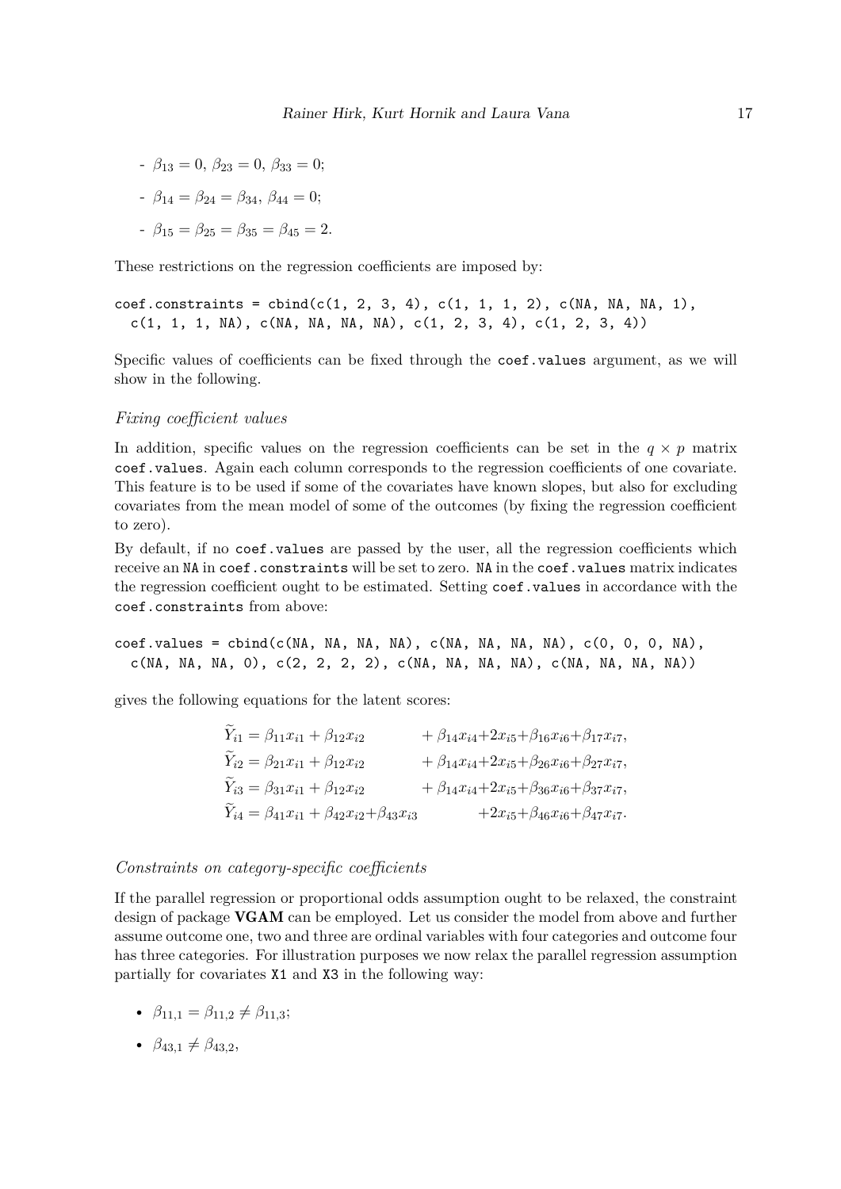- $\beta_{13} = 0$, $\beta_{23} = 0$, $\beta_{33} = 0$;
- $\beta_{14} = \beta_{24} = \beta_{34}$, $\beta_{44} = 0$;
- $\beta_{15} = \beta_{25} = \beta_{35} = \beta_{45} = 2$.

These restrictions on the regression coefficients are imposed by:

```
coef.constraints = cbind(c(1, 2, 3, 4), c(1, 1, 1, 2), c(NA, NA, NA, 1),
  c(1, 1, 1, NA), c(NA, NA, NA, NA), c(1, 2, 3, 4), c(1, 2, 3, 4))
```

Specific values of coefficients can be fixed through the `coef.values` argument, as we will show in the following.

*Fixing coefficient values*

In addition, specific values on the regression coefficients can be set in the $q \times p$ matrix `coef.values`. Again each column corresponds to the regression coefficients of one covariate. This feature is to be used if some of the covariates have known slopes, but also for excluding covariates from the mean model of some of the outcomes (by fixing the regression coefficient to zero).

By default, if no `coef.values` are passed by the user, all the regression coefficients which receive an `NA` in `coef.constraints` will be set to zero. `NA` in the `coef.values` matrix indicates the regression coefficient ought to be estimated. Setting `coef.values` in accordance with the `coef.constraints` from above:

```
coef.values = cbind(c(NA, NA, NA, NA), c(NA, NA, NA, NA), c(0, 0, 0, NA),
  c(NA, NA, NA, 0), c(2, 2, 2, 2), c(NA, NA, NA, NA), c(NA, NA, NA, NA))
```

gives the following equations for the latent scores:

$$
\begin{aligned}
\widetilde{Y}_{i1} &= \beta_{11}x_{i1} + \beta_{12}x_{i2} && + \beta_{14}x_{i4} + 2x_{i5} + \beta_{16}x_{i6} + \beta_{17}x_{i7},\\
\widetilde{Y}_{i2} &= \beta_{21}x_{i1} + \beta_{12}x_{i2} && + \beta_{14}x_{i4} + 2x_{i5} + \beta_{26}x_{i6} + \beta_{27}x_{i7},\\
\widetilde{Y}_{i3} &= \beta_{31}x_{i1} + \beta_{12}x_{i2} && + \beta_{14}x_{i4} + 2x_{i5} + \beta_{36}x_{i6} + \beta_{37}x_{i7},\\
\widetilde{Y}_{i4} &= \beta_{41}x_{i1} + \beta_{42}x_{i2} + \beta_{43}x_{i3} && + 2x_{i5} + \beta_{46}x_{i6} + \beta_{47}x_{i7}.
\end{aligned}
$$

*Constraints on category-specific coefficients*

If the parallel regression or proportional odds assumption ought to be relaxed, the constraint design of package **VGAM** can be employed. Let us consider the model from above and further assume outcome one, two and three are ordinal variables with four categories and outcome four has three categories. For illustration purposes we now relax the parallel regression assumption partially for covariates `X1` and `X3` in the following way:

- $\beta_{11,1} = \beta_{11,2} \neq \beta_{11,3}$;
- $\beta_{43,1} \neq \beta_{43,2}$,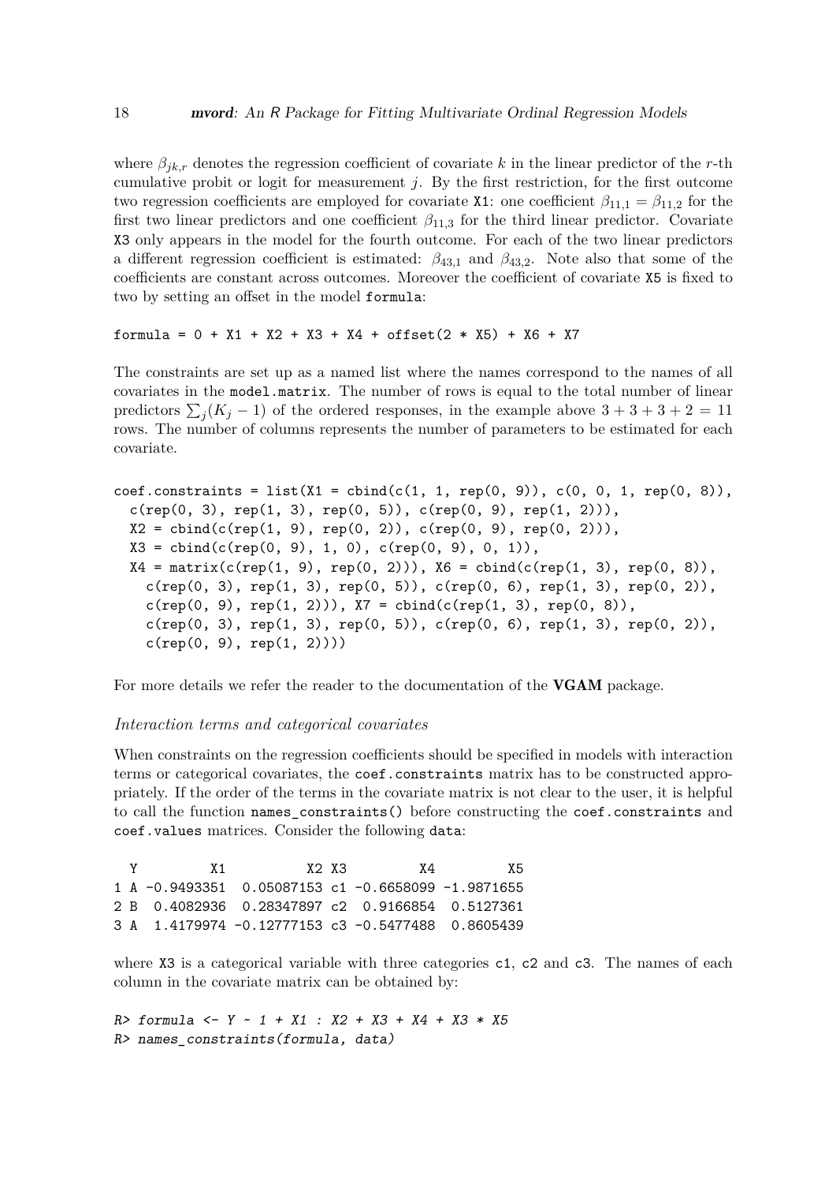where $\beta_{jk,r}$ denotes the regression coefficient of covariate $k$ in the linear predictor of the $r$-th cumulative probit or logit for measurement $j$. By the first restriction, for the first outcome two regression coefficients are employed for covariate `X1`: one coefficient $\beta_{11,1} = \beta_{11,2}$ for the first two linear predictors and one coefficient $\beta_{11,3}$ for the third linear predictor. Covariate `X3` only appears in the model for the fourth outcome. For each of the two linear predictors a different regression coefficient is estimated: $\beta_{43,1}$ and $\beta_{43,2}$. Note also that some of the coefficients are constant across outcomes. Moreover the coefficient of covariate `X5` is fixed to two by setting an offset in the model `formula`:

```
formula = 0 + X1 + X2 + X3 + X4 + offset(2 * X5) + X6 + X7
```

The constraints are set up as a named list where the names correspond to the names of all covariates in the `model.matrix`. The number of rows is equal to the total number of linear predictors $\sum_j (K_j - 1)$ of the ordered responses, in the example above $3 + 3 + 3 + 2 = 11$ rows. The number of columns represents the number of parameters to be estimated for each covariate.

```
coef.constraints = list(X1 = cbind(c(1, 1, rep(0, 9)), c(0, 0, 1, rep(0, 8)),
  c(rep(0, 3), rep(1, 3), rep(0, 5)), c(rep(0, 9), rep(1, 2))),
  X2 = cbind(c(rep(1, 9), rep(0, 2)), c(rep(0, 9), rep(0, 2))),
  X3 = cbind(c(rep(0, 9), 1, 0), c(rep(0, 9), 0, 1)),
  X4 = matrix(c(rep(1, 9), rep(0, 2))), X6 = cbind(c(rep(1, 3), rep(0, 8)),
    c(rep(0, 3), rep(1, 3), rep(0, 5)), c(rep(0, 6), rep(1, 3), rep(0, 2)),
    c(rep(0, 9), rep(1, 2))), X7 = cbind(c(rep(1, 3), rep(0, 8)),
    c(rep(0, 3), rep(1, 3), rep(0, 5)), c(rep(0, 6), rep(1, 3), rep(0, 2)),
    c(rep(0, 9), rep(1, 2))))
```

For more details we refer the reader to the documentation of the **VGAM** package.

### *Interaction terms and categorical covariates*

When constraints on the regression coefficients should be specified in models with interaction terms or categorical covariates, the `coef.constraints` matrix has to be constructed appropriately. If the order of the terms in the covariate matrix is not clear to the user, it is helpful to call the function `names_constraints()` before constructing the `coef.constraints` and `coef.values` matrices. Consider the following `data`:

```
  Y         X1          X2 X3         X4         X5
1 A -0.9493351  0.05087153 c1 -0.6658099 -1.9871655
2 B  0.4082936  0.28347897 c2  0.9166854  0.5127361
3 A  1.4179974 -0.12777153 c3 -0.5477488  0.8605439
```

where `X3` is a categorical variable with three categories `c1`, `c2` and `c3`. The names of each column in the covariate matrix can be obtained by:

```
R> formula <- Y ~ 1 + X1 : X2 + X3 + X4 + X3 * X5
R> names_constraints(formula, data)
```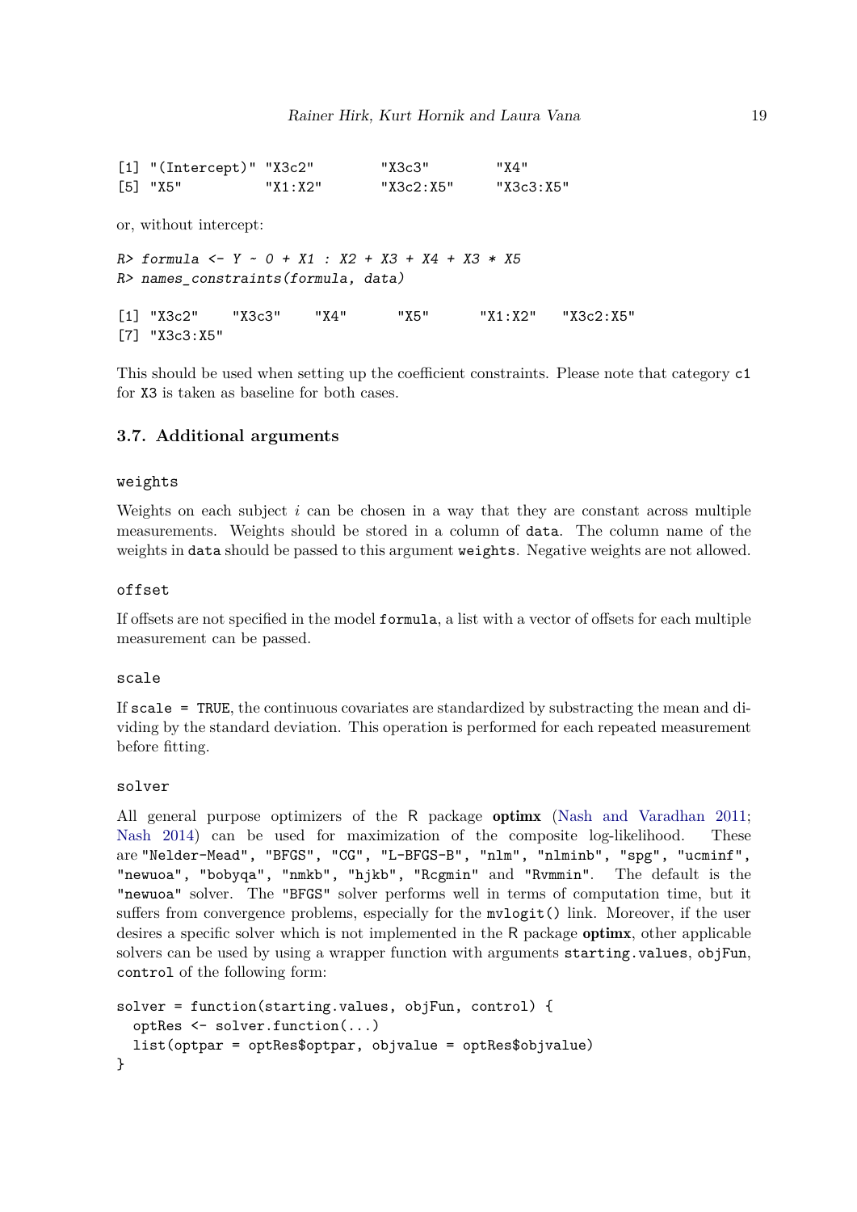```
[1] "(Intercept)" "X3c2"        "X3c3"        "X4"
[5] "X5"          "X1:X2"       "X3c2:X5"     "X3c3:X5"
```

or, without intercept:

```
R> formula <- Y ~ 0 + X1 : X2 + X3 + X4 + X3 * X5
R> names_constraints(formula, data)

[1] "X3c2"    "X3c3"    "X4"      "X5"      "X1:X2"   "X3c2:X5"
[7] "X3c3:X5"
```

This should be used when setting up the coefficient constraints. Please note that category `c1` for `X3` is taken as baseline for both cases.

### 3.7. Additional arguments

`weights`

Weights on each subject $i$ can be chosen in a way that they are constant across multiple measurements. Weights should be stored in a column of `data`. The column name of the weights in `data` should be passed to this argument `weights`. Negative weights are not allowed.

`offset`

If offsets are not specified in the model `formula`, a list with a vector of offsets for each multiple measurement can be passed.

`scale`

If `scale = TRUE`, the continuous covariates are standardized by substracting the mean and dividing by the standard deviation. This operation is performed for each repeated measurement before fitting.

`solver`

All general purpose optimizers of the R package **optimx** (Nash and Varadhan 2011; Nash 2014) can be used for maximization of the composite log-likelihood. These are `"Nelder-Mead"`, `"BFGS"`, `"CG"`, `"L-BFGS-B"`, `"nlm"`, `"nlminb"`, `"spg"`, `"ucminf"`, `"newuoa"`, `"bobyqa"`, `"nmkb"`, `"hjkb"`, `"Rcgmin"` and `"Rvmmin"`. The default is the `"newuoa"` solver. The `"BFGS"` solver performs well in terms of computation time, but it suffers from convergence problems, especially for the `mvlogit()` link. Moreover, if the user desires a specific solver which is not implemented in the R package **optimx**, other applicable solvers can be used by using a wrapper function with arguments `starting.values`, `objFun`, `control` of the following form:

```
solver = function(starting.values, objFun, control) {
  optRes <- solver.function(...)
  list(optpar = optRes$optpar, objvalue = optRes$objvalue)
}
```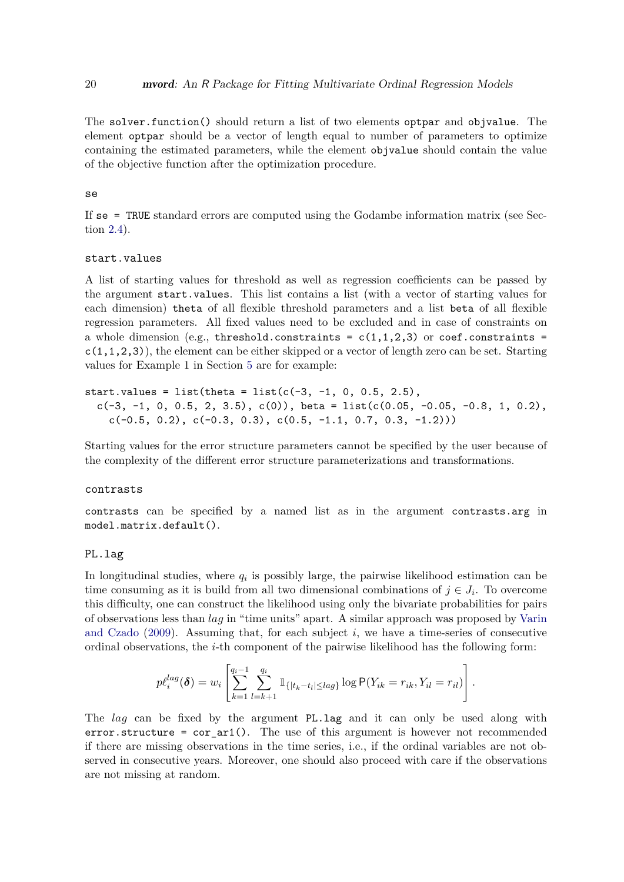The `solver.function()` should return a list of two elements `optpar` and `objvalue`. The element `optpar` should be a vector of length equal to number of parameters to optimize containing the estimated parameters, while the element `objvalue` should contain the value of the objective function after the optimization procedure.

`se`

If `se = TRUE` standard errors are computed using the Godambe information matrix (see Section 2.4).

`start.values`

A list of starting values for threshold as well as regression coefficients can be passed by the argument `start.values`. This list contains a list (with a vector of starting values for each dimension) `theta` of all flexible threshold parameters and a list `beta` of all flexible regression parameters. All fixed values need to be excluded and in case of constraints on a whole dimension (e.g., `threshold.constraints = c(1,1,2,3)` or `coef.constraints = c(1,1,2,3)`), the element can be either skipped or a vector of length zero can be set. Starting values for Example 1 in Section 5 are for example:

```
start.values = list(theta = list(c(-3, -1, 0, 0.5, 2.5),
  c(-3, -1, 0, 0.5, 2, 3.5), c(0)), beta = list(c(0.05, -0.05, -0.8, 1, 0.2),
    c(-0.5, 0.2), c(-0.3, 0.3), c(0.5, -1.1, 0.7, 0.3, -1.2)))
```

Starting values for the error structure parameters cannot be specified by the user because of the complexity of the different error structure parameterizations and transformations.

`contrasts`

`contrasts` can be specified by a named list as in the argument `contrasts.arg` in `model.matrix.default()`.

`PL.lag`

In longitudinal studies, where $q_i$ is possibly large, the pairwise likelihood estimation can be time consuming as it is build from all two dimensional combinations of $j \in J_i$. To overcome this difficulty, one can construct the likelihood using only the bivariate probabilities for pairs of observations less than $lag$ in "time units" apart. A similar approach was proposed by Varin and Czado (2009). Assuming that, for each subject $i$, we have a time-series of consecutive ordinal observations, the $i$-th component of the pairwise likelihood has the following form:

$$p\ell_i^{lag}(\boldsymbol{\delta}) = w_i \left[ \sum_{k=1}^{q_i-1} \sum_{l=k+1}^{q_i} \mathbb{1}_{\{|t_k - t_l| \leq lag\}} \log \mathsf{P}(Y_{ik} = r_{ik}, Y_{il} = r_{il}) \right].$$

The $lag$ can be fixed by the argument `PL.lag` and it can only be used along with `error.structure = cor_ar1()`. The use of this argument is however not recommended if there are missing observations in the time series, i.e., if the ordinal variables are not observed in consecutive years. Moreover, one should also proceed with care if the observations are not missing at random.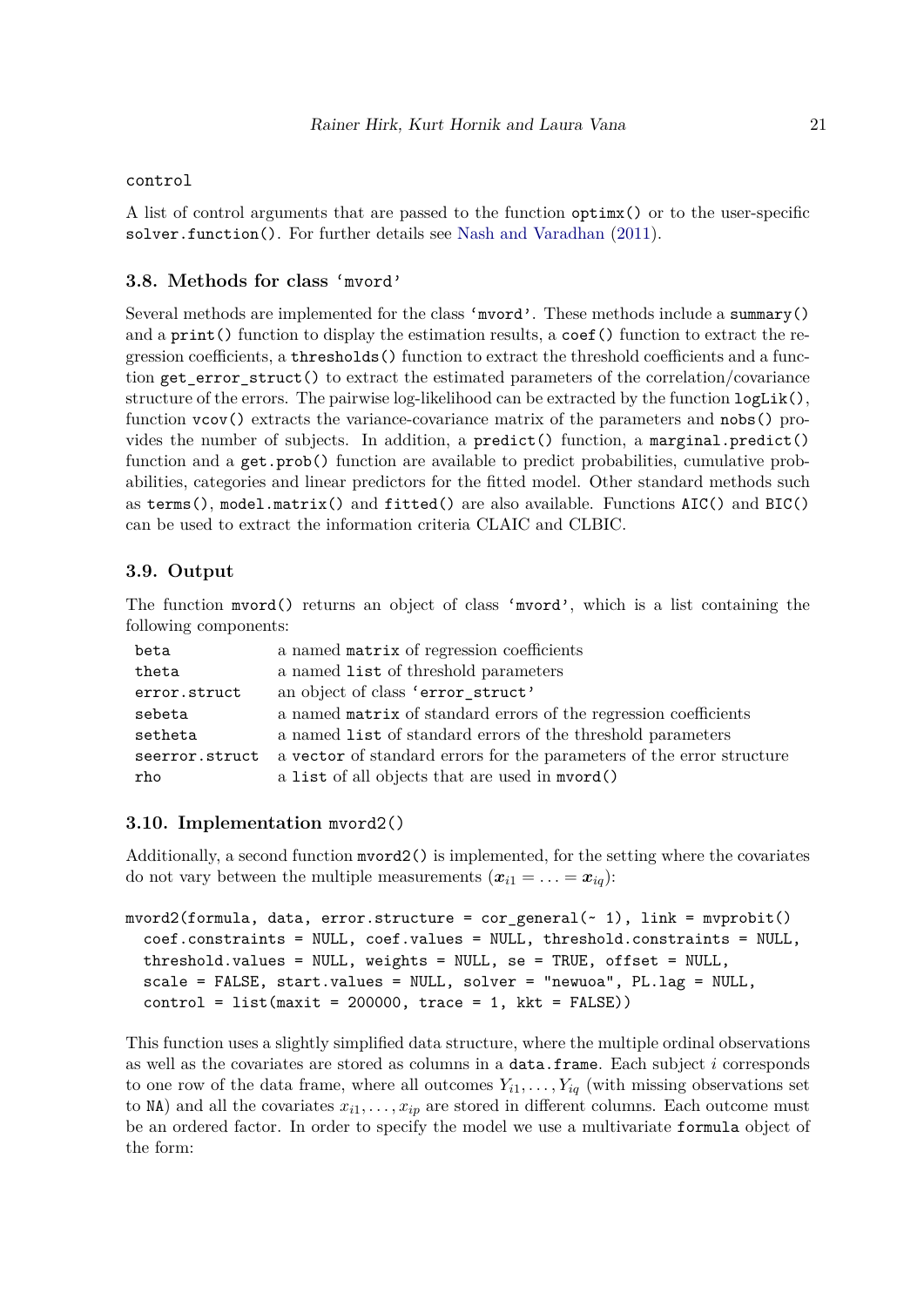`control`

A list of control arguments that are passed to the function `optimx()` or to the user-specific `solver.function()`. For further details see Nash and Varadhan (2011).

### 3.8. Methods for class 'mvord'

Several methods are implemented for the class 'mvord'. These methods include a `summary()` and a `print()` function to display the estimation results, a `coef()` function to extract the regression coefficients, a `thresholds()` function to extract the threshold coefficients and a function `get_error_struct()` to extract the estimated parameters of the correlation/covariance structure of the errors. The pairwise log-likelihood can be extracted by the function `logLik()`, function `vcov()` extracts the variance-covariance matrix of the parameters and `nobs()` provides the number of subjects. In addition, a `predict()` function, a `marginal.predict()` function and a `get.prob()` function are available to predict probabilities, cumulative probabilities, categories and linear predictors for the fitted model. Other standard methods such as `terms()`, `model.matrix()` and `fitted()` are also available. Functions `AIC()` and `BIC()` can be used to extract the information criteria CLAIC and CLBIC.

### 3.9. Output

The function `mvord()` returns an object of class 'mvord', which is a list containing the following components:

| | |
|---|---|
| `beta` | a named `matrix` of regression coefficients |
| `theta` | a named `list` of threshold parameters |
| `error.struct` | an object of class 'error_struct' |
| `sebeta` | a named `matrix` of standard errors of the regression coefficients |
| `setheta` | a named `list` of standard errors of the threshold parameters |
| `seerror.struct` | a `vector` of standard errors for the parameters of the error structure |
| `rho` | a `list` of all objects that are used in `mvord()` |

### 3.10. Implementation mvord2()

Additionally, a second function `mvord2()` is implemented, for the setting where the covariates do not vary between the multiple measurements ($\boldsymbol{x}_{i1} = \ldots = \boldsymbol{x}_{iq}$):

```
mvord2(formula, data, error.structure = cor_general(~ 1), link = mvprobit()
  coef.constraints = NULL, coef.values = NULL, threshold.constraints = NULL,
  threshold.values = NULL, weights = NULL, se = TRUE, offset = NULL,
  scale = FALSE, start.values = NULL, solver = "newuoa", PL.lag = NULL,
  control = list(maxit = 200000, trace = 1, kkt = FALSE))
```

This function uses a slightly simplified data structure, where the multiple ordinal observations as well as the covariates are stored as columns in a `data.frame`. Each subject $i$ corresponds to one row of the data frame, where all outcomes $Y_{i1}, \ldots, Y_{iq}$ (with missing observations set to `NA`) and all the covariates $x_{i1}, \ldots, x_{ip}$ are stored in different columns. Each outcome must be an ordered factor. In order to specify the model we use a multivariate `formula` object of the form: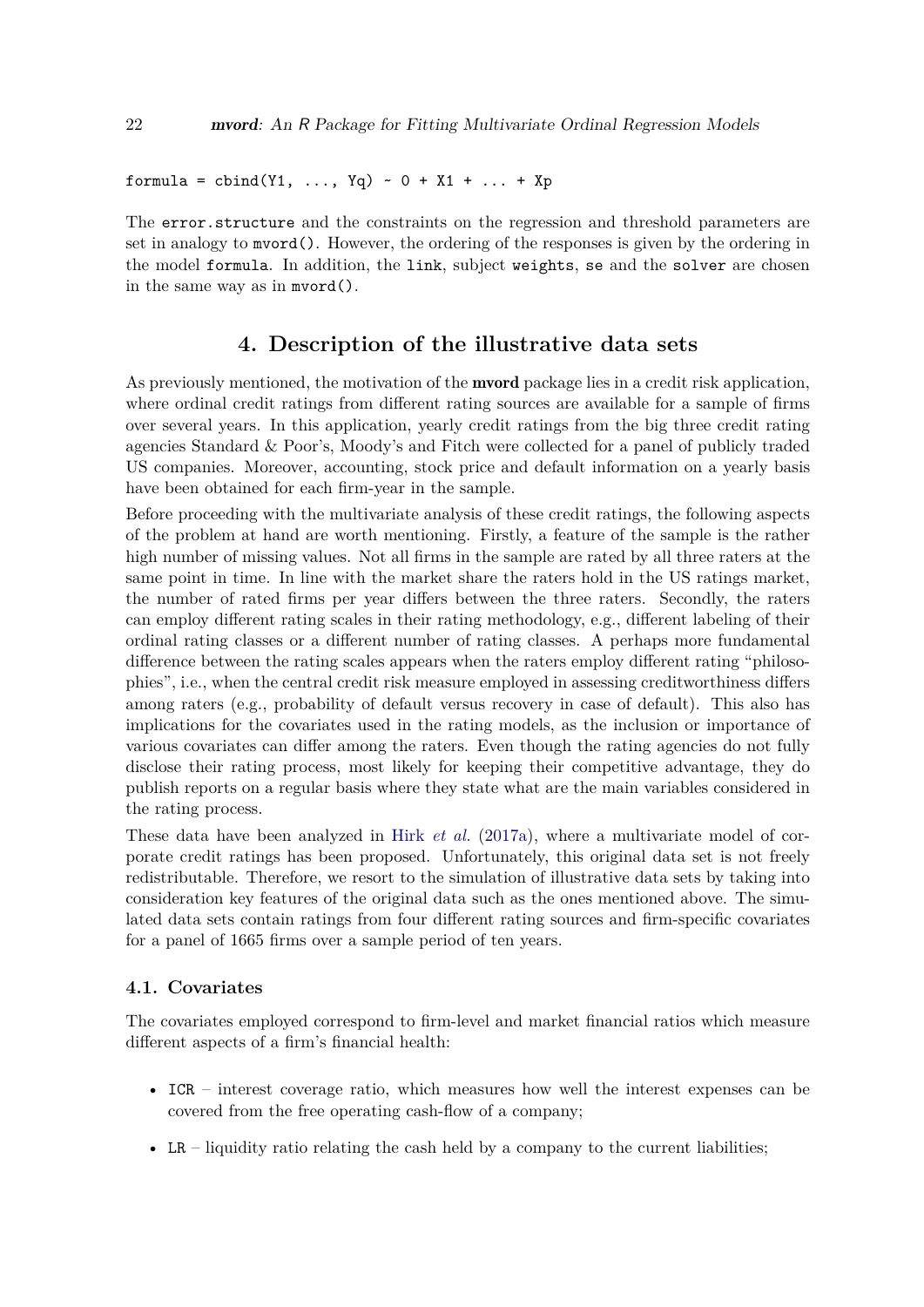```
formula = cbind(Y1, ..., Yq) ~ 0 + X1 + ... + Xp
```

The `error.structure` and the constraints on the regression and threshold parameters are set in analogy to `mvord()`. However, the ordering of the responses is given by the ordering in the model `formula`. In addition, the `link`, subject `weights`, `se` and the `solver` are chosen in the same way as in `mvord()`.

# 4. Description of the illustrative data sets

As previously mentioned, the motivation of the **mvord** package lies in a credit risk application, where ordinal credit ratings from different rating sources are available for a sample of firms over several years. In this application, yearly credit ratings from the big three credit rating agencies Standard & Poor's, Moody's and Fitch were collected for a panel of publicly traded US companies. Moreover, accounting, stock price and default information on a yearly basis have been obtained for each firm-year in the sample.

Before proceeding with the multivariate analysis of these credit ratings, the following aspects of the problem at hand are worth mentioning. Firstly, a feature of the sample is the rather high number of missing values. Not all firms in the sample are rated by all three raters at the same point in time. In line with the market share the raters hold in the US ratings market, the number of rated firms per year differs between the three raters. Secondly, the raters can employ different rating scales in their rating methodology, e.g., different labeling of their ordinal rating classes or a different number of rating classes. A perhaps more fundamental difference between the rating scales appears when the raters employ different rating "philosophies", i.e., when the central credit risk measure employed in assessing creditworthiness differs among raters (e.g., probability of default versus recovery in case of default). This also has implications for the covariates used in the rating models, as the inclusion or importance of various covariates can differ among the raters. Even though the rating agencies do not fully disclose their rating process, most likely for keeping their competitive advantage, they do publish reports on a regular basis where they state what are the main variables considered in the rating process.

These data have been analyzed in Hirk *et al.* (2017a), where a multivariate model of corporate credit ratings has been proposed. Unfortunately, this original data set is not freely redistributable. Therefore, we resort to the simulation of illustrative data sets by taking into consideration key features of the original data such as the ones mentioned above. The simulated data sets contain ratings from four different rating sources and firm-specific covariates for a panel of 1665 firms over a sample period of ten years.

## 4.1. Covariates

The covariates employed correspond to firm-level and market financial ratios which measure different aspects of a firm's financial health:

- `ICR` – interest coverage ratio, which measures how well the interest expenses can be covered from the free operating cash-flow of a company;
- `LR` – liquidity ratio relating the cash held by a company to the current liabilities;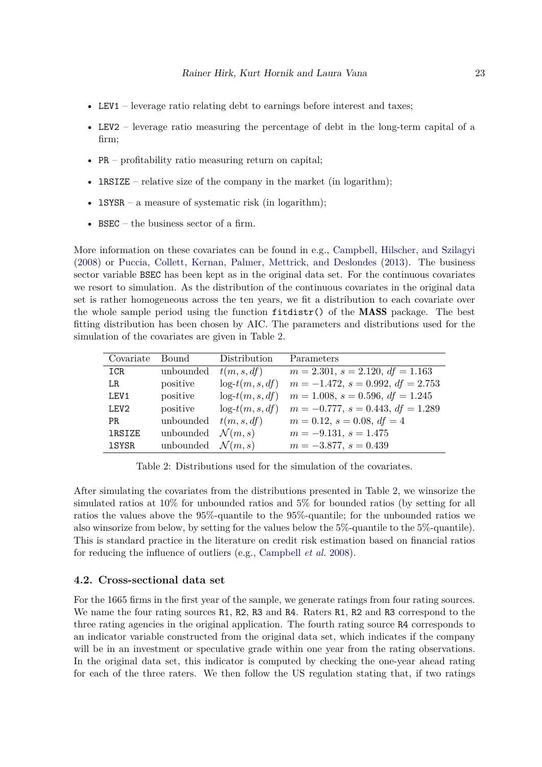- `LEV1` – leverage ratio relating debt to earnings before interest and taxes;
- `LEV2` – leverage ratio measuring the percentage of debt in the long-term capital of a firm;
- `PR` – profitability ratio measuring return on capital;
- `lRSIZE` – relative size of the company in the market (in logarithm);
- `lSYSR` – a measure of systematic risk (in logarithm);
- `BSEC` – the business sector of a firm.

More information on these covariates can be found in e.g., Campbell, Hilscher, and Szilagyi (2008) or Puccia, Collett, Kernan, Palmer, Mettrick, and Deslondes (2013). The business sector variable `BSEC` has been kept as in the original data set. For the continuous covariates we resort to simulation. As the distribution of the continuous covariates in the original data set is rather homogeneous across the ten years, we fit a distribution to each covariate over the whole sample period using the function `fitdistr()` of the **MASS** package. The best fitting distribution has been chosen by AIC. The parameters and distributions used for the simulation of the covariates are given in Table 2.

| Covariate | Bound | Distribution | Parameters |
|---|---|---|---|
| `ICR` | unbounded | $t(m, s, df)$ | $m = 2.301$, $s = 2.120$, $df = 1.163$ |
| `LR` | positive | $\log\text{-}t(m, s, df)$ | $m = -1.472$, $s = 0.992$, $df = 2.753$ |
| `LEV1` | positive | $\log\text{-}t(m, s, df)$ | $m = 1.008$, $s = 0.596$, $df = 1.245$ |
| `LEV2` | positive | $\log\text{-}t(m, s, df)$ | $m = -0.777$, $s = 0.443$, $df = 1.289$ |
| `PR` | unbounded | $t(m, s, df)$ | $m = 0.12$, $s = 0.08$, $df = 4$ |
| `lRSIZE` | unbounded | $\mathcal{N}(m, s)$ | $m = -9.131$, $s = 1.475$ |
| `lSYSR` | unbounded | $\mathcal{N}(m, s)$ | $m = -3.877$, $s = 0.439$ |

Table 2: Distributions used for the simulation of the covariates.

After simulating the covariates from the distributions presented in Table 2, we winsorize the simulated ratios at 10% for unbounded ratios and 5% for bounded ratios (by setting for all ratios the values above the 95%-quantile to the 95%-quantile; for the unbounded ratios we also winsorize from below, by setting for the values below the 5%-quantile to the 5%-quantile). This is standard practice in the literature on credit risk estimation based on financial ratios for reducing the influence of outliers (e.g., Campbell *et al.* 2008).

### 4.2. Cross-sectional data set

For the 1665 firms in the first year of the sample, we generate ratings from four rating sources. We name the four rating sources `R1`, `R2`, `R3` and `R4`. Raters `R1`, `R2` and `R3` correspond to the three rating agencies in the original application. The fourth rating source `R4` corresponds to an indicator variable constructed from the original data set, which indicates if the company will be in an investment or speculative grade within one year from the rating observations. In the original data set, this indicator is computed by checking the one-year ahead rating for each of the three raters. We then follow the US regulation stating that, if two ratings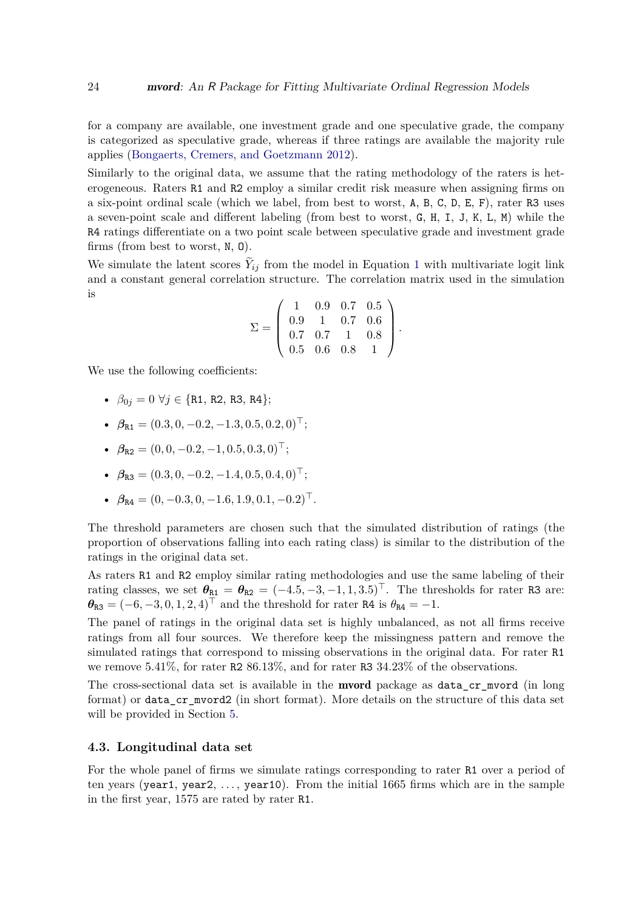for a company are available, one investment grade and one speculative grade, the company is categorized as speculative grade, whereas if three ratings are available the majority rule applies (Bongaerts, Cremers, and Goetzmann 2012).

Similarly to the original data, we assume that the rating methodology of the raters is heterogeneous. Raters `R1` and `R2` employ a similar credit risk measure when assigning firms on a six-point ordinal scale (which we label, from best to worst, `A`, `B`, `C`, `D`, `E`, `F`), rater `R3` uses a seven-point scale and different labeling (from best to worst, `G`, `H`, `I`, `J`, `K`, `L`, `M`) while the `R4` ratings differentiate on a two point scale between speculative grade and investment grade firms (from best to worst, `N`, `O`).

We simulate the latent scores $\widetilde{Y}_{ij}$ from the model in Equation 1 with multivariate logit link and a constant general correlation structure. The correlation matrix used in the simulation is

$$\Sigma = \begin{pmatrix} 1 & 0.9 & 0.7 & 0.5 \\ 0.9 & 1 & 0.7 & 0.6 \\ 0.7 & 0.7 & 1 & 0.8 \\ 0.5 & 0.6 & 0.8 & 1 \end{pmatrix}.$$

We use the following coefficients:

- $\beta_{0j} = 0 \ \forall j \in \{\texttt{R1}, \texttt{R2}, \texttt{R3}, \texttt{R4}\}$;
- $\boldsymbol{\beta}_{\texttt{R1}} = (0.3, 0, -0.2, -1.3, 0.5, 0.2, 0)^\top$;
- $\boldsymbol{\beta}_{\texttt{R2}} = (0, 0, -0.2, -1, 0.5, 0.3, 0)^\top$;
- $\boldsymbol{\beta}_{\texttt{R3}} = (0.3, 0, -0.2, -1.4, 0.5, 0.4, 0)^\top$;
- $\boldsymbol{\beta}_{\texttt{R4}} = (0, -0.3, 0, -1.6, 1.9, 0.1, -0.2)^\top$.

The threshold parameters are chosen such that the simulated distribution of ratings (the proportion of observations falling into each rating class) is similar to the distribution of the ratings in the original data set.

As raters `R1` and `R2` employ similar rating methodologies and use the same labeling of their rating classes, we set $\boldsymbol{\theta}_{\texttt{R1}} = \boldsymbol{\theta}_{\texttt{R2}} = (-4.5, -3, -1, 1, 3.5)^\top$. The thresholds for rater `R3` are: $\boldsymbol{\theta}_{\texttt{R3}} = (-6, -3, 0, 1, 2, 4)^\top$ and the threshold for rater `R4` is $\theta_{\texttt{R4}} = -1$.

The panel of ratings in the original data set is highly unbalanced, as not all firms receive ratings from all four sources. We therefore keep the missingness pattern and remove the simulated ratings that correspond to missing observations in the original data. For rater `R1` we remove 5.41%, for rater `R2` 86.13%, and for rater `R3` 34.23% of the observations.

The cross-sectional data set is available in the **mvord** package as `data_cr_mvord` (in long format) or `data_cr_mvord2` (in short format). More details on the structure of this data set will be provided in Section 5.

### 4.3. Longitudinal data set

For the whole panel of firms we simulate ratings corresponding to rater `R1` over a period of ten years (`year1`, `year2`, ..., `year10`). From the initial 1665 firms which are in the sample in the first year, 1575 are rated by rater `R1`.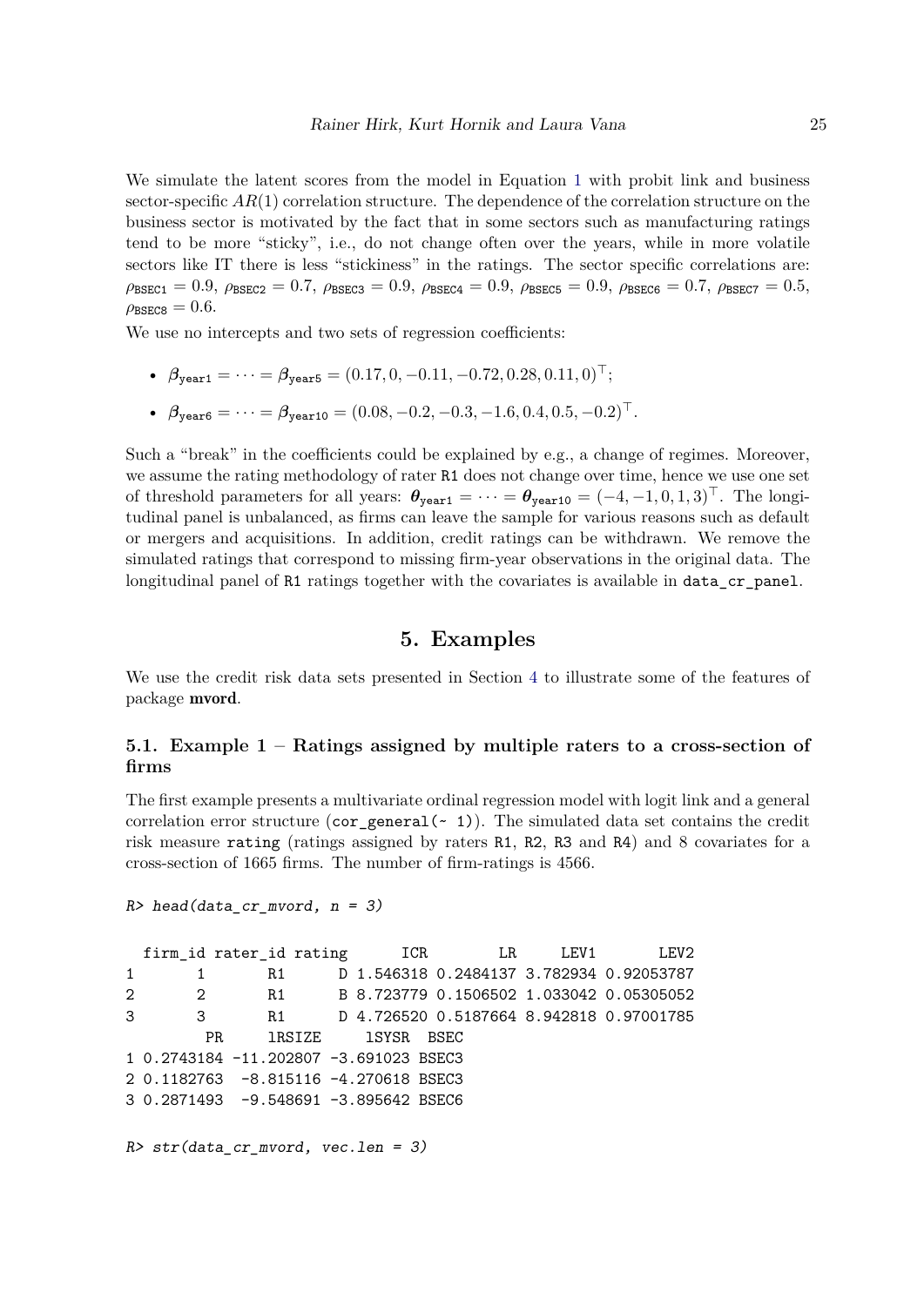We simulate the latent scores from the model in Equation 1 with probit link and business sector-specific $AR(1)$ correlation structure. The dependence of the correlation structure on the business sector is motivated by the fact that in some sectors such as manufacturing ratings tend to be more "sticky", i.e., do not change often over the years, while in more volatile sectors like IT there is less "stickiness" in the ratings. The sector specific correlations are: $\rho_{\texttt{BSEC1}} = 0.9$, $\rho_{\texttt{BSEC2}} = 0.7$, $\rho_{\texttt{BSEC3}} = 0.9$, $\rho_{\texttt{BSEC4}} = 0.9$, $\rho_{\texttt{BSEC5}} = 0.9$, $\rho_{\texttt{BSEC6}} = 0.7$, $\rho_{\texttt{BSEC7}} = 0.5$, $\rho_{\texttt{BSEC8}} = 0.6$.

We use no intercepts and two sets of regression coefficients:

- $\boldsymbol{\beta}_{\texttt{year1}} = \cdots = \boldsymbol{\beta}_{\texttt{year5}} = (0.17, 0, -0.11, -0.72, 0.28, 0.11, 0)^\top$;
- $\boldsymbol{\beta}_{\texttt{year6}} = \cdots = \boldsymbol{\beta}_{\texttt{year10}} = (0.08, -0.2, -0.3, -1.6, 0.4, 0.5, -0.2)^\top$.

Such a "break" in the coefficients could be explained by e.g., a change of regimes. Moreover, we assume the rating methodology of rater `R1` does not change over time, hence we use one set of threshold parameters for all years: $\boldsymbol{\theta}_{\texttt{year1}} = \cdots = \boldsymbol{\theta}_{\texttt{year10}} = (-4, -1, 0, 1, 3)^\top$. The longitudinal panel is unbalanced, as firms can leave the sample for various reasons such as default or mergers and acquisitions. In addition, credit ratings can be withdrawn. We remove the simulated ratings that correspond to missing firm-year observations in the original data. The longitudinal panel of `R1` ratings together with the covariates is available in `data_cr_panel`.

# 5. Examples

We use the credit risk data sets presented in Section 4 to illustrate some of the features of package **mvord**.

## 5.1. Example 1 – Ratings assigned by multiple raters to a cross-section of firms

The first example presents a multivariate ordinal regression model with logit link and a general correlation error structure (`cor_general(~ 1)`). The simulated data set contains the credit risk measure `rating` (ratings assigned by raters `R1`, `R2`, `R3` and `R4`) and 8 covariates for a cross-section of 1665 firms. The number of firm-ratings is 4566.

```
R> head(data_cr_mvord, n = 3)

  firm_id rater_id rating      ICR        LR     LEV1       LEV2
1       1       R1      D 1.546318 0.2484137 3.782934 0.92053787
2       2       R1      B 8.723779 0.1506502 1.033042 0.05305052
3       3       R1      D 4.726520 0.5187664 8.942818 0.97001785
         PR     lRSIZE     lSYSR  BSEC
1 0.2743184 -11.202807 -3.691023 BSEC3
2 0.1182763  -8.815116 -4.270618 BSEC3
3 0.2871493  -9.548691 -3.895642 BSEC6

R> str(data_cr_mvord, vec.len = 3)
```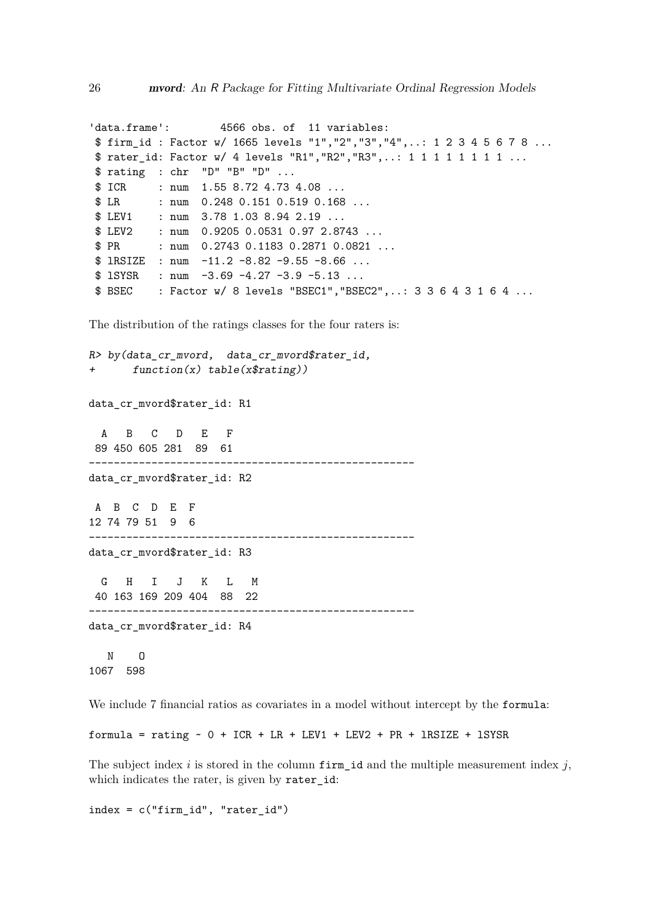```
'data.frame':	4566 obs. of  11 variables:
 $ firm_id : Factor w/ 1665 levels "1","2","3","4",..: 1 2 3 4 5 6 7 8 ...
 $ rater_id: Factor w/ 4 levels "R1","R2","R3",..: 1 1 1 1 1 1 1 1 ...
 $ rating  : chr  "D" "B" "D" ...
 $ ICR     : num  1.55 8.72 4.73 4.08 ...
 $ LR      : num  0.248 0.151 0.519 0.168 ...
 $ LEV1    : num  3.78 1.03 8.94 2.19 ...
 $ LEV2    : num  0.9205 0.0531 0.97 2.8743 ...
 $ PR      : num  0.2743 0.1183 0.2871 0.0821 ...
 $ lRSIZE  : num  -11.2 -8.82 -9.55 -8.66 ...
 $ lSYSR   : num  -3.69 -4.27 -3.9 -5.13 ...
 $ BSEC    : Factor w/ 8 levels "BSEC1","BSEC2",..: 3 3 6 4 3 1 6 4 ...
```

The distribution of the ratings classes for the four raters is:

```
R> by(data_cr_mvord,  data_cr_mvord$rater_id,
+      function(x) table(x$rating))

data_cr_mvord$rater_id: R1

  A   B   C   D   E   F 
 89 450 605 281  89  61 
----------------------------------------------------
data_cr_mvord$rater_id: R2

 A  B  C  D  E  F 
12 74 79 51  9  6 
----------------------------------------------------
data_cr_mvord$rater_id: R3

  G   H   I   J   K   L   M 
 40 163 169 209 404  88  22 
----------------------------------------------------
data_cr_mvord$rater_id: R4

   N    O 
1067  598 
```

We include 7 financial ratios as covariates in a model without intercept by the `formula`:

```
formula = rating ~ 0 + ICR + LR + LEV1 + LEV2 + PR + lRSIZE + lSYSR
```

The subject index $i$ is stored in the column `firm_id` and the multiple measurement index $j$, which indicates the rater, is given by `rater_id`:

```
index = c("firm_id", "rater_id")
```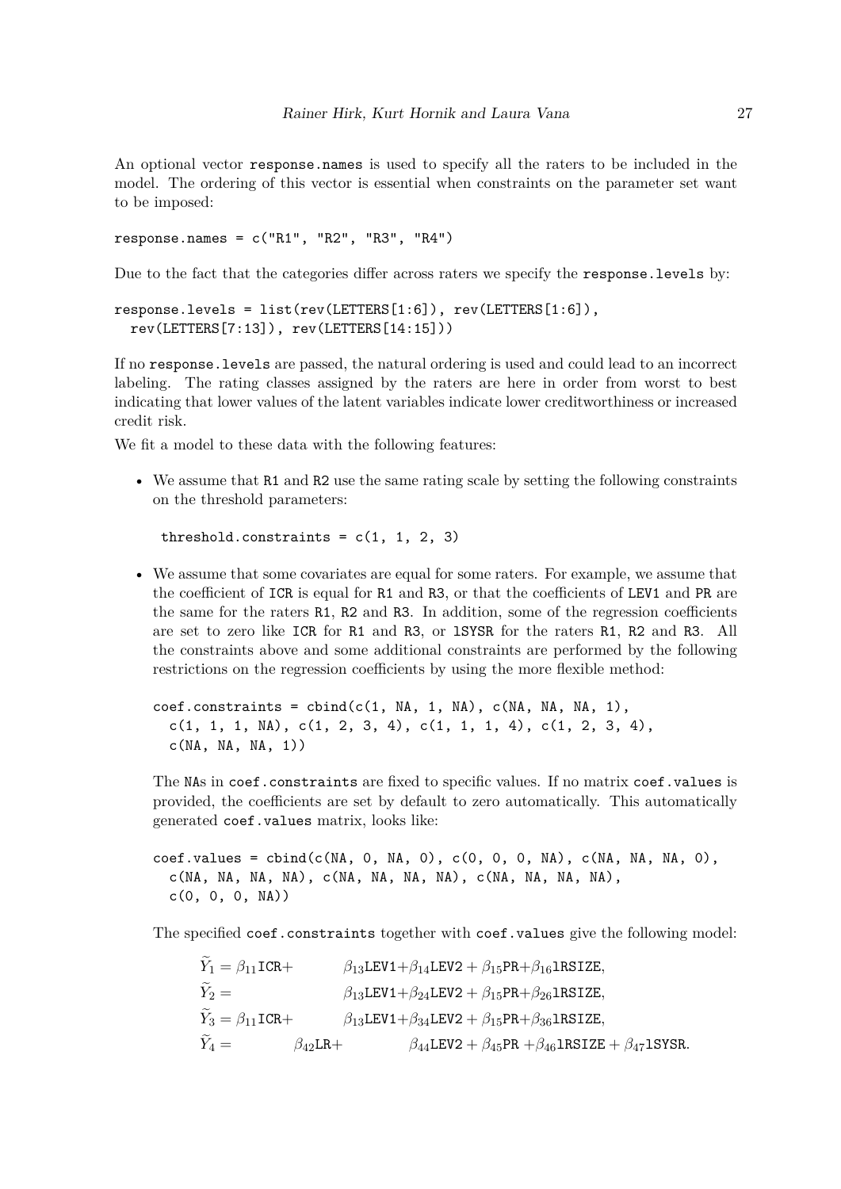An optional vector `response.names` is used to specify all the raters to be included in the model. The ordering of this vector is essential when constraints on the parameter set want to be imposed:

```
response.names = c("R1", "R2", "R3", "R4")
```

Due to the fact that the categories differ across raters we specify the `response.levels` by:

```
response.levels = list(rev(LETTERS[1:6]), rev(LETTERS[1:6]),
  rev(LETTERS[7:13]), rev(LETTERS[14:15]))
```

If no `response.levels` are passed, the natural ordering is used and could lead to an incorrect labeling. The rating classes assigned by the raters are here in order from worst to best indicating that lower values of the latent variables indicate lower creditworthiness or increased credit risk.

We fit a model to these data with the following features:

- We assume that R1 and R2 use the same rating scale by setting the following constraints on the threshold parameters:

  ```
  threshold.constraints = c(1, 1, 2, 3)
  ```

- We assume that some covariates are equal for some raters. For example, we assume that the coefficient of ICR is equal for R1 and R3, or that the coefficients of LEV1 and PR are the same for the raters R1, R2 and R3. In addition, some of the regression coefficients are set to zero like ICR for R1 and R3, or lSYSR for the raters R1, R2 and R3. All the constraints above and some additional constraints are performed by the following restrictions on the regression coefficients by using the more flexible method:

  ```
  coef.constraints = cbind(c(1, NA, 1, NA), c(NA, NA, NA, 1),
    c(1, 1, 1, NA), c(1, 2, 3, 4), c(1, 1, 1, 4), c(1, 2, 3, 4),
    c(NA, NA, NA, 1))
  ```

  The NAs in `coef.constraints` are fixed to specific values. If no matrix `coef.values` is provided, the coefficients are set by default to zero automatically. This automatically generated `coef.values` matrix, looks like:

  ```
  coef.values = cbind(c(NA, 0, NA, 0), c(0, 0, 0, NA), c(NA, NA, NA, 0),
    c(NA, NA, NA, NA), c(NA, NA, NA, NA), c(NA, NA, NA, NA),
    c(0, 0, 0, NA))
  ```

  The specified `coef.constraints` together with `coef.values` give the following model:

  $$
  \begin{aligned}
  \widetilde{Y}_1 &= \beta_{11}\texttt{ICR} + \beta_{13}\texttt{LEV1} + \beta_{14}\texttt{LEV2} + \beta_{15}\texttt{PR} + \beta_{16}\texttt{lRSIZE},\\
  \widetilde{Y}_2 &= \beta_{13}\texttt{LEV1} + \beta_{24}\texttt{LEV2} + \beta_{15}\texttt{PR} + \beta_{26}\texttt{lRSIZE},\\
  \widetilde{Y}_3 &= \beta_{11}\texttt{ICR} + \beta_{13}\texttt{LEV1} + \beta_{34}\texttt{LEV2} + \beta_{15}\texttt{PR} + \beta_{36}\texttt{lRSIZE},\\
  \widetilde{Y}_4 &= \beta_{42}\texttt{LR} + \beta_{44}\texttt{LEV2} + \beta_{45}\texttt{PR} + \beta_{46}\texttt{lRSIZE} + \beta_{47}\texttt{lSYSR}.
  \end{aligned}
  $$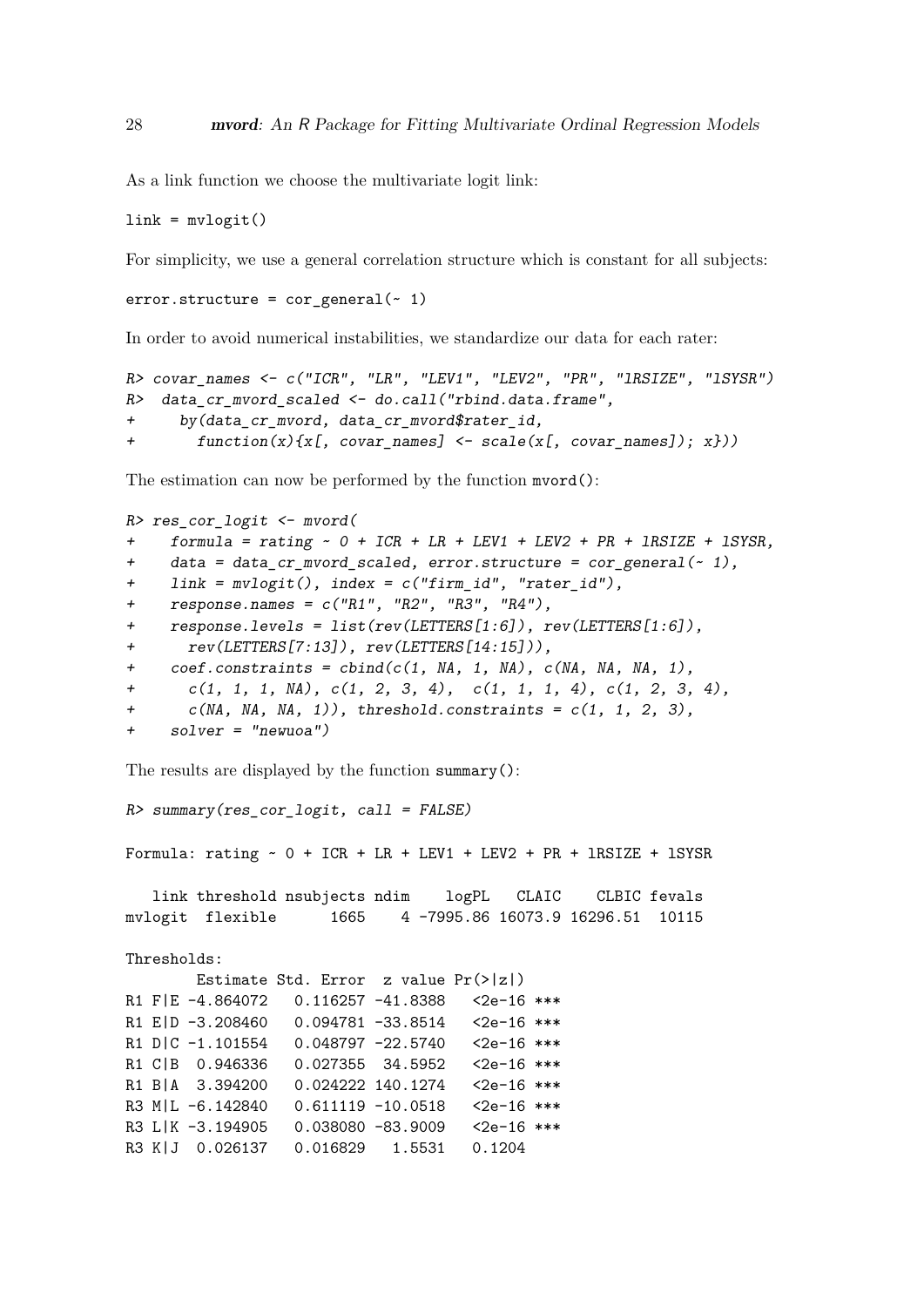As a link function we choose the multivariate logit link:

```
link = mvlogit()
```

For simplicity, we use a general correlation structure which is constant for all subjects:

```
error.structure = cor_general(~ 1)
```

In order to avoid numerical instabilities, we standardize our data for each rater:

```
R> covar_names <- c("ICR", "LR", "LEV1", "LEV2", "PR", "lRSIZE", "lSYSR")
R>  data_cr_mvord_scaled <- do.call("rbind.data.frame",
+     by(data_cr_mvord, data_cr_mvord$rater_id,
+       function(x){x[, covar_names] <- scale(x[, covar_names]); x}))
```

The estimation can now be performed by the function `mvord()`:

```
R> res_cor_logit <- mvord(
+    formula = rating ~ 0 + ICR + LR + LEV1 + LEV2 + PR + lRSIZE + lSYSR,
+    data = data_cr_mvord_scaled, error.structure = cor_general(~ 1),
+    link = mvlogit(), index = c("firm_id", "rater_id"),
+    response.names = c("R1", "R2", "R3", "R4"),
+    response.levels = list(rev(LETTERS[1:6]), rev(LETTERS[1:6]),
+      rev(LETTERS[7:13]), rev(LETTERS[14:15])),
+    coef.constraints = cbind(c(1, NA, 1, NA), c(NA, NA, NA, 1),
+      c(1, 1, 1, NA), c(1, 2, 3, 4),  c(1, 1, 1, 4), c(1, 2, 3, 4),
+      c(NA, NA, NA, 1)), threshold.constraints = c(1, 1, 2, 3),
+    solver = "newuoa")
```

The results are displayed by the function `summary()`:

```
R> summary(res_cor_logit, call = FALSE)

Formula: rating ~ 0 + ICR + LR + LEV1 + LEV2 + PR + lRSIZE + lSYSR

   link threshold nsubjects ndim    logPL   CLAIC    CLBIC fevals
mvlogit  flexible      1665    4 -7995.86 16073.9 16296.51  10115

Thresholds:
       Estimate Std. Error  z value Pr(>|z|)
R1 F|E -4.864072   0.116257 -41.8388   <2e-16 ***
R1 E|D -3.208460   0.094781 -33.8514   <2e-16 ***
R1 D|C -1.101554   0.048797 -22.5740   <2e-16 ***
R1 C|B  0.946336   0.027355  34.5952   <2e-16 ***
R1 B|A  3.394200   0.024222 140.1274   <2e-16 ***
R3 M|L -6.142840   0.611119 -10.0518   <2e-16 ***
R3 L|K -3.194905   0.038080 -83.9009   <2e-16 ***
R3 K|J  0.026137   0.016829   1.5531   0.1204
```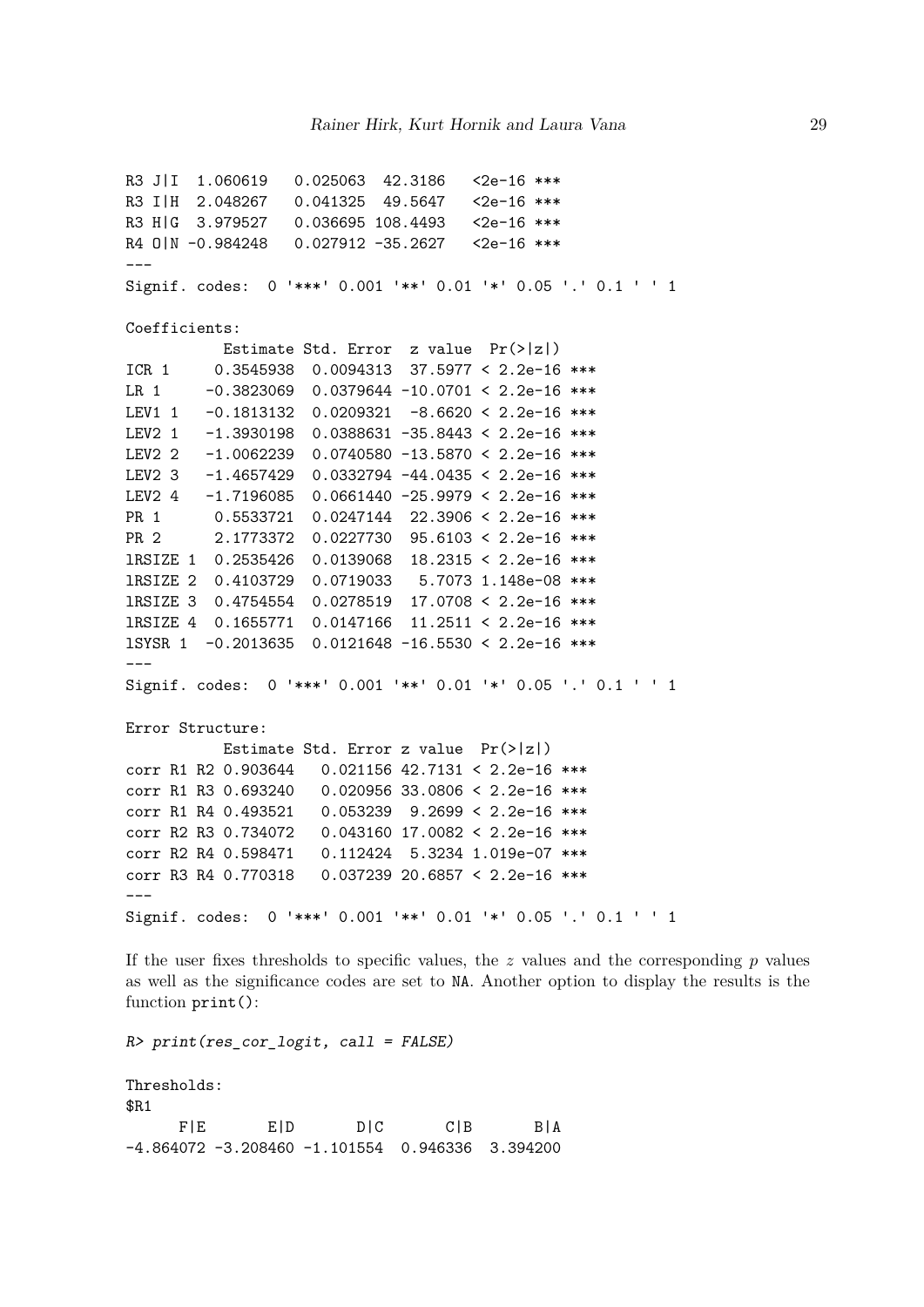```
R3 J|I  1.060619   0.025063  42.3186   <2e-16 ***
R3 I|H  2.048267   0.041325  49.5647   <2e-16 ***
R3 H|G  3.979527   0.036695 108.4493   <2e-16 ***
R4 O|N -0.984248   0.027912 -35.2627   <2e-16 ***
---
Signif. codes:  0 '***' 0.001 '**' 0.01 '*' 0.05 '.' 0.1 ' ' 1

Coefficients:
           Estimate Std. Error  z value  Pr(>|z|)
ICR 1     0.3545938  0.0094313  37.5977 < 2.2e-16 ***
LR 1     -0.3823069  0.0379644 -10.0701 < 2.2e-16 ***
LEV1 1   -0.1813132  0.0209321  -8.6620 < 2.2e-16 ***
LEV2 1   -1.3930198  0.0388631 -35.8443 < 2.2e-16 ***
LEV2 2   -1.0062239  0.0740580 -13.5870 < 2.2e-16 ***
LEV2 3   -1.4657429  0.0332794 -44.0435 < 2.2e-16 ***
LEV2 4   -1.7196085  0.0661440 -25.9979 < 2.2e-16 ***
PR 1      0.5533721  0.0247144  22.3906 < 2.2e-16 ***
PR 2      2.1773372  0.0227730  95.6103 < 2.2e-16 ***
lRSIZE 1  0.2535426  0.0139068  18.2315 < 2.2e-16 ***
lRSIZE 2  0.4103729  0.0719033   5.7073 1.148e-08 ***
lRSIZE 3  0.4754554  0.0278519  17.0708 < 2.2e-16 ***
lRSIZE 4  0.1655771  0.0147166  11.2511 < 2.2e-16 ***
lSYSR 1  -0.2013635  0.0121648 -16.5530 < 2.2e-16 ***
---
Signif. codes:  0 '***' 0.001 '**' 0.01 '*' 0.05 '.' 0.1 ' ' 1

Error Structure:
           Estimate Std. Error z value  Pr(>|z|)
corr R1 R2 0.903644   0.021156 42.7131 < 2.2e-16 ***
corr R1 R3 0.693240   0.020956 33.0806 < 2.2e-16 ***
corr R1 R4 0.493521   0.053239  9.2699 < 2.2e-16 ***
corr R2 R3 0.734072   0.043160 17.0082 < 2.2e-16 ***
corr R2 R4 0.598471   0.112424  5.3234 1.019e-07 ***
corr R3 R4 0.770318   0.037239 20.6857 < 2.2e-16 ***
---
Signif. codes:  0 '***' 0.001 '**' 0.01 '*' 0.05 '.' 0.1 ' ' 1
```

If the user fixes thresholds to specific values, the $z$ values and the corresponding $p$ values as well as the significance codes are set to NA. Another option to display the results is the function print():

```
R> print(res_cor_logit, call = FALSE)

Thresholds:
$R1
      F|E       E|D       D|C       C|B       B|A
-4.864072 -3.208460 -1.101554  0.946336  3.394200
```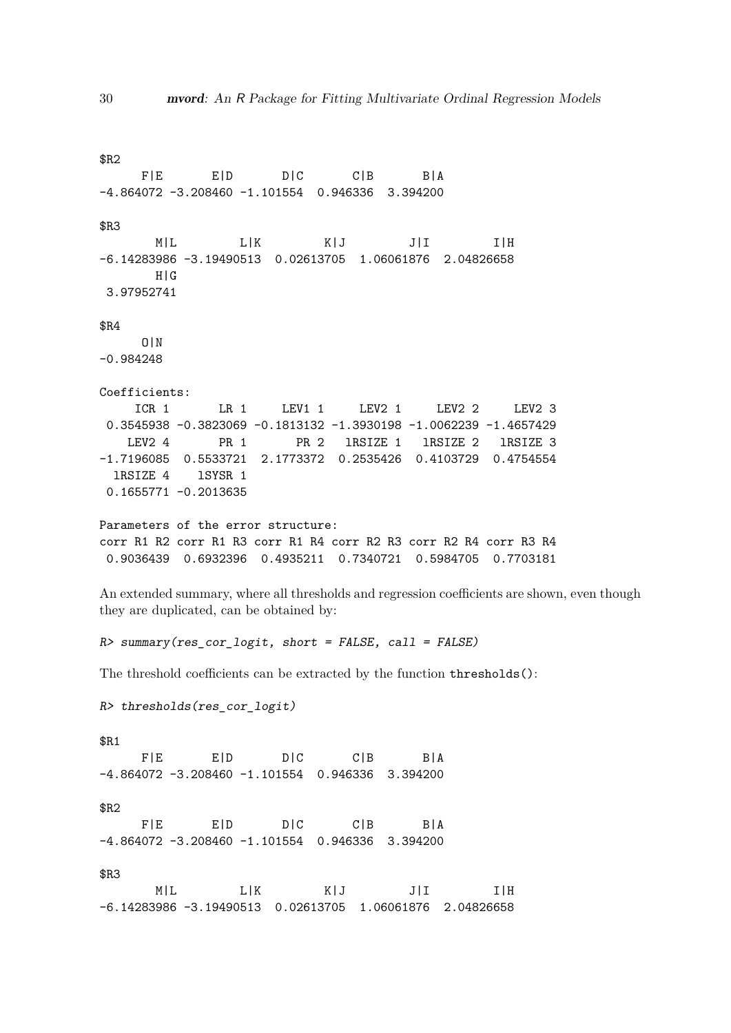```
$R2
     F|E       E|D       D|C       C|B       B|A
-4.864072 -3.208460 -1.101554  0.946336  3.394200

$R3
       M|L         L|K         K|J         J|I         I|H
-6.14283986 -3.19490513  0.02613705  1.06061876  2.04826658
       H|G
 3.97952741

$R4
     O|N
-0.984248

Coefficients:
     ICR 1       LR 1     LEV1 1     LEV2 1     LEV2 2     LEV2 3
 0.3545938 -0.3823069 -0.1813132 -1.3930198 -1.0062239 -1.4657429
    LEV2 4       PR 1       PR 2   lRSIZE 1   lRSIZE 2   lRSIZE 3
-1.7196085  0.5533721  2.1773372  0.2535426  0.4103729  0.4754554
  lRSIZE 4    lSYSR 1
 0.1655771 -0.2013635

Parameters of the error structure:
corr R1 R2 corr R1 R3 corr R1 R4 corr R2 R3 corr R2 R4 corr R3 R4
 0.9036439  0.6932396  0.4935211  0.7340721  0.5984705  0.7703181
```

An extended summary, where all thresholds and regression coefficients are shown, even though they are duplicated, can be obtained by:

```
R> summary(res_cor_logit, short = FALSE, call = FALSE)
```

The threshold coefficients can be extracted by the function `thresholds()`:

```
R> thresholds(res_cor_logit)

$R1
     F|E       E|D       D|C       C|B       B|A
-4.864072 -3.208460 -1.101554  0.946336  3.394200

$R2
     F|E       E|D       D|C       C|B       B|A
-4.864072 -3.208460 -1.101554  0.946336  3.394200

$R3
       M|L         L|K         K|J         J|I         I|H
-6.14283986 -3.19490513  0.02613705  1.06061876  2.04826658
```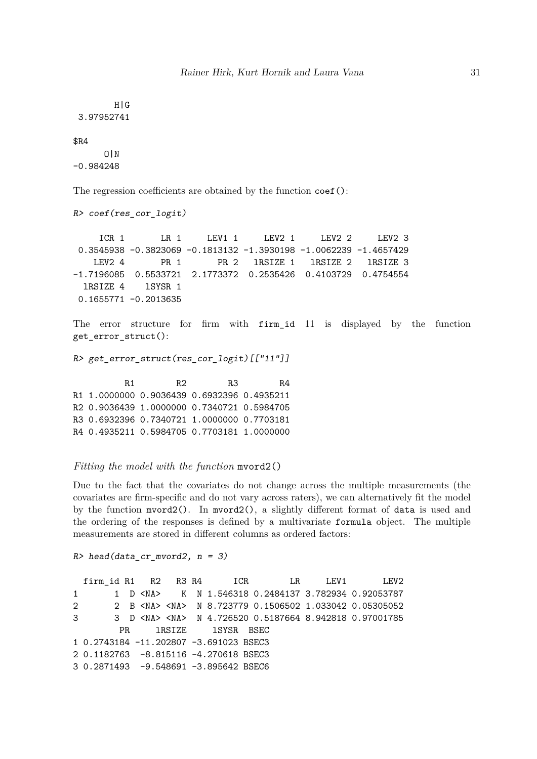```
       H|G
 3.97952741

$R4
      O|N
-0.984248
```

The regression coefficients are obtained by the function `coef()`:

```
R> coef(res_cor_logit)

     ICR 1       LR 1     LEV1 1     LEV2 1     LEV2 2     LEV2 3
 0.3545938 -0.3823069 -0.1813132 -1.3930198 -1.0062239 -1.4657429
    LEV2 4       PR 1       PR 2   lRSIZE 1   lRSIZE 2   lRSIZE 3
-1.7196085  0.5533721  2.1773372  0.2535426  0.4103729  0.4754554
  lRSIZE 4    lSYSR 1
 0.1655771 -0.2013635
```

The error structure for firm with `firm_id` 11 is displayed by the function `get_error_struct()`:

```
R> get_error_struct(res_cor_logit)[["11"]]

          R1        R2        R3        R4
R1 1.0000000 0.9036439 0.6932396 0.4935211
R2 0.9036439 1.0000000 0.7340721 0.5984705
R3 0.6932396 0.7340721 1.0000000 0.7703181
R4 0.4935211 0.5984705 0.7703181 1.0000000
```

*Fitting the model with the function* `mvord2()`

Due to the fact that the covariates do not change across the multiple measurements (the covariates are firm-specific and do not vary across raters), we can alternatively fit the model by the function `mvord2()`. In `mvord2()`, a slightly different format of `data` is used and the ordering of the responses is defined by a multivariate `formula` object. The multiple measurements are stored in different columns as ordered factors:

```
R> head(data_cr_mvord2, n = 3)

  firm_id R1   R2   R3 R4      ICR        LR     LEV1       LEV2
1       1  D <NA>    K  N 1.546318 0.2484137 3.782934 0.92053787
2       2  B <NA> <NA>  N 8.723779 0.1506502 1.033042 0.05305052
3       3  D <NA> <NA>  N 4.726520 0.5187664 8.942818 0.97001785
         PR     lRSIZE     lSYSR  BSEC
1 0.2743184 -11.202807 -3.691023 BSEC3
2 0.1182763  -8.815116 -4.270618 BSEC3
3 0.2871493  -9.548691 -3.895642 BSEC6
```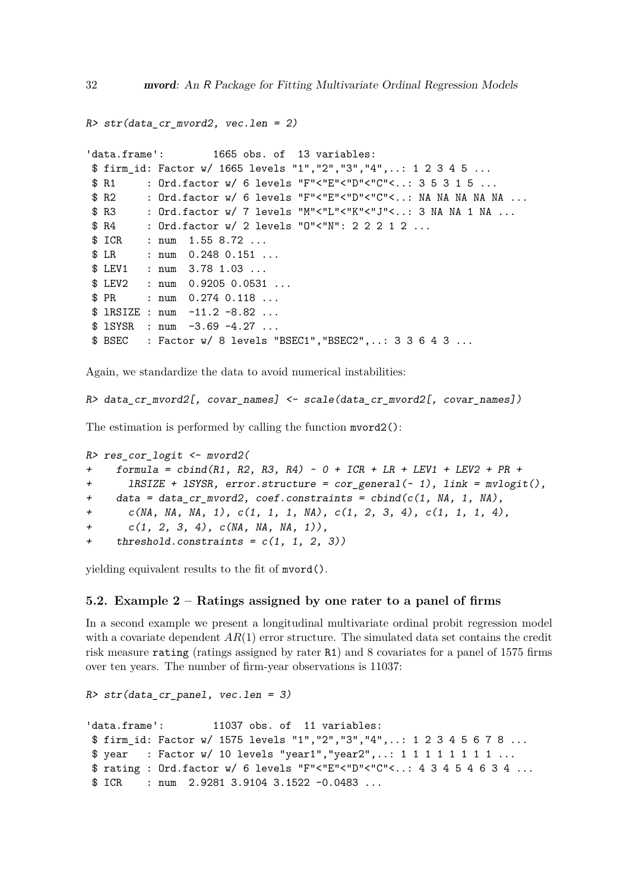```
R> str(data_cr_mvord2, vec.len = 2)

'data.frame':	1665 obs. of  13 variables:
 $ firm_id: Factor w/ 1665 levels "1","2","3","4",..: 1 2 3 4 5 ...
 $ R1     : Ord.factor w/ 6 levels "F"<"E"<"D"<"C"<..: 3 5 3 1 5 ...
 $ R2     : Ord.factor w/ 6 levels "F"<"E"<"D"<"C"<..: NA NA NA NA NA ...
 $ R3     : Ord.factor w/ 7 levels "M"<"L"<"K"<"J"<..: 3 NA NA 1 NA ...
 $ R4     : Ord.factor w/ 2 levels "O"<"N": 2 2 2 1 2 ...
 $ ICR    : num  1.55 8.72 ...
 $ LR     : num  0.248 0.151 ...
 $ LEV1   : num  3.78 1.03 ...
 $ LEV2   : num  0.9205 0.0531 ...
 $ PR     : num  0.274 0.118 ...
 $ lRSIZE : num  -11.2 -8.82 ...
 $ lSYSR  : num  -3.69 -4.27 ...
 $ BSEC   : Factor w/ 8 levels "BSEC1","BSEC2",..: 3 3 6 4 3 ...
```

Again, we standardize the data to avoid numerical instabilities:

```
R> data_cr_mvord2[, covar_names] <- scale(data_cr_mvord2[, covar_names])
```

The estimation is performed by calling the function `mvord2()`:

```
R> res_cor_logit <- mvord2(
+    formula = cbind(R1, R2, R3, R4) ~ 0 + ICR + LR + LEV1 + LEV2 + PR +
+      lRSIZE + lSYSR, error.structure = cor_general(~ 1), link = mvlogit(),
+    data = data_cr_mvord2, coef.constraints = cbind(c(1, NA, 1, NA),
+      c(NA, NA, NA, 1), c(1, 1, 1, NA), c(1, 2, 3, 4), c(1, 1, 1, 4),
+      c(1, 2, 3, 4), c(NA, NA, NA, 1)),
+    threshold.constraints = c(1, 1, 2, 3))
```

yielding equivalent results to the fit of `mvord()`.

### 5.2. Example 2 – Ratings assigned by one rater to a panel of firms

In a second example we present a longitudinal multivariate ordinal probit regression model with a covariate dependent $AR(1)$ error structure. The simulated data set contains the credit risk measure `rating` (ratings assigned by rater `R1`) and 8 covariates for a panel of 1575 firms over ten years. The number of firm-year observations is 11037:

```
R> str(data_cr_panel, vec.len = 3)

'data.frame':	11037 obs. of  11 variables:
 $ firm_id: Factor w/ 1575 levels "1","2","3","4",..: 1 2 3 4 5 6 7 8 ...
 $ year   : Factor w/ 10 levels "year1","year2",..: 1 1 1 1 1 1 1 1 ...
 $ rating : Ord.factor w/ 6 levels "F"<"E"<"D"<"C"<..: 4 3 4 5 4 6 3 4 ...
 $ ICR    : num  2.9281 3.9104 3.1522 -0.0483 ...
```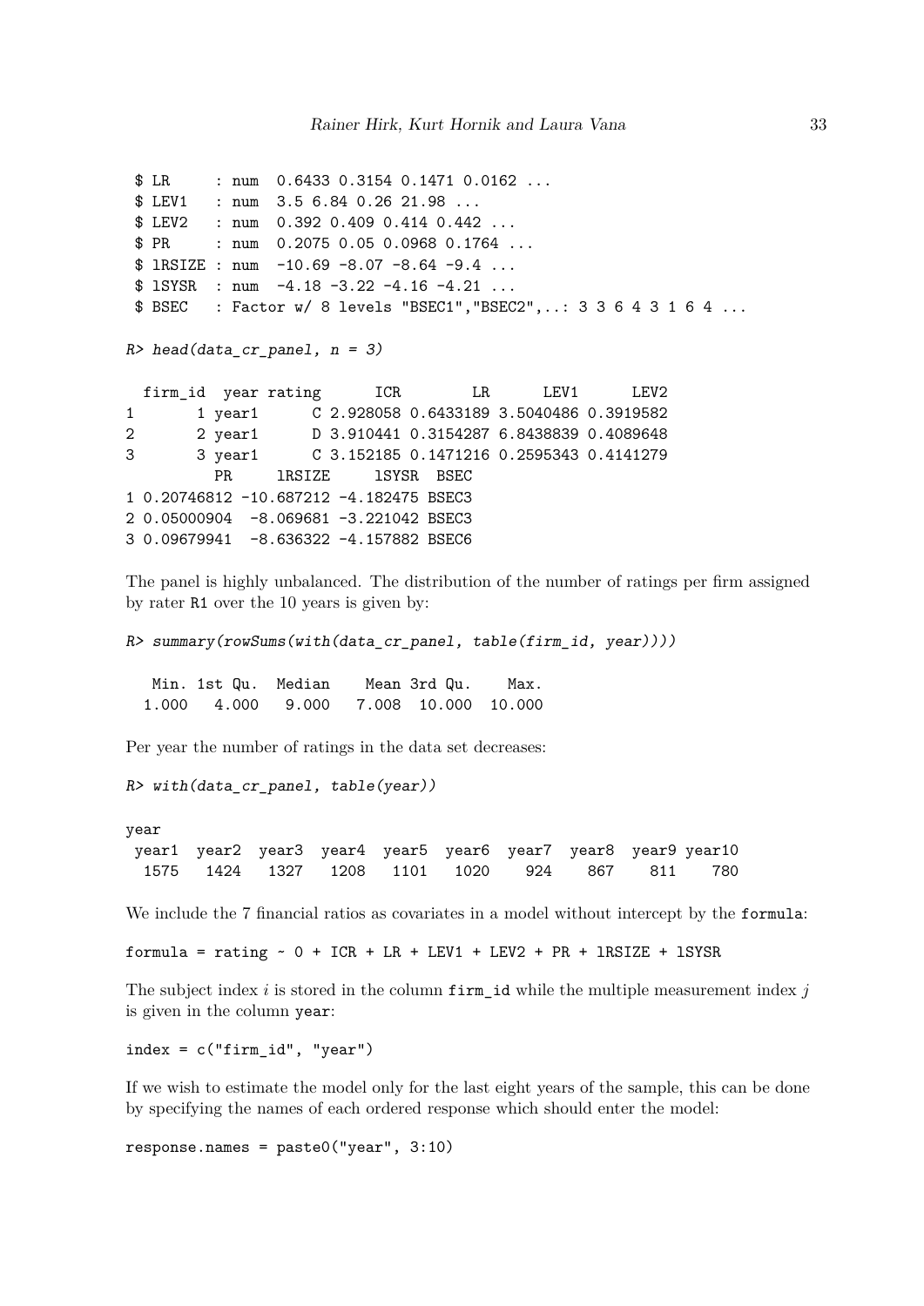```
 $ LR     : num  0.6433 0.3154 0.1471 0.0162 ...
 $ LEV1   : num  3.5 6.84 0.26 21.98 ...
 $ LEV2   : num  0.392 0.409 0.414 0.442 ...
 $ PR     : num  0.2075 0.05 0.0968 0.1764 ...
 $ lRSIZE : num  -10.69 -8.07 -8.64 -9.4 ...
 $ lSYSR  : num  -4.18 -3.22 -4.16 -4.21 ...
 $ BSEC   : Factor w/ 8 levels "BSEC1","BSEC2",..: 3 3 6 4 3 1 6 4 ...
```

```
R> head(data_cr_panel, n = 3)
```

```
  firm_id  year rating      ICR        LR      LEV1      LEV2
1       1 year1      C 2.928058 0.6433189 3.5040486 0.3919582
2       2 year1      D 3.910441 0.3154287 6.8438839 0.4089648
3       3 year1      C 3.152185 0.1471216 0.2595343 0.4141279
          PR     lRSIZE     lSYSR  BSEC
1 0.20746812 -10.687212 -4.182475 BSEC3
2 0.05000904  -8.069681 -3.221042 BSEC3
3 0.09679941  -8.636322 -4.157882 BSEC6
```

The panel is highly unbalanced. The distribution of the number of ratings per firm assigned by rater R1 over the 10 years is given by:

```
R> summary(rowSums(with(data_cr_panel, table(firm_id, year))))
```

```
   Min. 1st Qu.  Median    Mean 3rd Qu.    Max.
  1.000   4.000   9.000   7.008  10.000  10.000
```

Per year the number of ratings in the data set decreases:

```
R> with(data_cr_panel, table(year))
```

```
year
 year1  year2  year3  year4  year5  year6  year7  year8  year9 year10
  1575   1424   1327   1208   1101   1020    924    867    811    780
```

We include the 7 financial ratios as covariates in a model without intercept by the formula:

```
formula = rating ~ 0 + ICR + LR + LEV1 + LEV2 + PR + lRSIZE + lSYSR
```

The subject index $i$ is stored in the column firm_id while the multiple measurement index $j$ is given in the column year:

```
index = c("firm_id", "year")
```

If we wish to estimate the model only for the last eight years of the sample, this can be done by specifying the names of each ordered response which should enter the model:

```
response.names = paste0("year", 3:10)
```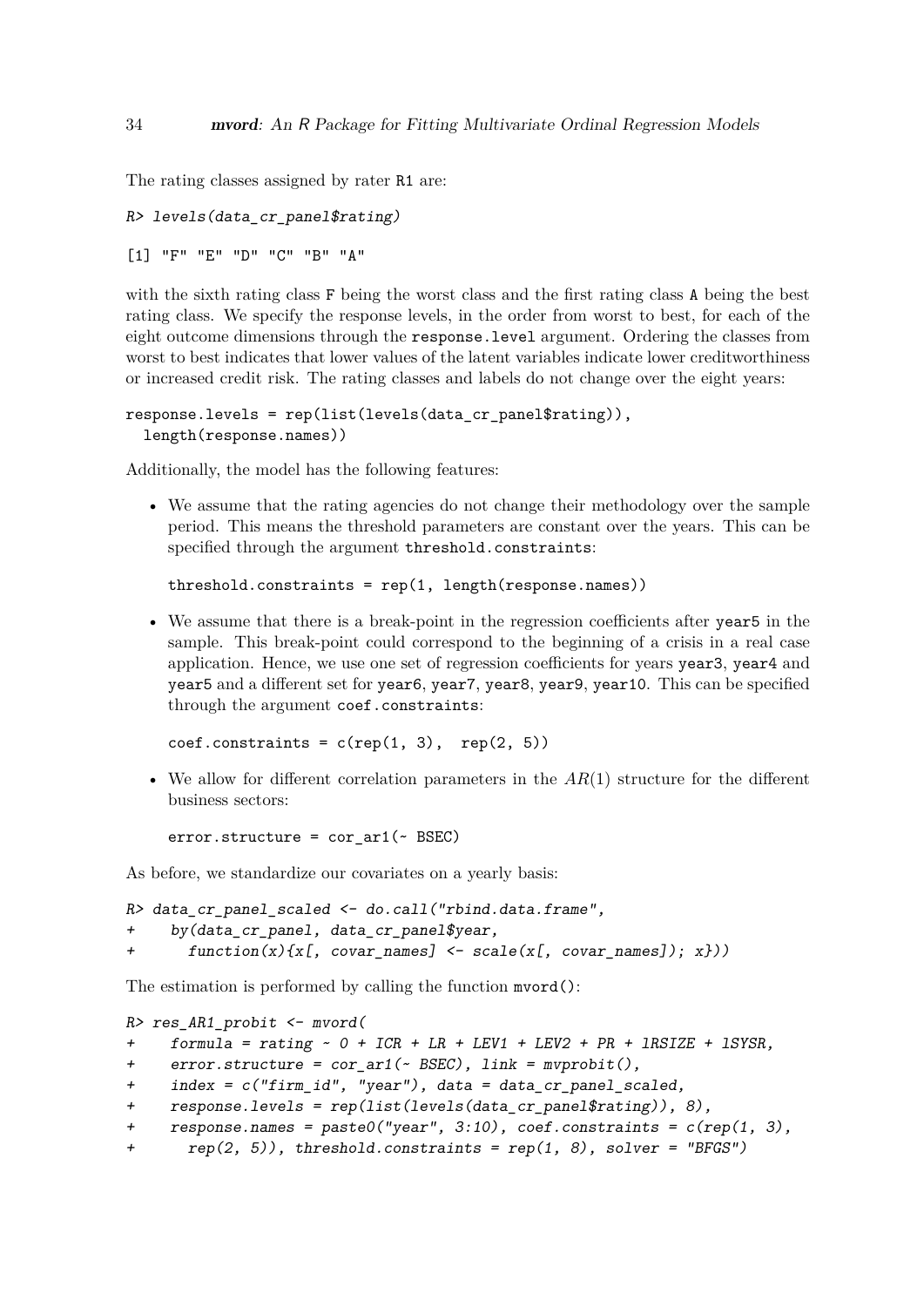The rating classes assigned by rater R1 are:

```
R> levels(data_cr_panel$rating)

[1] "F" "E" "D" "C" "B" "A"
```

with the sixth rating class F being the worst class and the first rating class A being the best rating class. We specify the response levels, in the order from worst to best, for each of the eight outcome dimensions through the response.level argument. Ordering the classes from worst to best indicates that lower values of the latent variables indicate lower creditworthiness or increased credit risk. The rating classes and labels do not change over the eight years:

```
response.levels = rep(list(levels(data_cr_panel$rating)),
  length(response.names))
```

Additionally, the model has the following features:

- We assume that the rating agencies do not change their methodology over the sample period. This means the threshold parameters are constant over the years. This can be specified through the argument threshold.constraints:

  ```
  threshold.constraints = rep(1, length(response.names))
  ```

- We assume that there is a break-point in the regression coefficients after year5 in the sample. This break-point could correspond to the beginning of a crisis in a real case application. Hence, we use one set of regression coefficients for years year3, year4 and year5 and a different set for year6, year7, year8, year9, year10. This can be specified through the argument coef.constraints:

  ```
  coef.constraints = c(rep(1, 3),  rep(2, 5))
  ```

- We allow for different correlation parameters in the $AR(1)$ structure for the different business sectors:

  ```
  error.structure = cor_ar1(~ BSEC)
  ```

As before, we standardize our covariates on a yearly basis:

```
R> data_cr_panel_scaled <- do.call("rbind.data.frame",
+    by(data_cr_panel, data_cr_panel$year,
+      function(x){x[, covar_names] <- scale(x[, covar_names]); x}))
```

The estimation is performed by calling the function mvord():

```
R> res_AR1_probit <- mvord(
+    formula = rating ~ 0 + ICR + LR + LEV1 + LEV2 + PR + lRSIZE + lSYSR,
+    error.structure = cor_ar1(~ BSEC), link = mvprobit(),
+    index = c("firm_id", "year"), data = data_cr_panel_scaled,
+    response.levels = rep(list(levels(data_cr_panel$rating)), 8),
+    response.names = paste0("year", 3:10), coef.constraints = c(rep(1, 3),
+      rep(2, 5)), threshold.constraints = rep(1, 8), solver = "BFGS")
```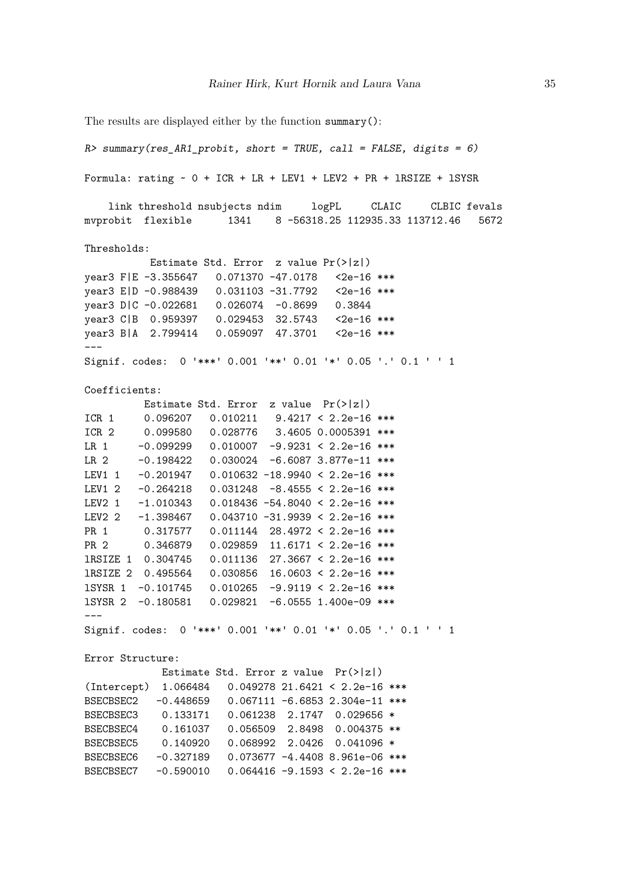The results are displayed either by the function summary():

```
R> summary(res_AR1_probit, short = TRUE, call = FALSE, digits = 6)

Formula: rating ~ 0 + ICR + LR + LEV1 + LEV2 + PR + lRSIZE + lSYSR

    link threshold nsubjects ndim     logPL     CLAIC     CLBIC fevals
mvprobit  flexible      1341    8 -56318.25 112935.33 113712.46   5672

Thresholds:
           Estimate Std. Error  z value Pr(>|z|)
year3 F|E -3.355647   0.071370 -47.0178   <2e-16 ***
year3 E|D -0.988439   0.031103 -31.7792   <2e-16 ***
year3 D|C -0.022681   0.026074  -0.8699   0.3844
year3 C|B  0.959397   0.029453  32.5743   <2e-16 ***
year3 B|A  2.799414   0.059097  47.3701   <2e-16 ***
---
Signif. codes:  0 '***' 0.001 '**' 0.01 '*' 0.05 '.' 0.1 ' ' 1

Coefficients:
          Estimate Std. Error  z value  Pr(>|z|)
ICR 1     0.096207   0.010211   9.4217 < 2.2e-16 ***
ICR 2     0.099580   0.028776   3.4605 0.0005391 ***
LR 1     -0.099299   0.010007  -9.9231 < 2.2e-16 ***
LR 2     -0.198422   0.030024  -6.6087 3.877e-11 ***
LEV1 1   -0.201947   0.010632 -18.9940 < 2.2e-16 ***
LEV1 2   -0.264218   0.031248  -8.4555 < 2.2e-16 ***
LEV2 1   -1.010343   0.018436 -54.8040 < 2.2e-16 ***
LEV2 2   -1.398467   0.043710 -31.9939 < 2.2e-16 ***
PR 1      0.317577   0.011144  28.4972 < 2.2e-16 ***
PR 2      0.346879   0.029859  11.6171 < 2.2e-16 ***
lRSIZE 1  0.304745   0.011136  27.3667 < 2.2e-16 ***
lRSIZE 2  0.495564   0.030856  16.0603 < 2.2e-16 ***
lSYSR 1  -0.101745   0.010265  -9.9119 < 2.2e-16 ***
lSYSR 2  -0.180581   0.029821  -6.0555 1.400e-09 ***
---
Signif. codes:  0 '***' 0.001 '**' 0.01 '*' 0.05 '.' 0.1 ' ' 1

Error Structure:
             Estimate Std. Error z value  Pr(>|z|)
(Intercept)  1.066484   0.049278 21.6421 < 2.2e-16 ***
BSECBSEC2   -0.448659   0.067111 -6.6853 2.304e-11 ***
BSECBSEC3    0.133171   0.061238  2.1747  0.029656 *
BSECBSEC4    0.161037   0.056509  2.8498  0.004375 **
BSECBSEC5    0.140920   0.068992  2.0426  0.041096 *
BSECBSEC6   -0.327189   0.073677 -4.4408 8.961e-06 ***
BSECBSEC7   -0.590010   0.064416 -9.1593 < 2.2e-16 ***
```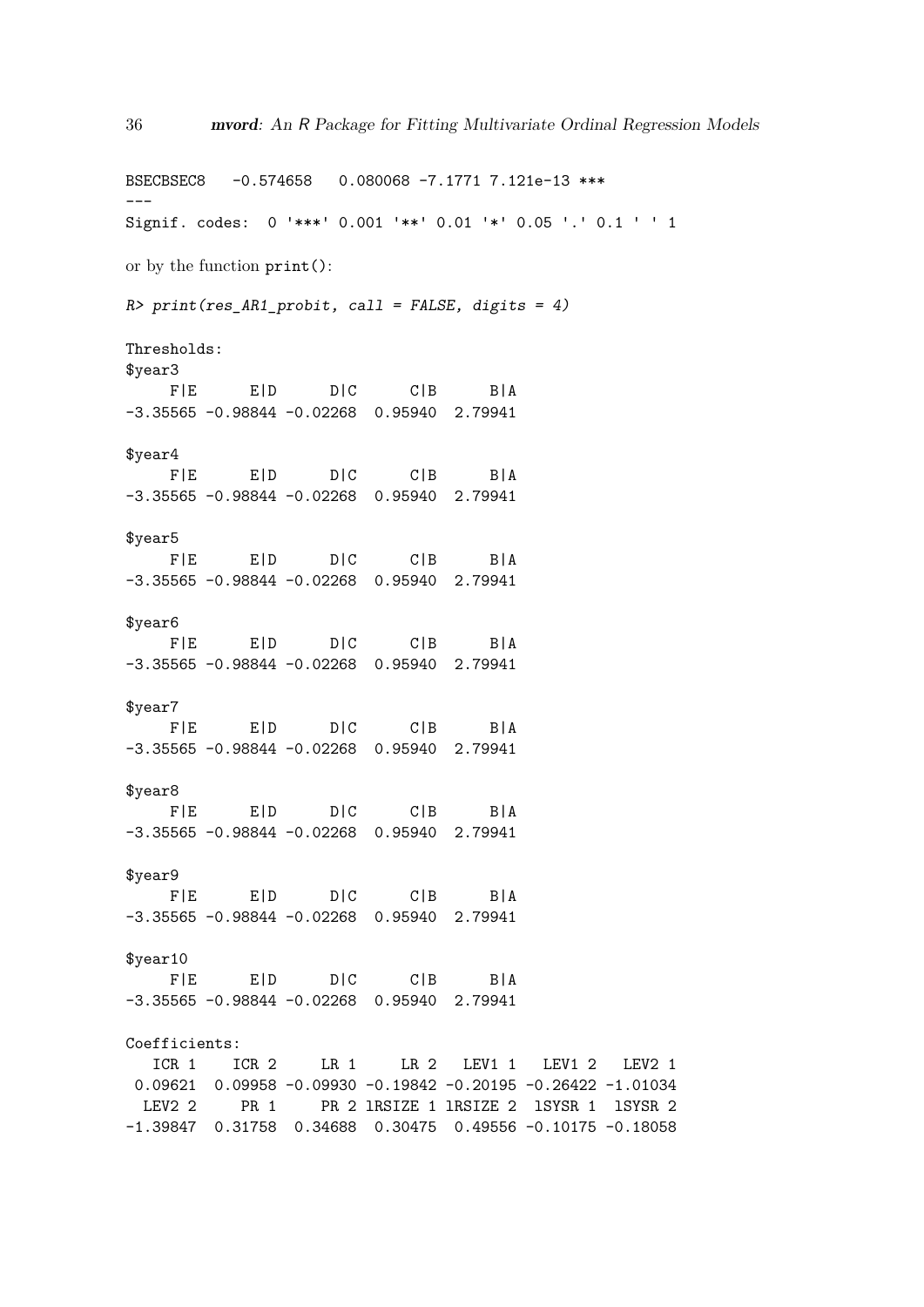```
BSECBSEC8   -0.574658   0.080068 -7.1771 7.121e-13 ***
---
Signif. codes:  0 '***' 0.001 '**' 0.01 '*' 0.05 '.' 0.1 ' ' 1
```

or by the function `print()`:

```
R> print(res_AR1_probit, call = FALSE, digits = 4)

Thresholds:
$year3
    F|E      E|D      D|C      C|B      B|A 
-3.35565 -0.98844 -0.02268  0.95940  2.79941 

$year4
    F|E      E|D      D|C      C|B      B|A 
-3.35565 -0.98844 -0.02268  0.95940  2.79941 

$year5
    F|E      E|D      D|C      C|B      B|A 
-3.35565 -0.98844 -0.02268  0.95940  2.79941 

$year6
    F|E      E|D      D|C      C|B      B|A 
-3.35565 -0.98844 -0.02268  0.95940  2.79941 

$year7
    F|E      E|D      D|C      C|B      B|A 
-3.35565 -0.98844 -0.02268  0.95940  2.79941 

$year8
    F|E      E|D      D|C      C|B      B|A 
-3.35565 -0.98844 -0.02268  0.95940  2.79941 

$year9
    F|E      E|D      D|C      C|B      B|A 
-3.35565 -0.98844 -0.02268  0.95940  2.79941 

$year10
    F|E      E|D      D|C      C|B      B|A 
-3.35565 -0.98844 -0.02268  0.95940  2.79941 

Coefficients:
   ICR 1    ICR 2     LR 1     LR 2   LEV1 1   LEV1 2   LEV2 1 
 0.09621  0.09958 -0.09930 -0.19842 -0.20195 -0.26422 -1.01034 
  LEV2 2     PR 1     PR 2 lRSIZE 1 lRSIZE 2  lSYSR 1  lSYSR 2 
-1.39847  0.31758  0.34688  0.30475  0.49556 -0.10175 -0.18058 
```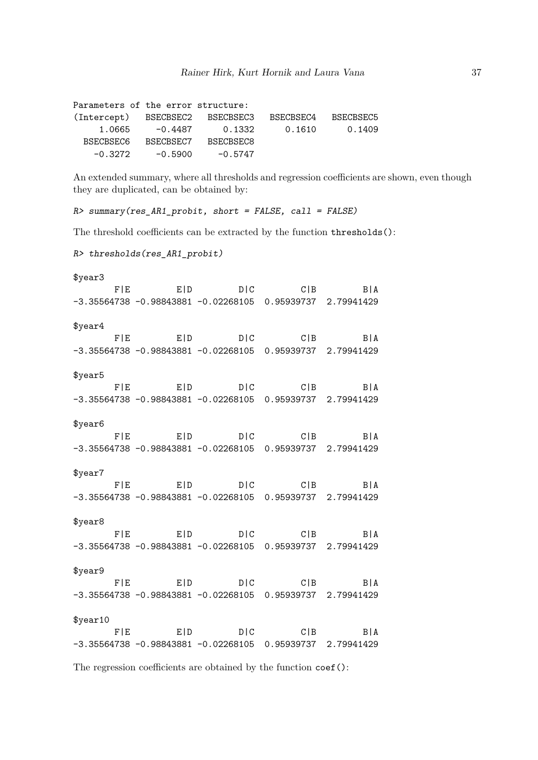```
Parameters of the error structure:
(Intercept)   BSECBSEC2   BSECBSEC3   BSECBSEC4   BSECBSEC5
     1.0665     -0.4487      0.1332      0.1610      0.1409
  BSECBSEC6   BSECBSEC7   BSECBSEC8
    -0.3272     -0.5900     -0.5747
```

An extended summary, where all thresholds and regression coefficients are shown, even though they are duplicated, can be obtained by:

```
R> summary(res_AR1_probit, short = FALSE, call = FALSE)
```

The threshold coefficients can be extracted by the function `thresholds()`:

```
R> thresholds(res_AR1_probit)

$year3
        F|E         E|D         D|C         C|B         B|A 
-3.35564738 -0.98843881 -0.02268105  0.95939737  2.79941429 

$year4
        F|E         E|D         D|C         C|B         B|A 
-3.35564738 -0.98843881 -0.02268105  0.95939737  2.79941429 

$year5
        F|E         E|D         D|C         C|B         B|A 
-3.35564738 -0.98843881 -0.02268105  0.95939737  2.79941429 

$year6
        F|E         E|D         D|C         C|B         B|A 
-3.35564738 -0.98843881 -0.02268105  0.95939737  2.79941429 

$year7
        F|E         E|D         D|C         C|B         B|A 
-3.35564738 -0.98843881 -0.02268105  0.95939737  2.79941429 

$year8
        F|E         E|D         D|C         C|B         B|A 
-3.35564738 -0.98843881 -0.02268105  0.95939737  2.79941429 

$year9
        F|E         E|D         D|C         C|B         B|A 
-3.35564738 -0.98843881 -0.02268105  0.95939737  2.79941429 

$year10
        F|E         E|D         D|C         C|B         B|A 
-3.35564738 -0.98843881 -0.02268105  0.95939737  2.79941429 
```

The regression coefficients are obtained by the function `coef()`: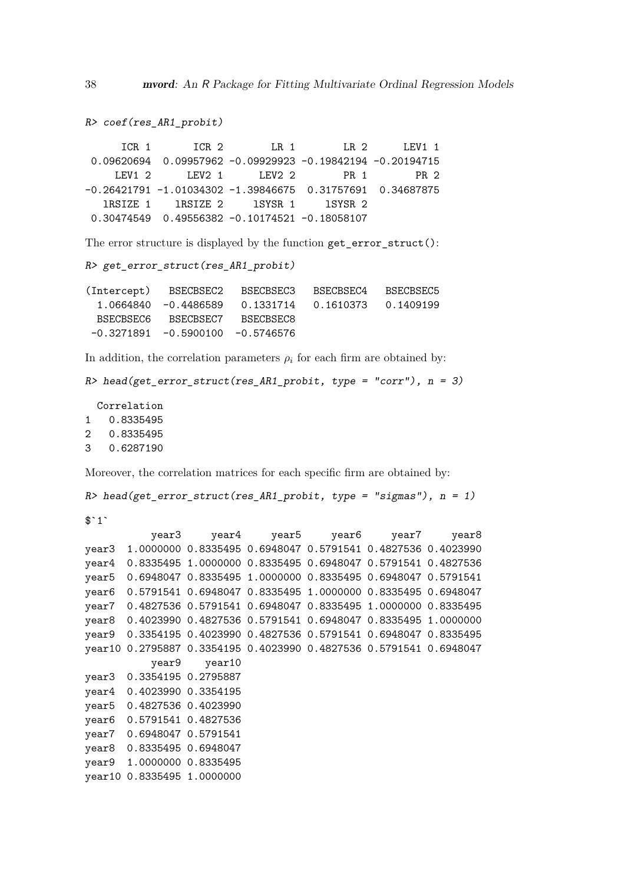```
R> coef(res_AR1_probit)
```

```
      ICR 1       ICR 2        LR 1        LR 2      LEV1 1 
 0.09620694  0.09957962 -0.09929923 -0.19842194 -0.20194715 
     LEV1 2      LEV2 1      LEV2 2        PR 1        PR 2 
-0.26421791 -1.01034302 -1.39846675  0.31757691  0.34687875 
   lRSIZE 1    lRSIZE 2     lSYSR 1     lSYSR 2 
 0.30474549  0.49556382 -0.10174521 -0.18058107 
```

The error structure is displayed by the function `get_error_struct()`:

```
R> get_error_struct(res_AR1_probit)
```

```
(Intercept)   BSECBSEC2   BSECBSEC3   BSECBSEC4   BSECBSEC5 
  1.0664840  -0.4486589   0.1331714   0.1610373   0.1409199 
  BSECBSEC6   BSECBSEC7   BSECBSEC8 
 -0.3271891  -0.5900100  -0.5746576 
```

In addition, the correlation parameters $\rho_i$ for each firm are obtained by:

```
R> head(get_error_struct(res_AR1_probit, type = "corr"), n = 3)
```

```
  Correlation
1   0.8335495
2   0.8335495
3   0.6287190
```

Moreover, the correlation matrices for each specific firm are obtained by:

```
R> head(get_error_struct(res_AR1_probit, type = "sigmas"), n = 1)
```

```
$`1`
           year3     year4     year5     year6     year7     year8
year3  1.0000000 0.8335495 0.6948047 0.5791541 0.4827536 0.4023990
year4  0.8335495 1.0000000 0.8335495 0.6948047 0.5791541 0.4827536
year5  0.6948047 0.8335495 1.0000000 0.8335495 0.6948047 0.5791541
year6  0.5791541 0.6948047 0.8335495 1.0000000 0.8335495 0.6948047
year7  0.4827536 0.5791541 0.6948047 0.8335495 1.0000000 0.8335495
year8  0.4023990 0.4827536 0.5791541 0.6948047 0.8335495 1.0000000
year9  0.3354195 0.4023990 0.4827536 0.5791541 0.6948047 0.8335495
year10 0.2795887 0.3354195 0.4023990 0.4827536 0.5791541 0.6948047
           year9    year10
year3  0.3354195 0.2795887
year4  0.4023990 0.3354195
year5  0.4827536 0.4023990
year6  0.5791541 0.4827536
year7  0.6948047 0.5791541
year8  0.8335495 0.6948047
year9  1.0000000 0.8335495
year10 0.8335495 1.0000000
```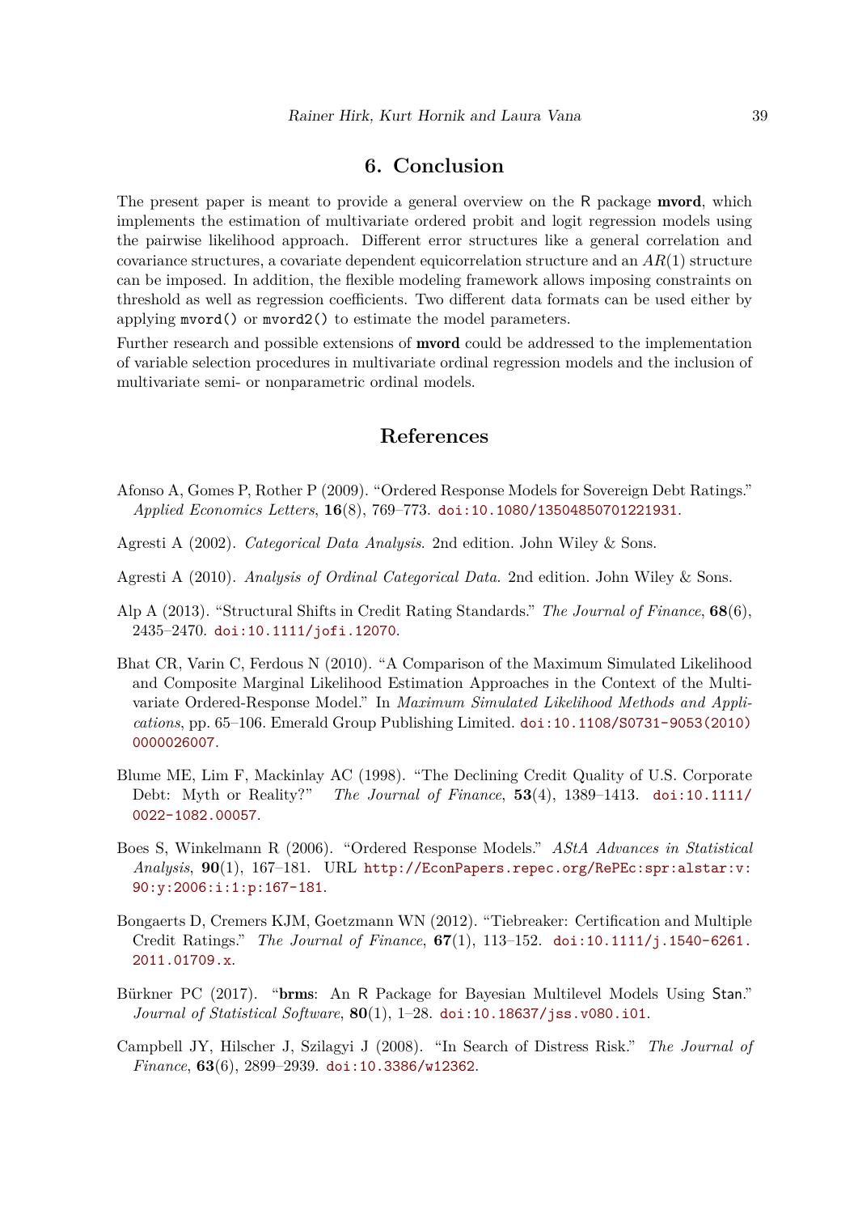# 6. Conclusion

The present paper is meant to provide a general overview on the R package **mvord**, which implements the estimation of multivariate ordered probit and logit regression models using the pairwise likelihood approach. Different error structures like a general correlation and covariance structures, a covariate dependent equicorrelation structure and an $AR(1)$ structure can be imposed. In addition, the flexible modeling framework allows imposing constraints on threshold as well as regression coefficients. Two different data formats can be used either by applying `mvord()` or `mvord2()` to estimate the model parameters.

Further research and possible extensions of **mvord** could be addressed to the implementation of variable selection procedures in multivariate ordinal regression models and the inclusion of multivariate semi- or nonparametric ordinal models.

# References

Afonso A, Gomes P, Rother P (2009). "Ordered Response Models for Sovereign Debt Ratings." *Applied Economics Letters*, **16**(8), 769–773. doi:10.1080/13504850701221931.

Agresti A (2002). *Categorical Data Analysis*. 2nd edition. John Wiley & Sons.

Agresti A (2010). *Analysis of Ordinal Categorical Data*. 2nd edition. John Wiley & Sons.

Alp A (2013). "Structural Shifts in Credit Rating Standards." *The Journal of Finance*, **68**(6), 2435–2470. doi:10.1111/jofi.12070.

Bhat CR, Varin C, Ferdous N (2010). "A Comparison of the Maximum Simulated Likelihood and Composite Marginal Likelihood Estimation Approaches in the Context of the Multivariate Ordered-Response Model." In *Maximum Simulated Likelihood Methods and Applications*, pp. 65–106. Emerald Group Publishing Limited. doi:10.1108/S0731-9053(2010)0000026007.

Blume ME, Lim F, Mackinlay AC (1998). "The Declining Credit Quality of U.S. Corporate Debt: Myth or Reality?" *The Journal of Finance*, **53**(4), 1389–1413. doi:10.1111/0022-1082.00057.

Boes S, Winkelmann R (2006). "Ordered Response Models." *AStA Advances in Statistical Analysis*, **90**(1), 167–181. URL http://EconPapers.repec.org/RePEc:spr:alstar:v:90:y:2006:i:1:p:167-181.

Bongaerts D, Cremers KJM, Goetzmann WN (2012). "Tiebreaker: Certification and Multiple Credit Ratings." *The Journal of Finance*, **67**(1), 113–152. doi:10.1111/j.1540-6261.2011.01709.x.

Bürkner PC (2017). "**brms**: An R Package for Bayesian Multilevel Models Using Stan." *Journal of Statistical Software*, **80**(1), 1–28. doi:10.18637/jss.v080.i01.

Campbell JY, Hilscher J, Szilagyi J (2008). "In Search of Distress Risk." *The Journal of Finance*, **63**(6), 2899–2939. doi:10.3386/w12362.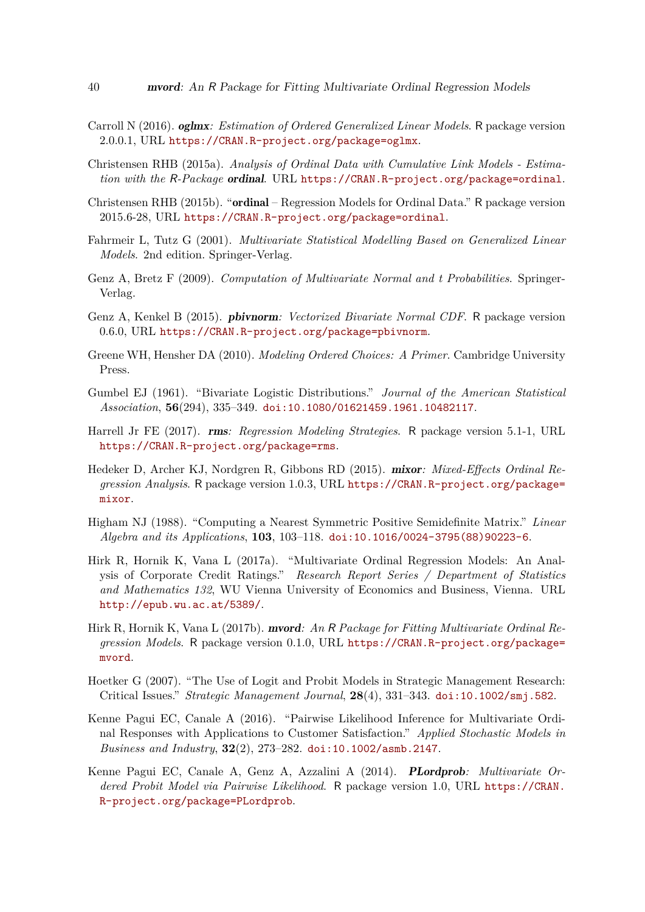Carroll N (2016). ***oglmx**: Estimation of Ordered Generalized Linear Models*. R package version 2.0.0.1, URL https://CRAN.R-project.org/package=oglmx.

Christensen RHB (2015a). *Analysis of Ordinal Data with Cumulative Link Models - Estimation with the R-Package **ordinal***. URL https://CRAN.R-project.org/package=ordinal.

Christensen RHB (2015b). "**ordinal** – Regression Models for Ordinal Data." R package version 2015.6-28, URL https://CRAN.R-project.org/package=ordinal.

Fahrmeir L, Tutz G (2001). *Multivariate Statistical Modelling Based on Generalized Linear Models*. 2nd edition. Springer-Verlag.

Genz A, Bretz F (2009). *Computation of Multivariate Normal and t Probabilities*. Springer-Verlag.

Genz A, Kenkel B (2015). ***pbivnorm**: Vectorized Bivariate Normal CDF*. R package version 0.6.0, URL https://CRAN.R-project.org/package=pbivnorm.

Greene WH, Hensher DA (2010). *Modeling Ordered Choices: A Primer*. Cambridge University Press.

Gumbel EJ (1961). "Bivariate Logistic Distributions." *Journal of the American Statistical Association*, **56**(294), 335–349. doi:10.1080/01621459.1961.10482117.

Harrell Jr FE (2017). ***rms**: Regression Modeling Strategies*. R package version 5.1-1, URL https://CRAN.R-project.org/package=rms.

Hedeker D, Archer KJ, Nordgren R, Gibbons RD (2015). ***mixor**: Mixed-Effects Ordinal Regression Analysis*. R package version 1.0.3, URL https://CRAN.R-project.org/package=mixor.

Higham NJ (1988). "Computing a Nearest Symmetric Positive Semidefinite Matrix." *Linear Algebra and its Applications*, **103**, 103–118. doi:10.1016/0024-3795(88)90223-6.

Hirk R, Hornik K, Vana L (2017a). "Multivariate Ordinal Regression Models: An Analysis of Corporate Credit Ratings." *Research Report Series / Department of Statistics and Mathematics 132*, WU Vienna University of Economics and Business, Vienna. URL http://epub.wu.ac.at/5389/.

Hirk R, Hornik K, Vana L (2017b). ***mvord**: An R Package for Fitting Multivariate Ordinal Regression Models*. R package version 0.1.0, URL https://CRAN.R-project.org/package=mvord.

Hoetker G (2007). "The Use of Logit and Probit Models in Strategic Management Research: Critical Issues." *Strategic Management Journal*, **28**(4), 331–343. doi:10.1002/smj.582.

Kenne Pagui EC, Canale A (2016). "Pairwise Likelihood Inference for Multivariate Ordinal Responses with Applications to Customer Satisfaction." *Applied Stochastic Models in Business and Industry*, **32**(2), 273–282. doi:10.1002/asmb.2147.

Kenne Pagui EC, Canale A, Genz A, Azzalini A (2014). ***PLordprob**: Multivariate Ordered Probit Model via Pairwise Likelihood*. R package version 1.0, URL https://CRAN.R-project.org/package=PLordprob.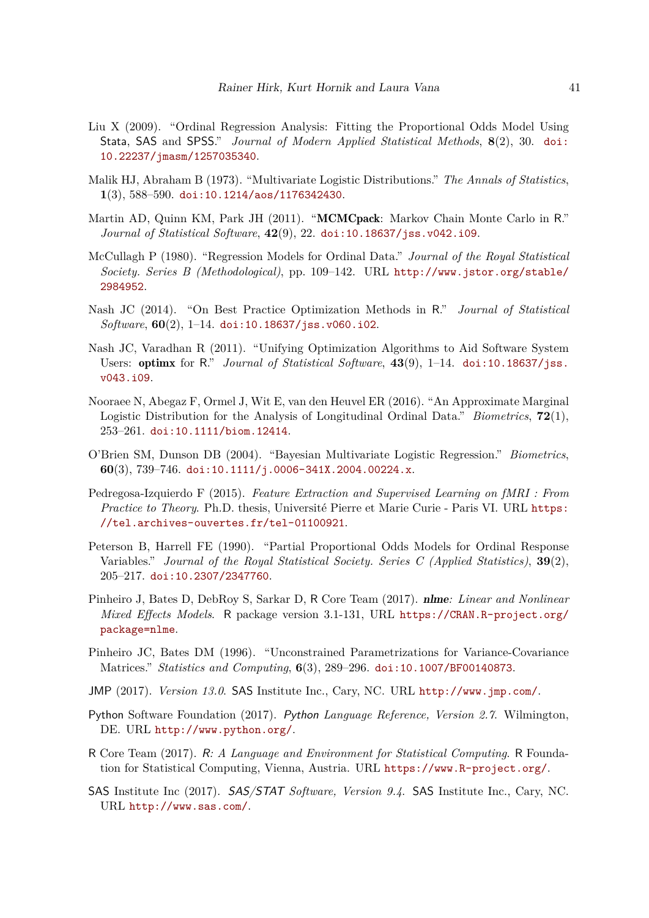Liu X (2009). "Ordinal Regression Analysis: Fitting the Proportional Odds Model Using Stata, SAS and SPSS." *Journal of Modern Applied Statistical Methods*, **8**(2), 30. doi:10.22237/jmasm/1257035340.

Malik HJ, Abraham B (1973). "Multivariate Logistic Distributions." *The Annals of Statistics*, **1**(3), 588–590. doi:10.1214/aos/1176342430.

Martin AD, Quinn KM, Park JH (2011). "**MCMCpack**: Markov Chain Monte Carlo in R." *Journal of Statistical Software*, **42**(9), 22. doi:10.18637/jss.v042.i09.

McCullagh P (1980). "Regression Models for Ordinal Data." *Journal of the Royal Statistical Society. Series B (Methodological)*, pp. 109–142. URL http://www.jstor.org/stable/2984952.

Nash JC (2014). "On Best Practice Optimization Methods in R." *Journal of Statistical Software*, **60**(2), 1–14. doi:10.18637/jss.v060.i02.

Nash JC, Varadhan R (2011). "Unifying Optimization Algorithms to Aid Software System Users: **optimx** for R." *Journal of Statistical Software*, **43**(9), 1–14. doi:10.18637/jss.v043.i09.

Nooraee N, Abegaz F, Ormel J, Wit E, van den Heuvel ER (2016). "An Approximate Marginal Logistic Distribution for the Analysis of Longitudinal Ordinal Data." *Biometrics*, **72**(1), 253–261. doi:10.1111/biom.12414.

O'Brien SM, Dunson DB (2004). "Bayesian Multivariate Logistic Regression." *Biometrics*, **60**(3), 739–746. doi:10.1111/j.0006-341X.2004.00224.x.

Pedregosa-Izquierdo F (2015). *Feature Extraction and Supervised Learning on fMRI : From Practice to Theory*. Ph.D. thesis, Université Pierre et Marie Curie - Paris VI. URL https://tel.archives-ouvertes.fr/tel-01100921.

Peterson B, Harrell FE (1990). "Partial Proportional Odds Models for Ordinal Response Variables." *Journal of the Royal Statistical Society. Series C (Applied Statistics)*, **39**(2), 205–217. doi:10.2307/2347760.

Pinheiro J, Bates D, DebRoy S, Sarkar D, R Core Team (2017). ***nlme**: Linear and Nonlinear Mixed Effects Models*. R package version 3.1-131, URL https://CRAN.R-project.org/package=nlme.

Pinheiro JC, Bates DM (1996). "Unconstrained Parametrizations for Variance-Covariance Matrices." *Statistics and Computing*, **6**(3), 289–296. doi:10.1007/BF00140873.

JMP (2017). *Version 13.0*. SAS Institute Inc., Cary, NC. URL http://www.jmp.com/.

Python Software Foundation (2017). *Python Language Reference, Version 2.7*. Wilmington, DE. URL http://www.python.org/.

R Core Team (2017). *R: A Language and Environment for Statistical Computing*. R Foundation for Statistical Computing, Vienna, Austria. URL https://www.R-project.org/.

SAS Institute Inc (2017). *SAS/STAT Software, Version 9.4*. SAS Institute Inc., Cary, NC. URL http://www.sas.com/.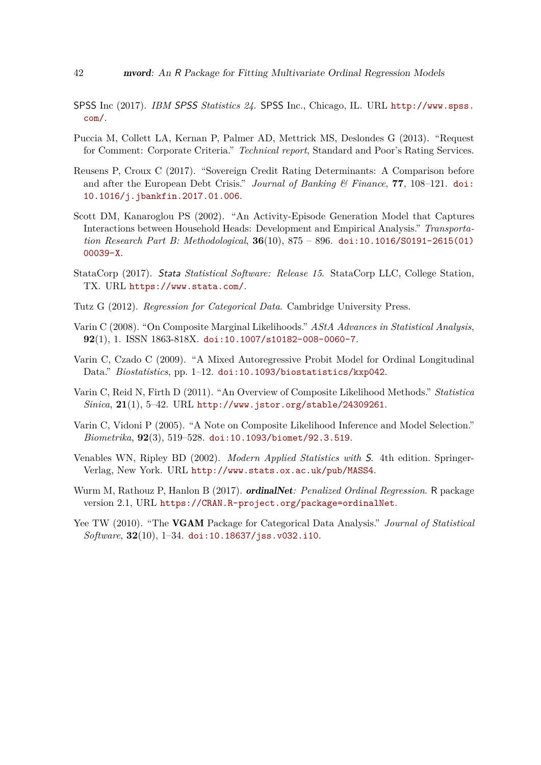SPSS Inc (2017). *IBM SPSS Statistics 24*. SPSS Inc., Chicago, IL. URL http://www.spss.com/.

Puccia M, Collett LA, Kernan P, Palmer AD, Mettrick MS, Deslondes G (2013). "Request for Comment: Corporate Criteria." *Technical report*, Standard and Poor's Rating Services.

Reusens P, Croux C (2017). "Sovereign Credit Rating Determinants: A Comparison before and after the European Debt Crisis." *Journal of Banking & Finance*, **77**, 108–121. doi:10.1016/j.jbankfin.2017.01.006.

Scott DM, Kanaroglou PS (2002). "An Activity-Episode Generation Model that Captures Interactions between Household Heads: Development and Empirical Analysis." *Transportation Research Part B: Methodological*, **36**(10), 875 – 896. doi:10.1016/S0191-2615(01)00039-X.

StataCorp (2017). *Stata Statistical Software: Release 15*. StataCorp LLC, College Station, TX. URL https://www.stata.com/.

Tutz G (2012). *Regression for Categorical Data*. Cambridge University Press.

Varin C (2008). "On Composite Marginal Likelihoods." *AStA Advances in Statistical Analysis*, **92**(1), 1. ISSN 1863-818X. doi:10.1007/s10182-008-0060-7.

Varin C, Czado C (2009). "A Mixed Autoregressive Probit Model for Ordinal Longitudinal Data." *Biostatistics*, pp. 1–12. doi:10.1093/biostatistics/kxp042.

Varin C, Reid N, Firth D (2011). "An Overview of Composite Likelihood Methods." *Statistica Sinica*, **21**(1), 5–42. URL http://www.jstor.org/stable/24309261.

Varin C, Vidoni P (2005). "A Note on Composite Likelihood Inference and Model Selection." *Biometrika*, **92**(3), 519–528. doi:10.1093/biomet/92.3.519.

Venables WN, Ripley BD (2002). *Modern Applied Statistics with S*. 4th edition. Springer-Verlag, New York. URL http://www.stats.ox.ac.uk/pub/MASS4.

Wurm M, Rathouz P, Hanlon B (2017). ***ordinalNet**: Penalized Ordinal Regression*. R package version 2.1, URL https://CRAN.R-project.org/package=ordinalNet.

Yee TW (2010). "The **VGAM** Package for Categorical Data Analysis." *Journal of Statistical Software*, **32**(10), 1–34. doi:10.18637/jss.v032.i10.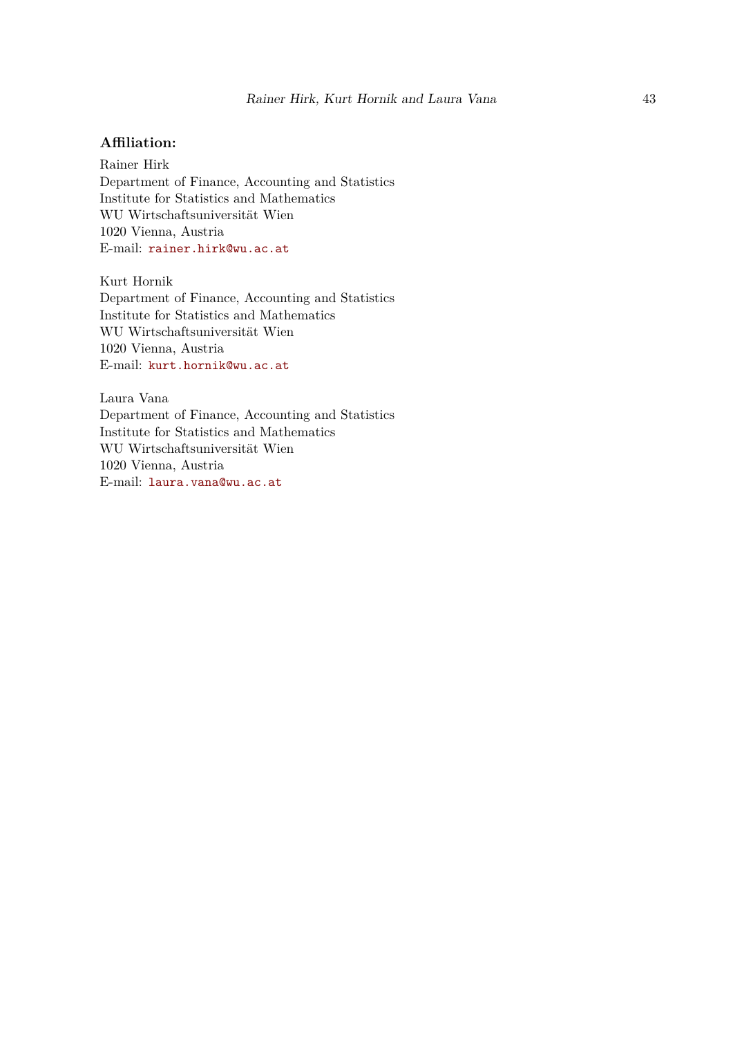**Affiliation:**

Rainer Hirk
Department of Finance, Accounting and Statistics
Institute for Statistics and Mathematics
WU Wirtschaftsuniversität Wien
1020 Vienna, Austria
E-mail: rainer.hirk@wu.ac.at

Kurt Hornik
Department of Finance, Accounting and Statistics
Institute for Statistics and Mathematics
WU Wirtschaftsuniversität Wien
1020 Vienna, Austria
E-mail: kurt.hornik@wu.ac.at

Laura Vana
Department of Finance, Accounting and Statistics
Institute for Statistics and Mathematics
WU Wirtschaftsuniversität Wien
1020 Vienna, Austria
E-mail: laura.vana@wu.ac.at